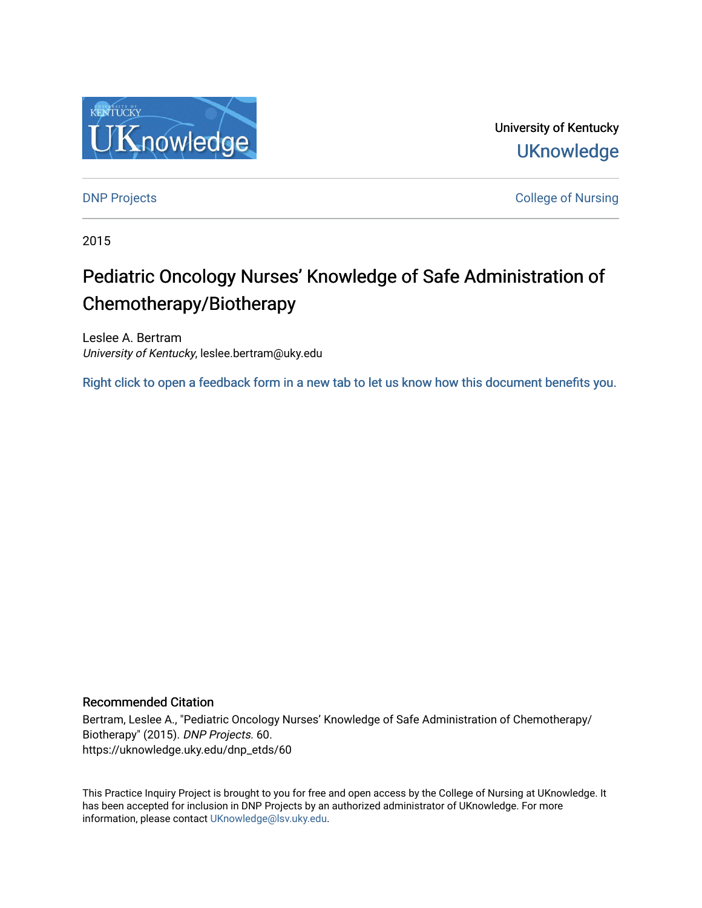University of Kentucky

UKnowledge

DNP Projects

College of Nursing

2015

# Pediatric Oncology Nurses' Knowledge of Safe Administration of Chemotherapy/Biotherapy

Leslee A. Bertram
*University of Kentucky*, leslee.bertram@uky.edu

Right click to open a feedback form in a new tab to let us know how this document benefits you.

## Recommended Citation

Bertram, Leslee A., "Pediatric Oncology Nurses' Knowledge of Safe Administration of Chemotherapy/Biotherapy" (2015). *DNP Projects*. 60.
https://uknowledge.uky.edu/dnp_etds/60

This Practice Inquiry Project is brought to you for free and open access by the College of Nursing at UKnowledge. It has been accepted for inclusion in DNP Projects by an authorized administrator of UKnowledge. For more information, please contact UKnowledge@lsv.uky.edu.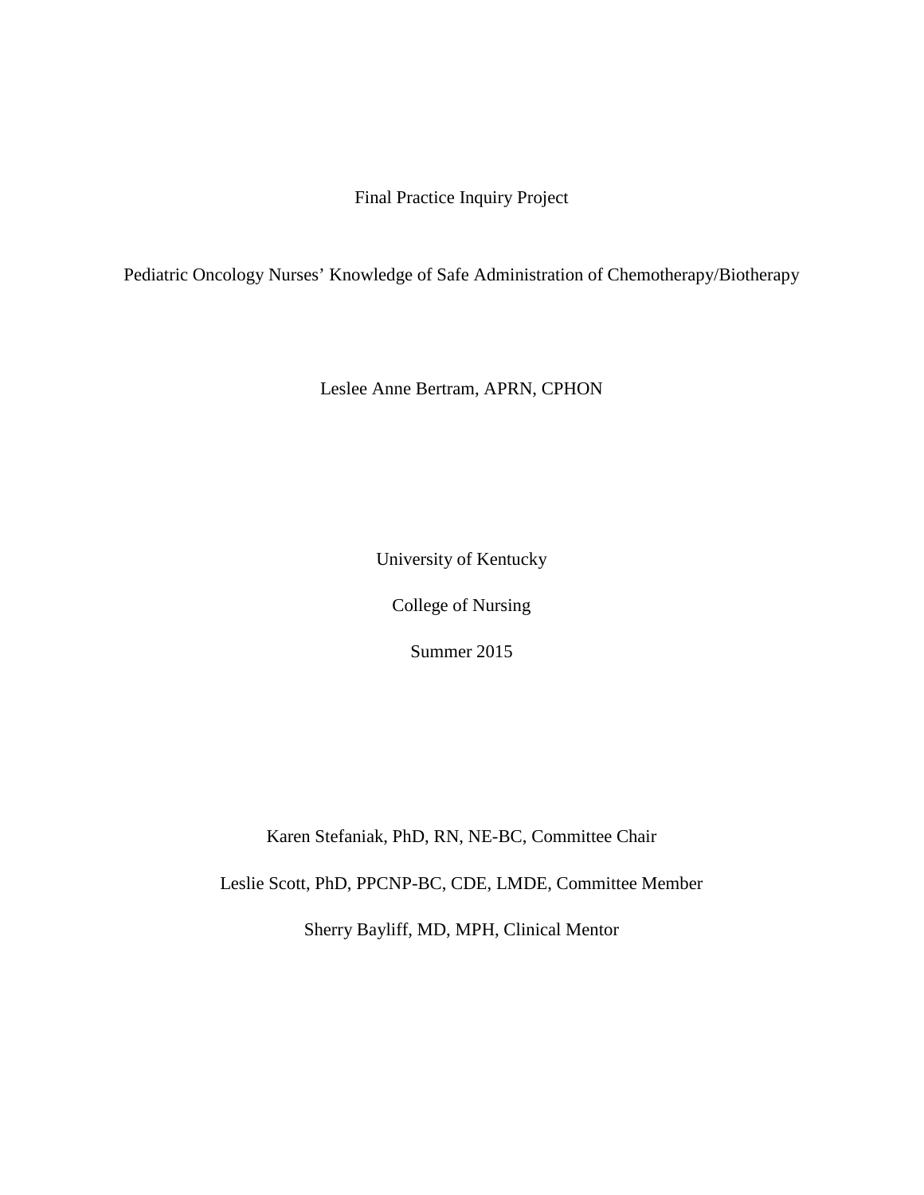Final Practice Inquiry Project

Pediatric Oncology Nurses' Knowledge of Safe Administration of Chemotherapy/Biotherapy

Leslee Anne Bertram, APRN, CPHON

University of Kentucky

College of Nursing

Summer 2015

Karen Stefaniak, PhD, RN, NE-BC, Committee Chair

Leslie Scott, PhD, PPCNP-BC, CDE, LMDE, Committee Member

Sherry Bayliff, MD, MPH, Clinical Mentor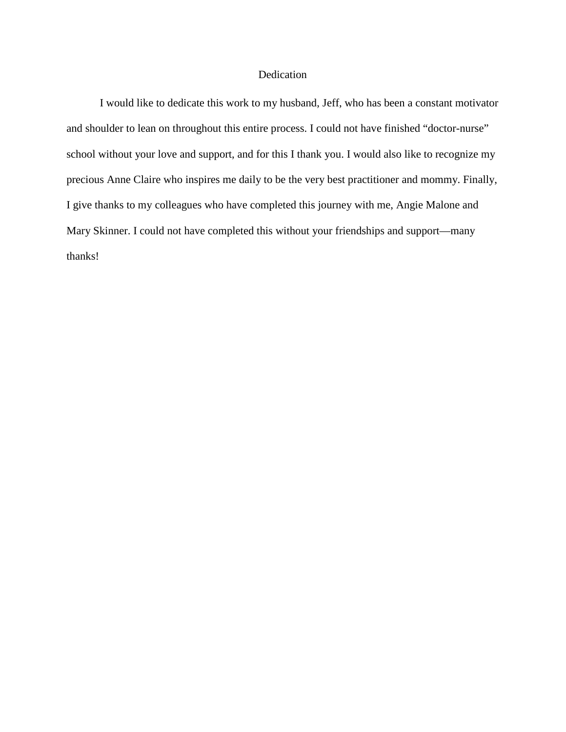# Dedication

I would like to dedicate this work to my husband, Jeff, who has been a constant motivator and shoulder to lean on throughout this entire process. I could not have finished "doctor-nurse" school without your love and support, and for this I thank you. I would also like to recognize my precious Anne Claire who inspires me daily to be the very best practitioner and mommy. Finally, I give thanks to my colleagues who have completed this journey with me, Angie Malone and Mary Skinner. I could not have completed this without your friendships and support—many thanks!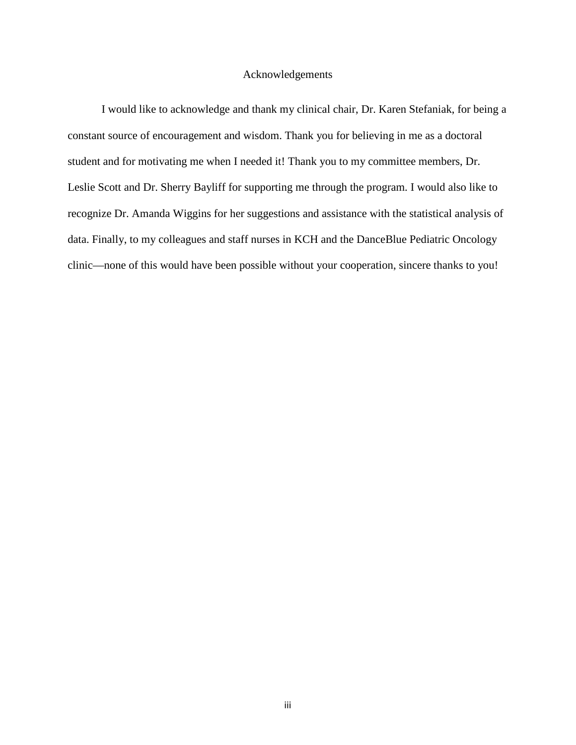# Acknowledgements

I would like to acknowledge and thank my clinical chair, Dr. Karen Stefaniak, for being a constant source of encouragement and wisdom. Thank you for believing in me as a doctoral student and for motivating me when I needed it! Thank you to my committee members, Dr. Leslie Scott and Dr. Sherry Bayliff for supporting me through the program. I would also like to recognize Dr. Amanda Wiggins for her suggestions and assistance with the statistical analysis of data. Finally, to my colleagues and staff nurses in KCH and the DanceBlue Pediatric Oncology clinic—none of this would have been possible without your cooperation, sincere thanks to you!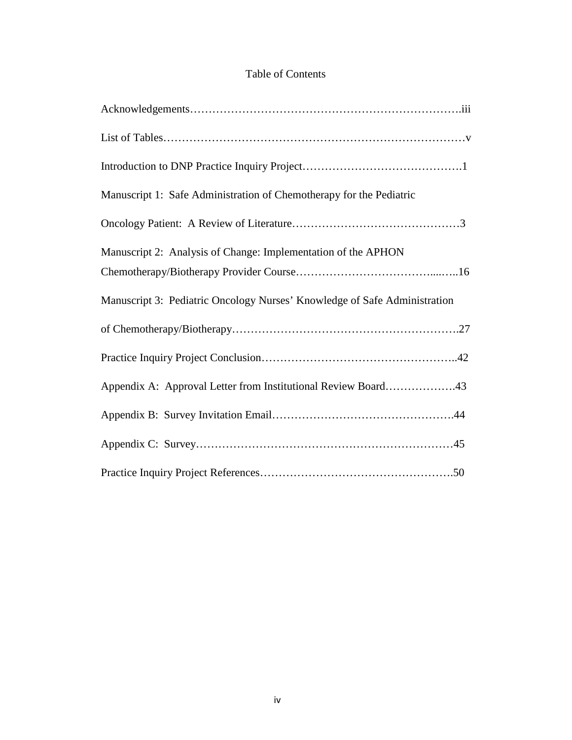# Table of Contents

Acknowledgements……………………………………………………………….iii

List of Tables……………………………………………………………………v

Introduction to DNP Practice Inquiry Project…………………………………….1

Manuscript 1: Safe Administration of Chemotherapy for the Pediatric Oncology Patient: A Review of Literature………………………………………3

Manuscript 2: Analysis of Change: Implementation of the APHON Chemotherapy/Biotherapy Provider Course…………………………………....…..16

Manuscript 3: Pediatric Oncology Nurses' Knowledge of Safe Administration of Chemotherapy/Biotherapy…………………………………………………….27

Practice Inquiry Project Conclusion……………………………………………..42

Appendix A: Approval Letter from Institutional Review Board……………….43

Appendix B: Survey Invitation Email………………………………………….44

Appendix C: Survey……………………………………………………………45

Practice Inquiry Project References…………………………………………….50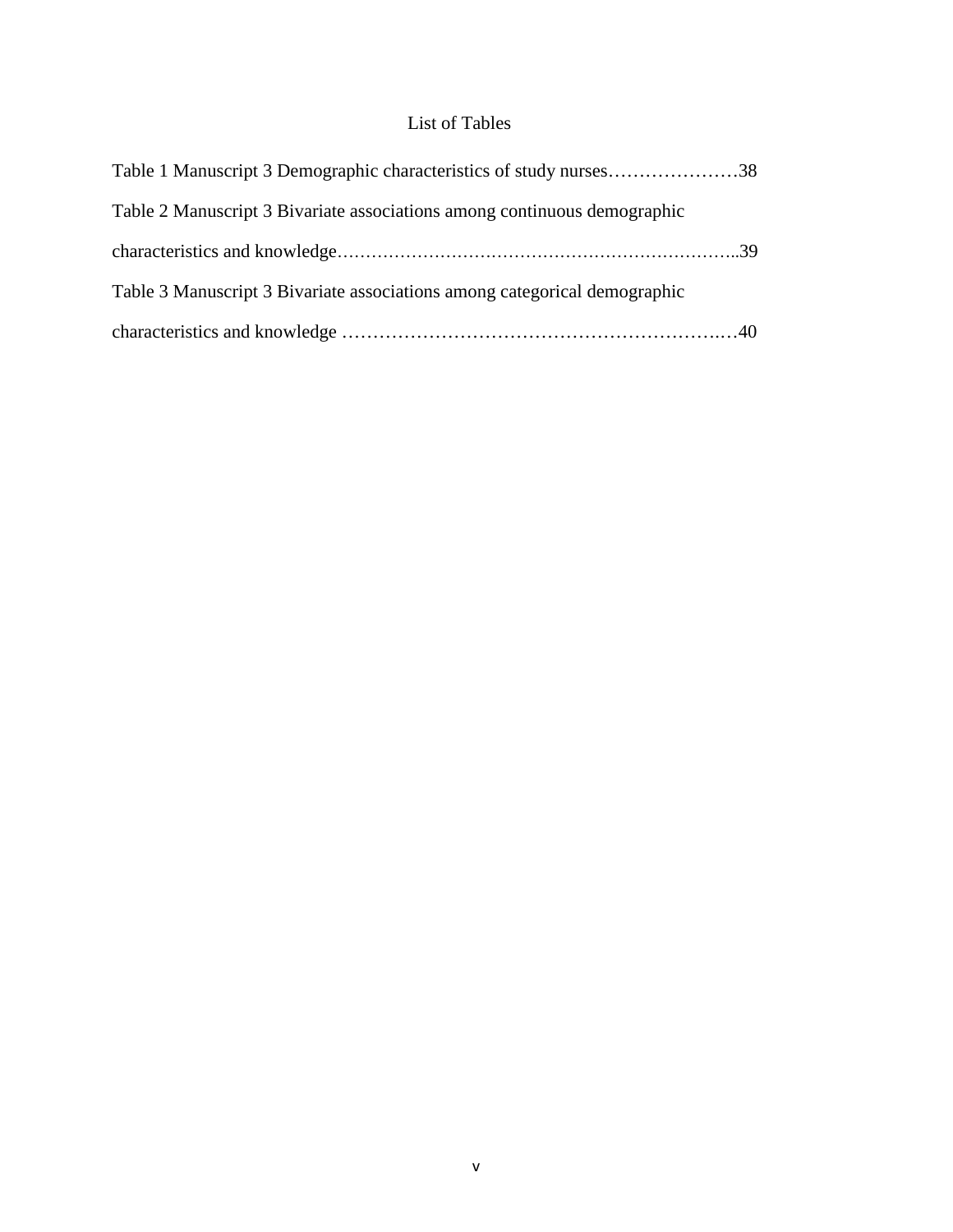# List of Tables

Table 1 Manuscript 3 Demographic characteristics of study nurses…………………38

Table 2 Manuscript 3 Bivariate associations among continuous demographic characteristics and knowledge……………………………………………………………..39

Table 3 Manuscript 3 Bivariate associations among categorical demographic characteristics and knowledge …………………………………………………….…40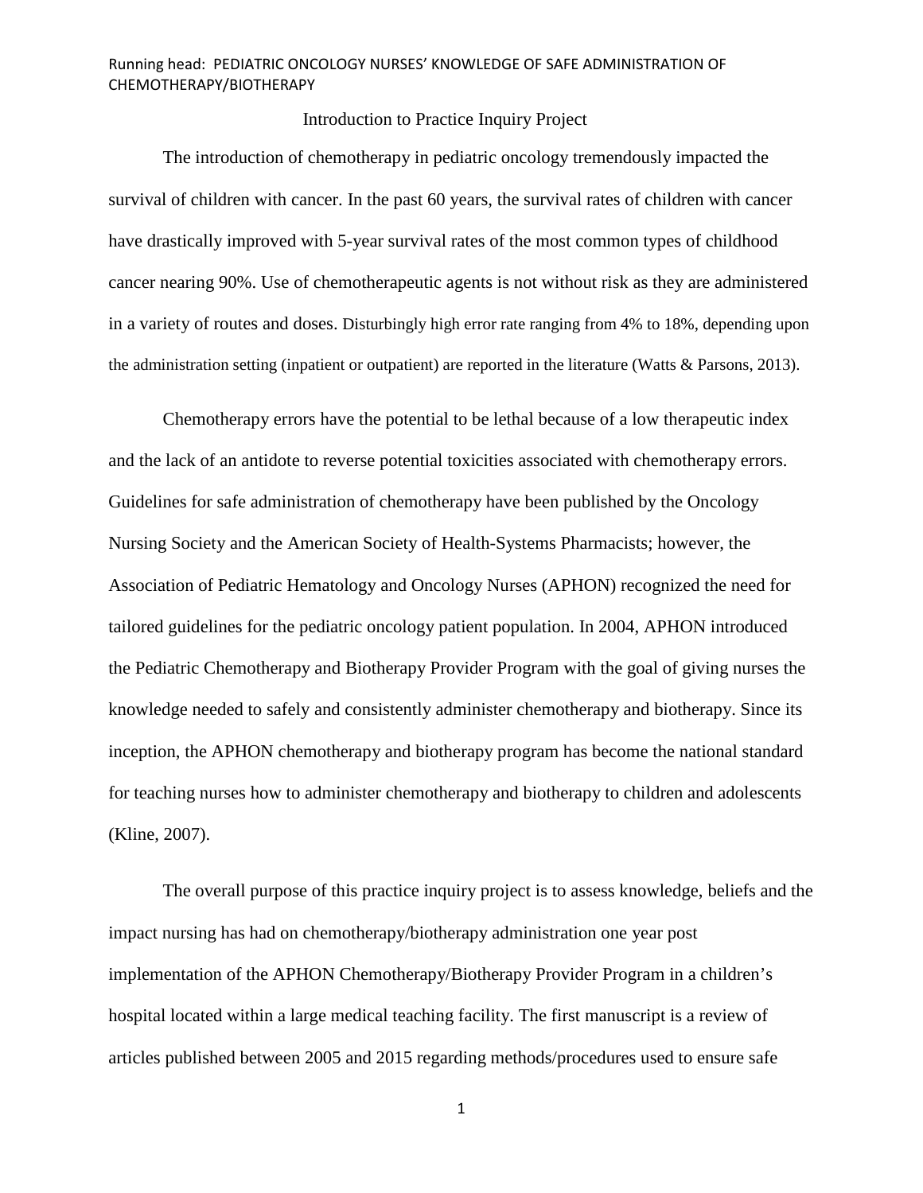## Introduction to Practice Inquiry Project

The introduction of chemotherapy in pediatric oncology tremendously impacted the survival of children with cancer. In the past 60 years, the survival rates of children with cancer have drastically improved with 5-year survival rates of the most common types of childhood cancer nearing 90%. Use of chemotherapeutic agents is not without risk as they are administered in a variety of routes and doses. Disturbingly high error rate ranging from 4% to 18%, depending upon the administration setting (inpatient or outpatient) are reported in the literature (Watts & Parsons, 2013).

Chemotherapy errors have the potential to be lethal because of a low therapeutic index and the lack of an antidote to reverse potential toxicities associated with chemotherapy errors. Guidelines for safe administration of chemotherapy have been published by the Oncology Nursing Society and the American Society of Health-Systems Pharmacists; however, the Association of Pediatric Hematology and Oncology Nurses (APHON) recognized the need for tailored guidelines for the pediatric oncology patient population. In 2004, APHON introduced the Pediatric Chemotherapy and Biotherapy Provider Program with the goal of giving nurses the knowledge needed to safely and consistently administer chemotherapy and biotherapy. Since its inception, the APHON chemotherapy and biotherapy program has become the national standard for teaching nurses how to administer chemotherapy and biotherapy to children and adolescents (Kline, 2007).

The overall purpose of this practice inquiry project is to assess knowledge, beliefs and the impact nursing has had on chemotherapy/biotherapy administration one year post implementation of the APHON Chemotherapy/Biotherapy Provider Program in a children's hospital located within a large medical teaching facility. The first manuscript is a review of articles published between 2005 and 2015 regarding methods/procedures used to ensure safe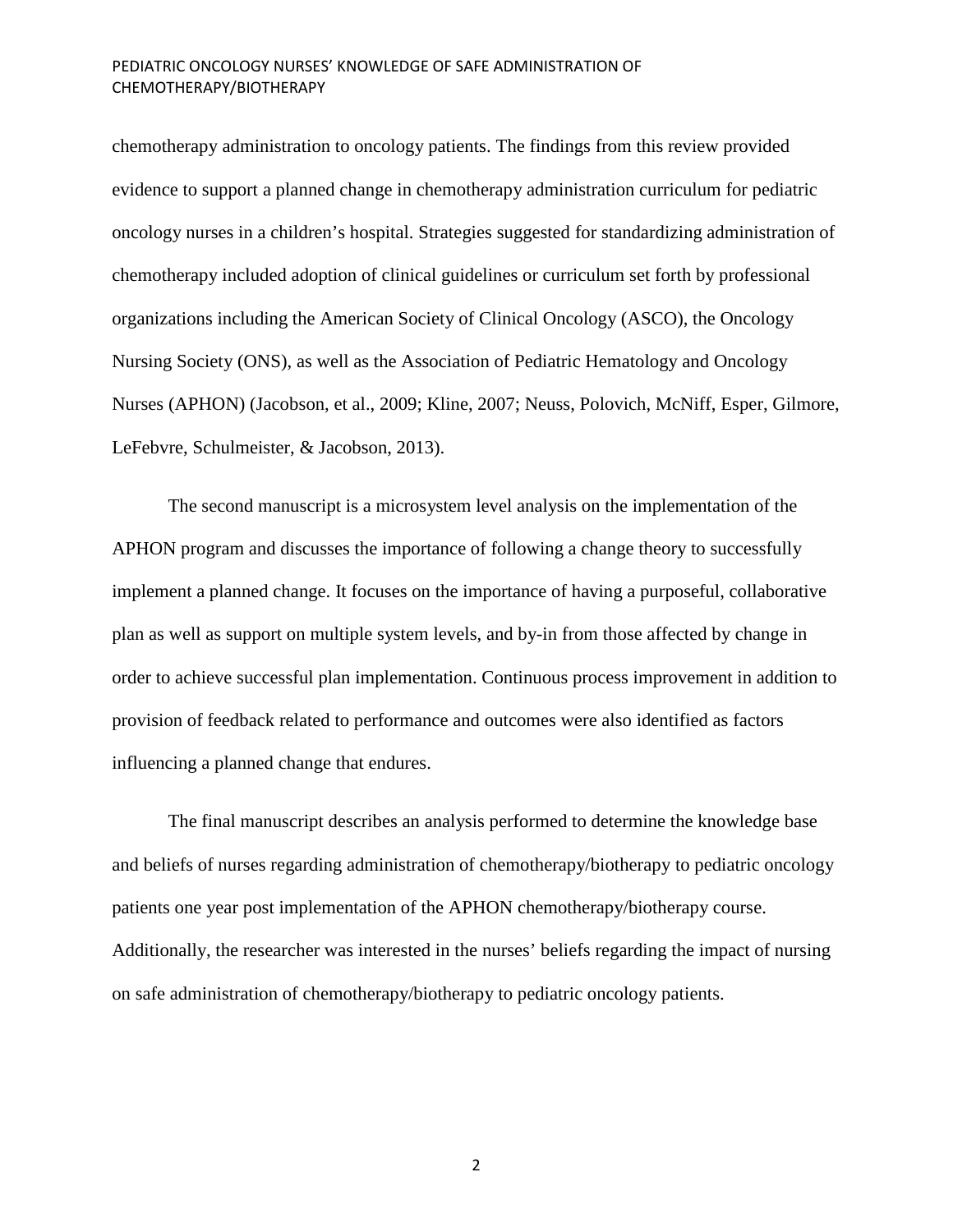chemotherapy administration to oncology patients. The findings from this review provided evidence to support a planned change in chemotherapy administration curriculum for pediatric oncology nurses in a children's hospital. Strategies suggested for standardizing administration of chemotherapy included adoption of clinical guidelines or curriculum set forth by professional organizations including the American Society of Clinical Oncology (ASCO), the Oncology Nursing Society (ONS), as well as the Association of Pediatric Hematology and Oncology Nurses (APHON) (Jacobson, et al., 2009; Kline, 2007; Neuss, Polovich, McNiff, Esper, Gilmore, LeFebvre, Schulmeister, & Jacobson, 2013).

The second manuscript is a microsystem level analysis on the implementation of the APHON program and discusses the importance of following a change theory to successfully implement a planned change. It focuses on the importance of having a purposeful, collaborative plan as well as support on multiple system levels, and by-in from those affected by change in order to achieve successful plan implementation. Continuous process improvement in addition to provision of feedback related to performance and outcomes were also identified as factors influencing a planned change that endures.

The final manuscript describes an analysis performed to determine the knowledge base and beliefs of nurses regarding administration of chemotherapy/biotherapy to pediatric oncology patients one year post implementation of the APHON chemotherapy/biotherapy course. Additionally, the researcher was interested in the nurses' beliefs regarding the impact of nursing on safe administration of chemotherapy/biotherapy to pediatric oncology patients.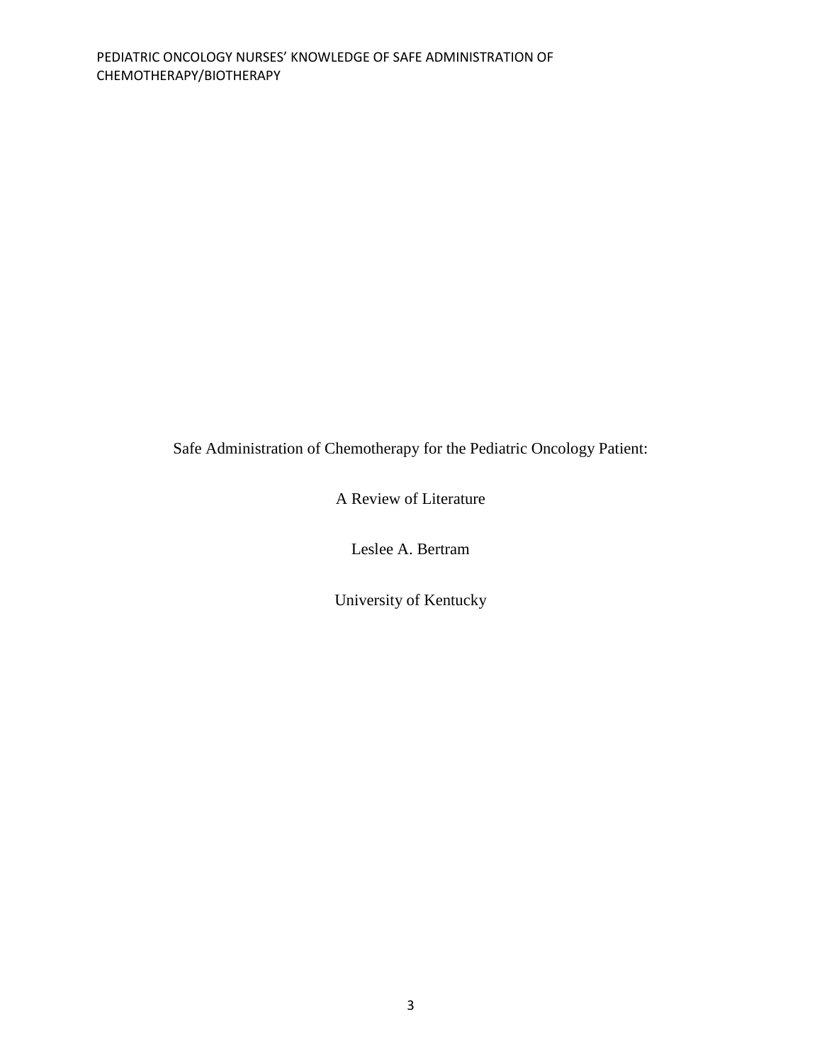Safe Administration of Chemotherapy for the Pediatric Oncology Patient:

A Review of Literature

Leslee A. Bertram

University of Kentucky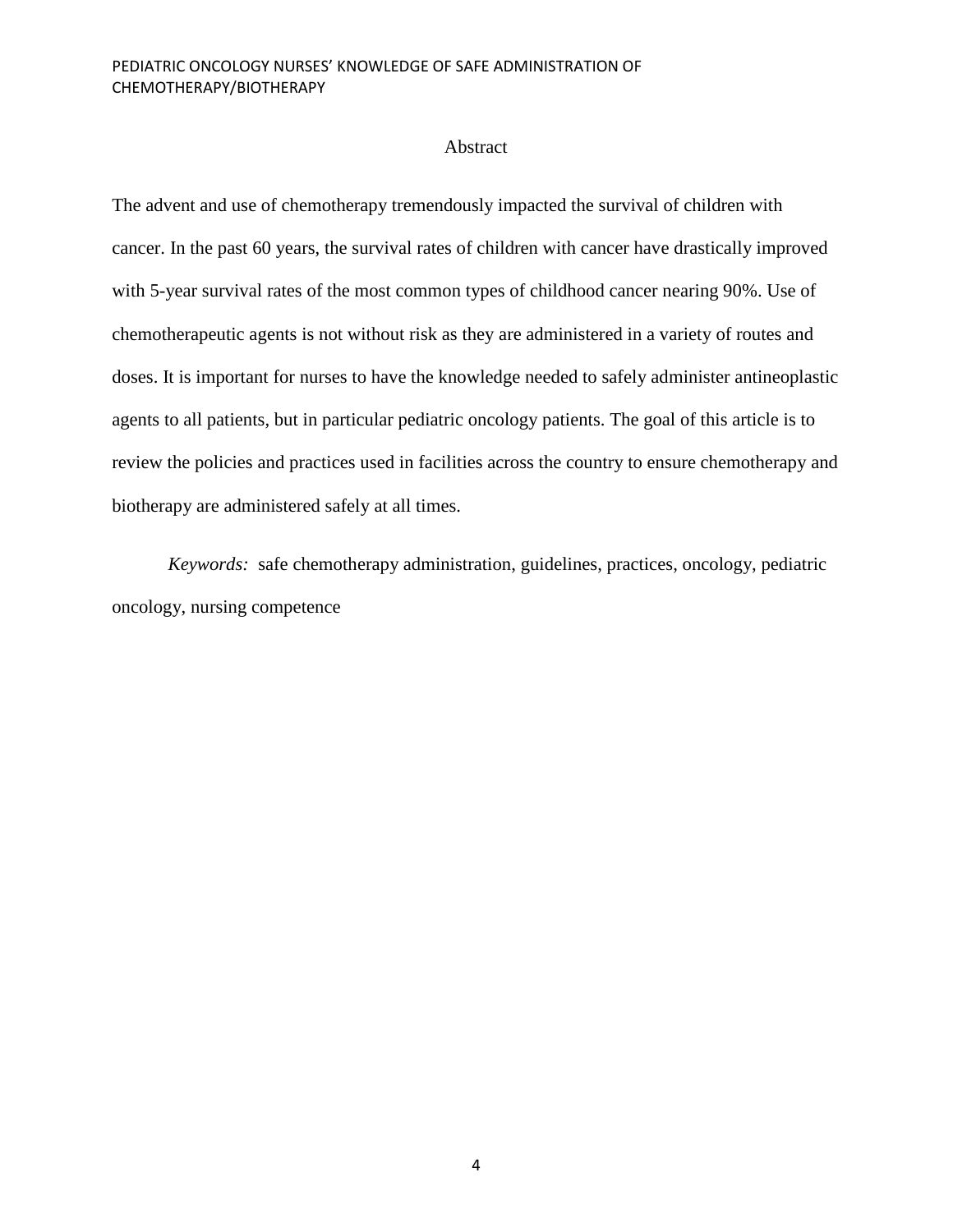## Abstract

The advent and use of chemotherapy tremendously impacted the survival of children with cancer. In the past 60 years, the survival rates of children with cancer have drastically improved with 5-year survival rates of the most common types of childhood cancer nearing 90%. Use of chemotherapeutic agents is not without risk as they are administered in a variety of routes and doses. It is important for nurses to have the knowledge needed to safely administer antineoplastic agents to all patients, but in particular pediatric oncology patients. The goal of this article is to review the policies and practices used in facilities across the country to ensure chemotherapy and biotherapy are administered safely at all times.

*Keywords:* safe chemotherapy administration, guidelines, practices, oncology, pediatric oncology, nursing competence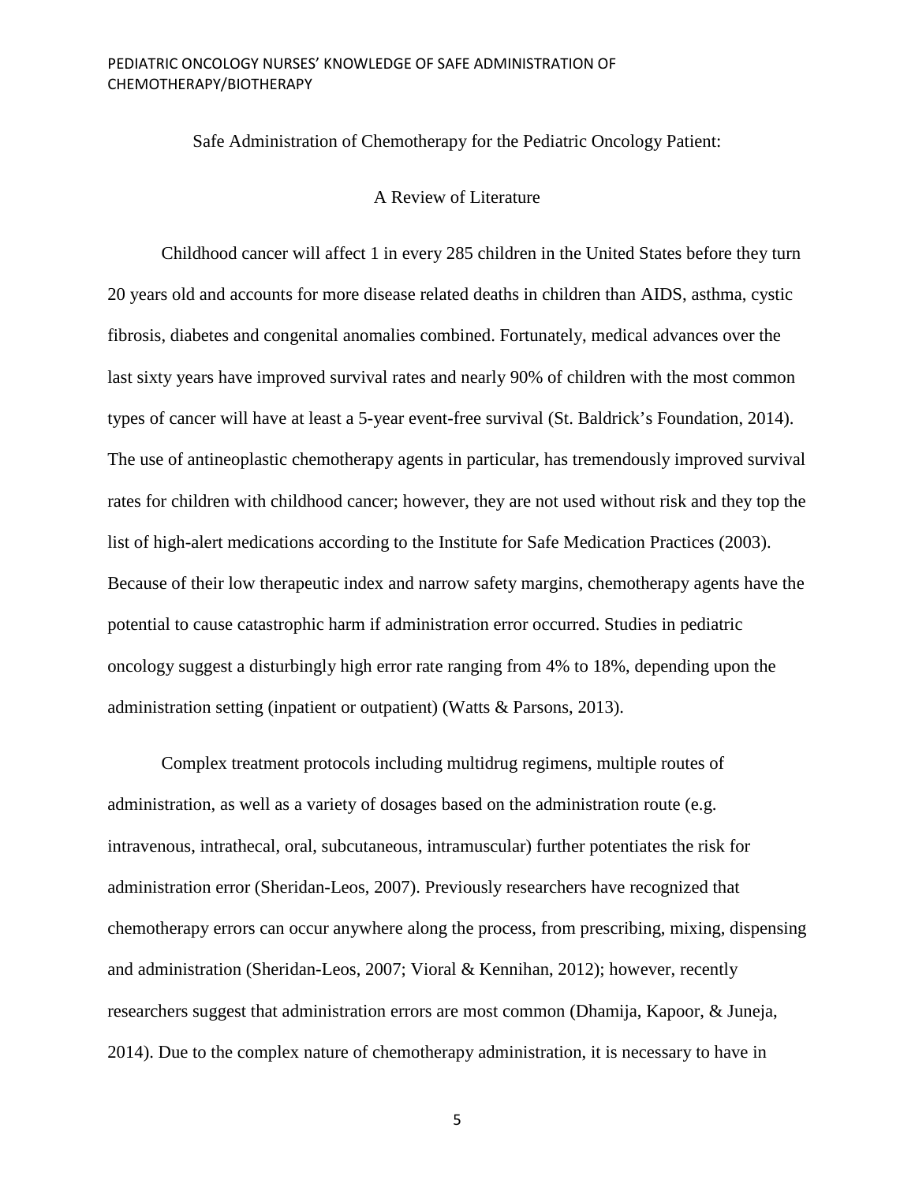## Safe Administration of Chemotherapy for the Pediatric Oncology Patient:

## A Review of Literature

Childhood cancer will affect 1 in every 285 children in the United States before they turn 20 years old and accounts for more disease related deaths in children than AIDS, asthma, cystic fibrosis, diabetes and congenital anomalies combined. Fortunately, medical advances over the last sixty years have improved survival rates and nearly 90% of children with the most common types of cancer will have at least a 5-year event-free survival (St. Baldrick's Foundation, 2014). The use of antineoplastic chemotherapy agents in particular, has tremendously improved survival rates for children with childhood cancer; however, they are not used without risk and they top the list of high-alert medications according to the Institute for Safe Medication Practices (2003). Because of their low therapeutic index and narrow safety margins, chemotherapy agents have the potential to cause catastrophic harm if administration error occurred. Studies in pediatric oncology suggest a disturbingly high error rate ranging from 4% to 18%, depending upon the administration setting (inpatient or outpatient) (Watts & Parsons, 2013).

Complex treatment protocols including multidrug regimens, multiple routes of administration, as well as a variety of dosages based on the administration route (e.g. intravenous, intrathecal, oral, subcutaneous, intramuscular) further potentiates the risk for administration error (Sheridan-Leos, 2007). Previously researchers have recognized that chemotherapy errors can occur anywhere along the process, from prescribing, mixing, dispensing and administration (Sheridan-Leos, 2007; Vioral & Kennihan, 2012); however, recently researchers suggest that administration errors are most common (Dhamija, Kapoor, & Juneja, 2014). Due to the complex nature of chemotherapy administration, it is necessary to have in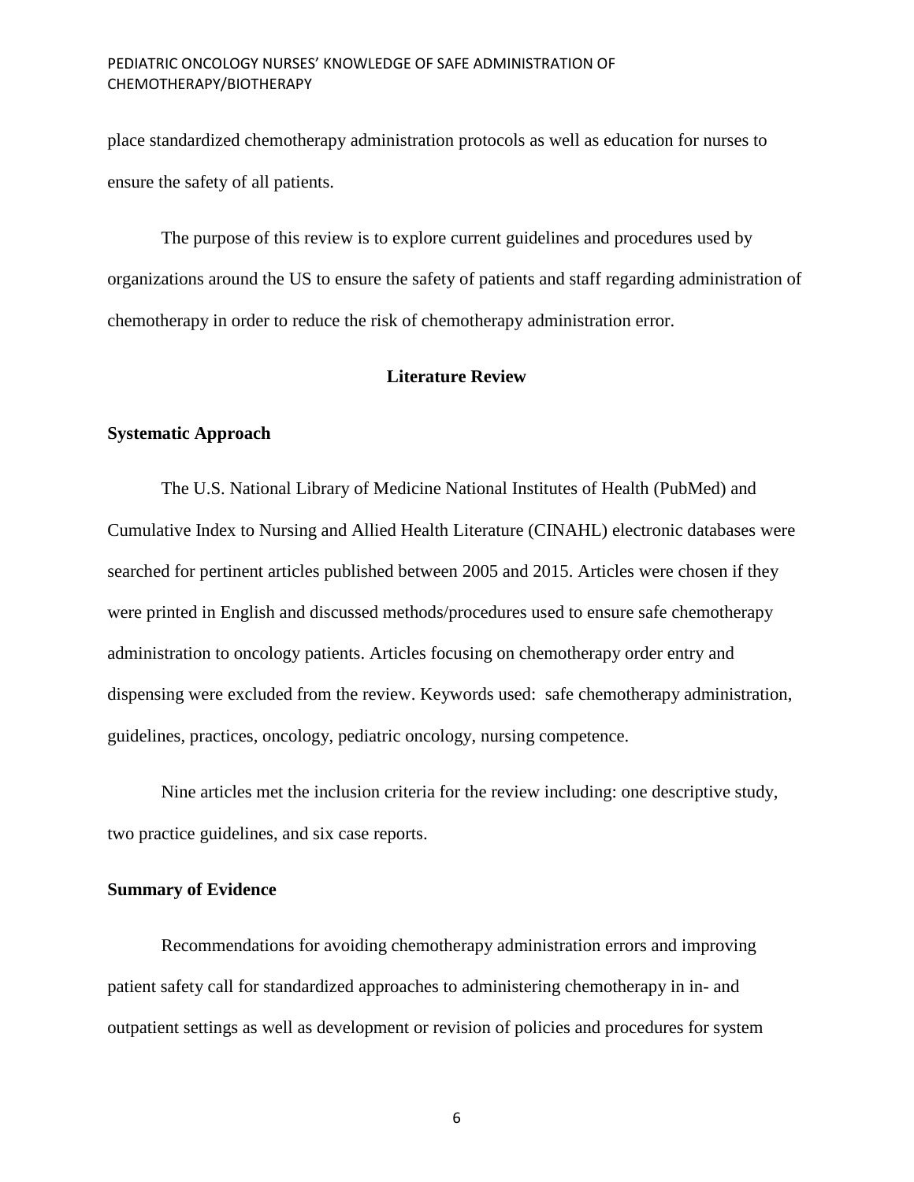place standardized chemotherapy administration protocols as well as education for nurses to ensure the safety of all patients.

The purpose of this review is to explore current guidelines and procedures used by organizations around the US to ensure the safety of patients and staff regarding administration of chemotherapy in order to reduce the risk of chemotherapy administration error.

## Literature Review

### Systematic Approach

The U.S. National Library of Medicine National Institutes of Health (PubMed) and Cumulative Index to Nursing and Allied Health Literature (CINAHL) electronic databases were searched for pertinent articles published between 2005 and 2015. Articles were chosen if they were printed in English and discussed methods/procedures used to ensure safe chemotherapy administration to oncology patients. Articles focusing on chemotherapy order entry and dispensing were excluded from the review. Keywords used: safe chemotherapy administration, guidelines, practices, oncology, pediatric oncology, nursing competence.

Nine articles met the inclusion criteria for the review including: one descriptive study, two practice guidelines, and six case reports.

### Summary of Evidence

Recommendations for avoiding chemotherapy administration errors and improving patient safety call for standardized approaches to administering chemotherapy in in- and outpatient settings as well as development or revision of policies and procedures for system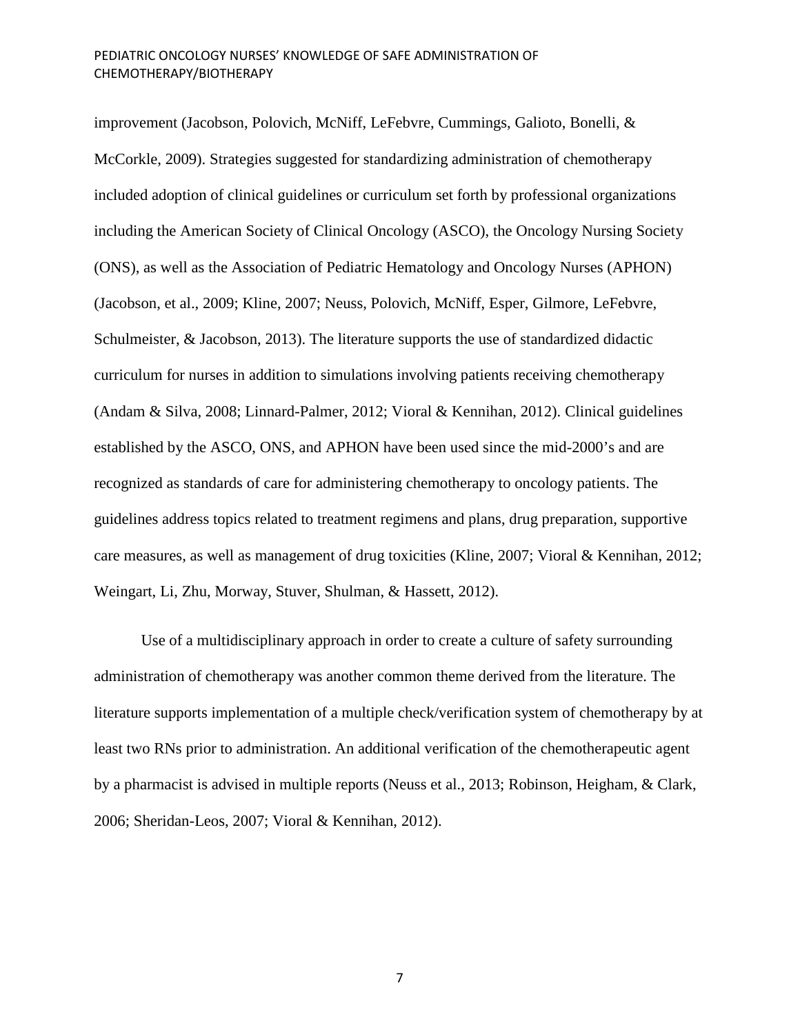improvement (Jacobson, Polovich, McNiff, LeFebvre, Cummings, Galioto, Bonelli, & McCorkle, 2009). Strategies suggested for standardizing administration of chemotherapy included adoption of clinical guidelines or curriculum set forth by professional organizations including the American Society of Clinical Oncology (ASCO), the Oncology Nursing Society (ONS), as well as the Association of Pediatric Hematology and Oncology Nurses (APHON) (Jacobson, et al., 2009; Kline, 2007; Neuss, Polovich, McNiff, Esper, Gilmore, LeFebvre, Schulmeister, & Jacobson, 2013). The literature supports the use of standardized didactic curriculum for nurses in addition to simulations involving patients receiving chemotherapy (Andam & Silva, 2008; Linnard-Palmer, 2012; Vioral & Kennihan, 2012). Clinical guidelines established by the ASCO, ONS, and APHON have been used since the mid-2000's and are recognized as standards of care for administering chemotherapy to oncology patients. The guidelines address topics related to treatment regimens and plans, drug preparation, supportive care measures, as well as management of drug toxicities (Kline, 2007; Vioral & Kennihan, 2012; Weingart, Li, Zhu, Morway, Stuver, Shulman, & Hassett, 2012).

Use of a multidisciplinary approach in order to create a culture of safety surrounding administration of chemotherapy was another common theme derived from the literature. The literature supports implementation of a multiple check/verification system of chemotherapy by at least two RNs prior to administration. An additional verification of the chemotherapeutic agent by a pharmacist is advised in multiple reports (Neuss et al., 2013; Robinson, Heigham, & Clark, 2006; Sheridan-Leos, 2007; Vioral & Kennihan, 2012).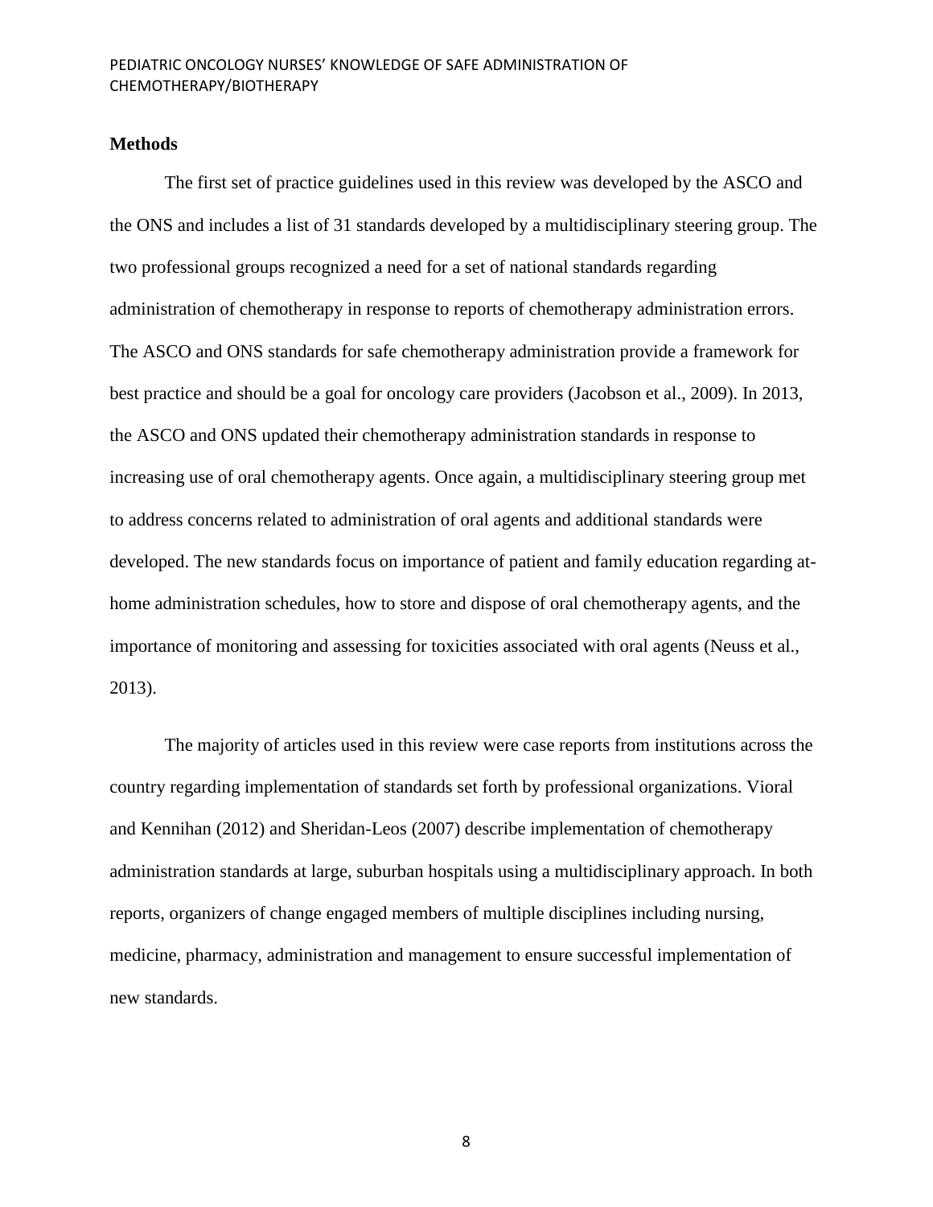**Methods**

The first set of practice guidelines used in this review was developed by the ASCO and the ONS and includes a list of 31 standards developed by a multidisciplinary steering group. The two professional groups recognized a need for a set of national standards regarding administration of chemotherapy in response to reports of chemotherapy administration errors. The ASCO and ONS standards for safe chemotherapy administration provide a framework for best practice and should be a goal for oncology care providers (Jacobson et al., 2009). In 2013, the ASCO and ONS updated their chemotherapy administration standards in response to increasing use of oral chemotherapy agents. Once again, a multidisciplinary steering group met to address concerns related to administration of oral agents and additional standards were developed. The new standards focus on importance of patient and family education regarding at-home administration schedules, how to store and dispose of oral chemotherapy agents, and the importance of monitoring and assessing for toxicities associated with oral agents (Neuss et al., 2013).

The majority of articles used in this review were case reports from institutions across the country regarding implementation of standards set forth by professional organizations. Vioral and Kennihan (2012) and Sheridan-Leos (2007) describe implementation of chemotherapy administration standards at large, suburban hospitals using a multidisciplinary approach. In both reports, organizers of change engaged members of multiple disciplines including nursing, medicine, pharmacy, administration and management to ensure successful implementation of new standards.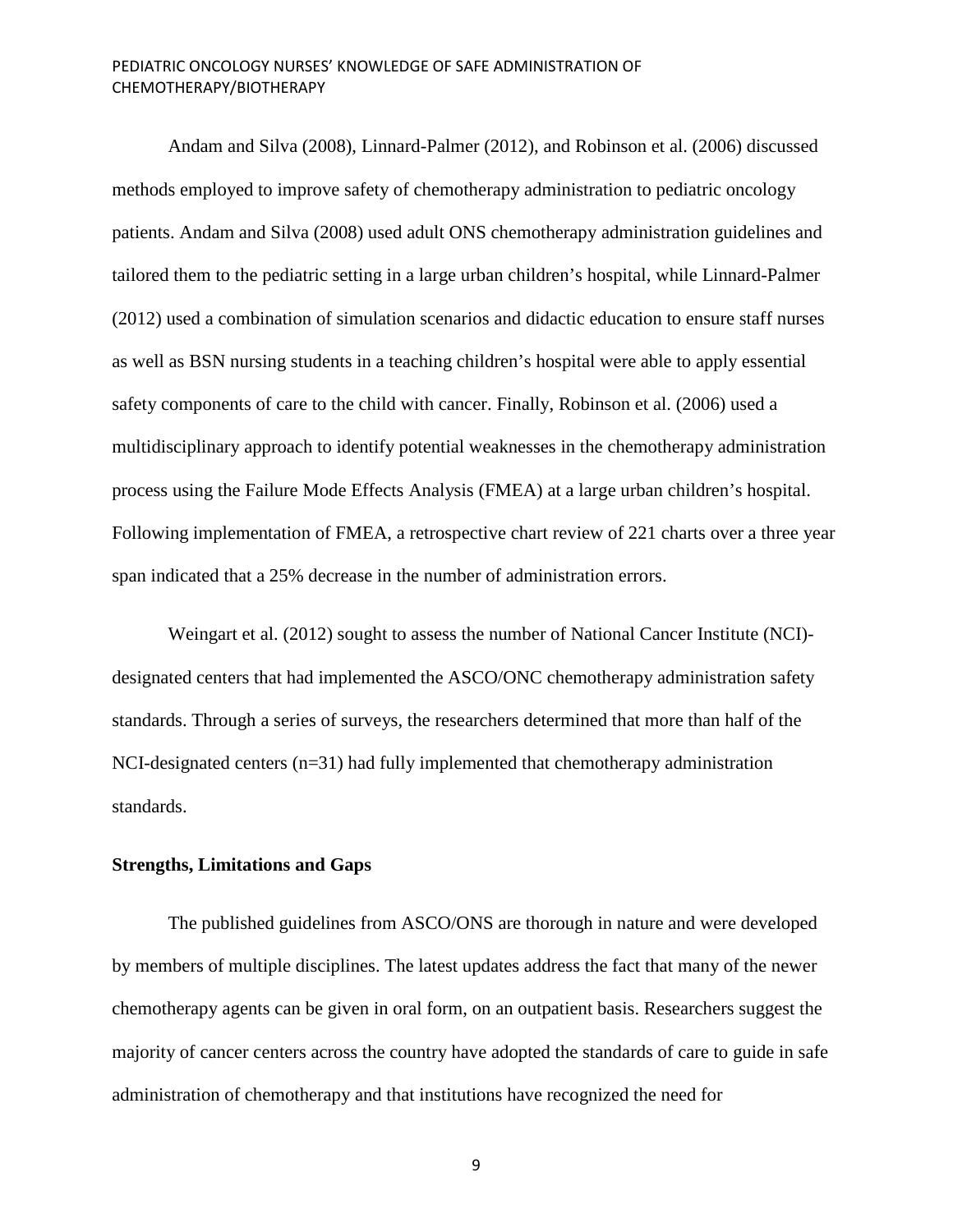Andam and Silva (2008), Linnard-Palmer (2012), and Robinson et al. (2006) discussed methods employed to improve safety of chemotherapy administration to pediatric oncology patients. Andam and Silva (2008) used adult ONS chemotherapy administration guidelines and tailored them to the pediatric setting in a large urban children's hospital, while Linnard-Palmer (2012) used a combination of simulation scenarios and didactic education to ensure staff nurses as well as BSN nursing students in a teaching children's hospital were able to apply essential safety components of care to the child with cancer. Finally, Robinson et al. (2006) used a multidisciplinary approach to identify potential weaknesses in the chemotherapy administration process using the Failure Mode Effects Analysis (FMEA) at a large urban children's hospital. Following implementation of FMEA, a retrospective chart review of 221 charts over a three year span indicated that a 25% decrease in the number of administration errors.

Weingart et al. (2012) sought to assess the number of National Cancer Institute (NCI)-designated centers that had implemented the ASCO/ONC chemotherapy administration safety standards. Through a series of surveys, the researchers determined that more than half of the NCI-designated centers (n=31) had fully implemented that chemotherapy administration standards.

### Strengths, Limitations and Gaps

The published guidelines from ASCO/ONS are thorough in nature and were developed by members of multiple disciplines. The latest updates address the fact that many of the newer chemotherapy agents can be given in oral form, on an outpatient basis. Researchers suggest the majority of cancer centers across the country have adopted the standards of care to guide in safe administration of chemotherapy and that institutions have recognized the need for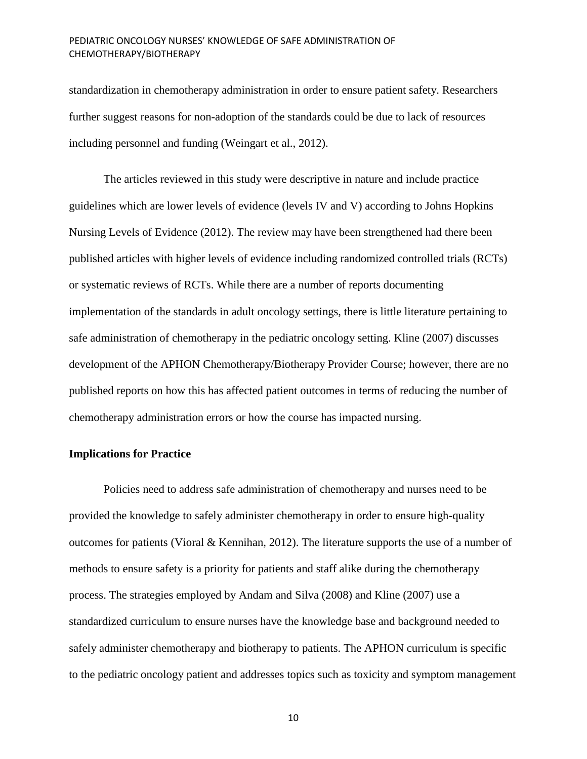standardization in chemotherapy administration in order to ensure patient safety. Researchers further suggest reasons for non-adoption of the standards could be due to lack of resources including personnel and funding (Weingart et al., 2012).

The articles reviewed in this study were descriptive in nature and include practice guidelines which are lower levels of evidence (levels IV and V) according to Johns Hopkins Nursing Levels of Evidence (2012). The review may have been strengthened had there been published articles with higher levels of evidence including randomized controlled trials (RCTs) or systematic reviews of RCTs. While there are a number of reports documenting implementation of the standards in adult oncology settings, there is little literature pertaining to safe administration of chemotherapy in the pediatric oncology setting. Kline (2007) discusses development of the APHON Chemotherapy/Biotherapy Provider Course; however, there are no published reports on how this has affected patient outcomes in terms of reducing the number of chemotherapy administration errors or how the course has impacted nursing.

**Implications for Practice**

Policies need to address safe administration of chemotherapy and nurses need to be provided the knowledge to safely administer chemotherapy in order to ensure high-quality outcomes for patients (Vioral & Kennihan, 2012). The literature supports the use of a number of methods to ensure safety is a priority for patients and staff alike during the chemotherapy process. The strategies employed by Andam and Silva (2008) and Kline (2007) use a standardized curriculum to ensure nurses have the knowledge base and background needed to safely administer chemotherapy and biotherapy to patients. The APHON curriculum is specific to the pediatric oncology patient and addresses topics such as toxicity and symptom management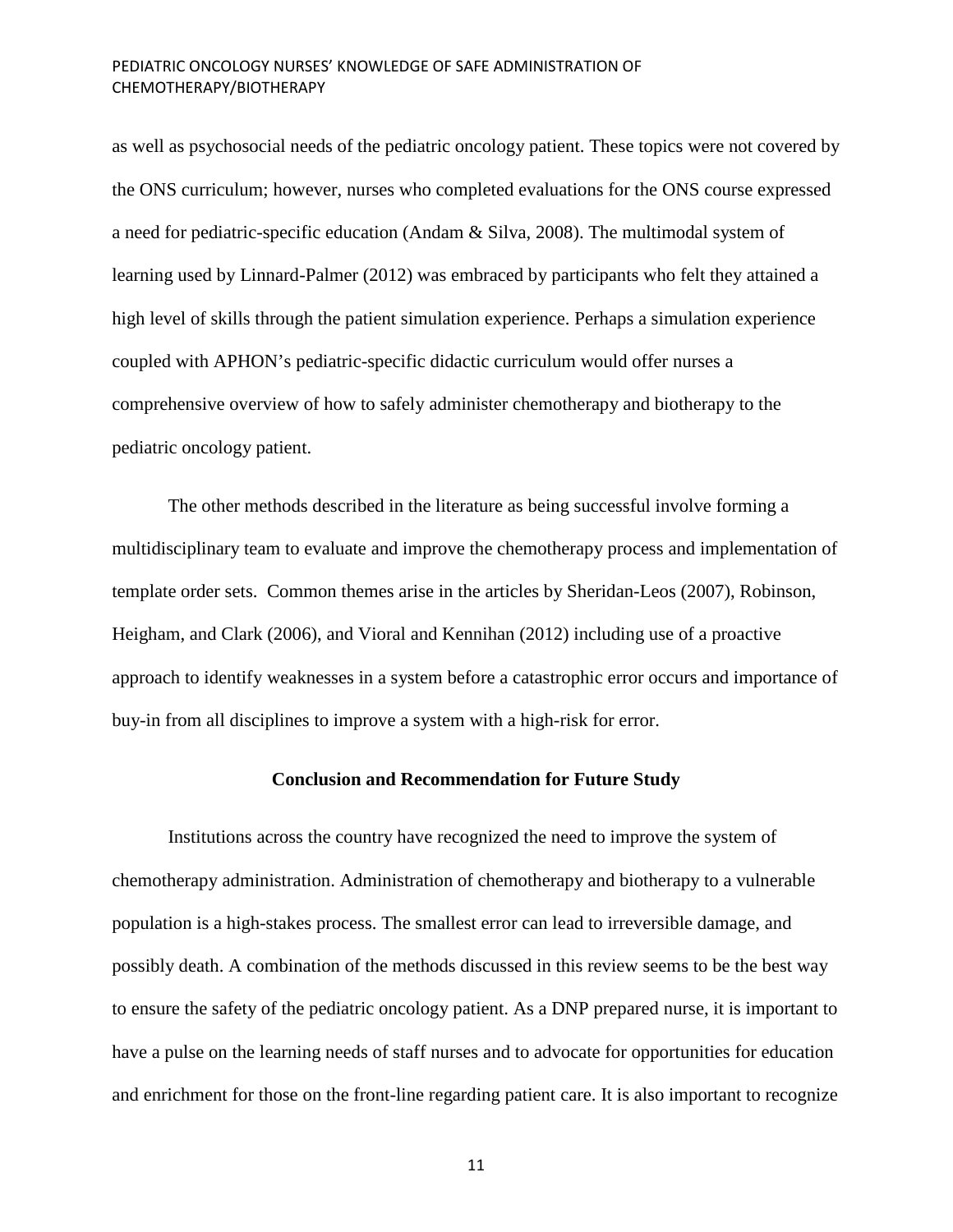as well as psychosocial needs of the pediatric oncology patient. These topics were not covered by the ONS curriculum; however, nurses who completed evaluations for the ONS course expressed a need for pediatric-specific education (Andam & Silva, 2008). The multimodal system of learning used by Linnard-Palmer (2012) was embraced by participants who felt they attained a high level of skills through the patient simulation experience. Perhaps a simulation experience coupled with APHON's pediatric-specific didactic curriculum would offer nurses a comprehensive overview of how to safely administer chemotherapy and biotherapy to the pediatric oncology patient.

The other methods described in the literature as being successful involve forming a multidisciplinary team to evaluate and improve the chemotherapy process and implementation of template order sets. Common themes arise in the articles by Sheridan-Leos (2007), Robinson, Heigham, and Clark (2006), and Vioral and Kennihan (2012) including use of a proactive approach to identify weaknesses in a system before a catastrophic error occurs and importance of buy-in from all disciplines to improve a system with a high-risk for error.

## Conclusion and Recommendation for Future Study

Institutions across the country have recognized the need to improve the system of chemotherapy administration. Administration of chemotherapy and biotherapy to a vulnerable population is a high-stakes process. The smallest error can lead to irreversible damage, and possibly death. A combination of the methods discussed in this review seems to be the best way to ensure the safety of the pediatric oncology patient. As a DNP prepared nurse, it is important to have a pulse on the learning needs of staff nurses and to advocate for opportunities for education and enrichment for those on the front-line regarding patient care. It is also important to recognize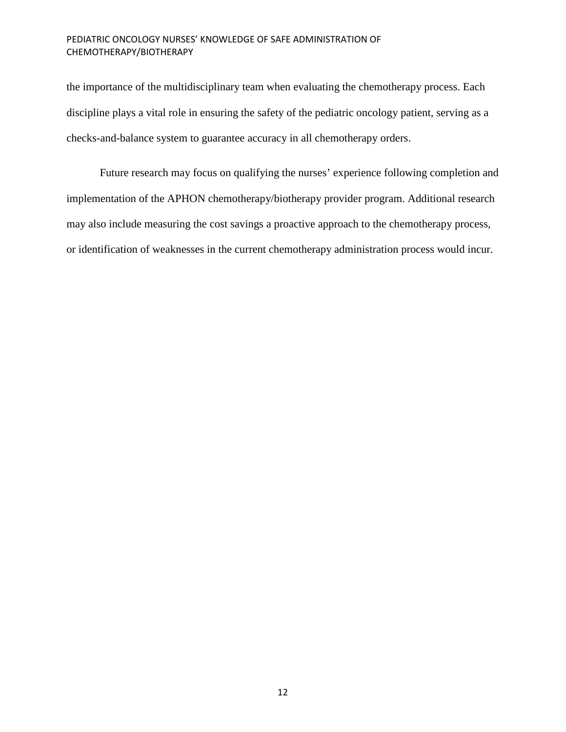the importance of the multidisciplinary team when evaluating the chemotherapy process. Each discipline plays a vital role in ensuring the safety of the pediatric oncology patient, serving as a checks-and-balance system to guarantee accuracy in all chemotherapy orders.

Future research may focus on qualifying the nurses' experience following completion and implementation of the APHON chemotherapy/biotherapy provider program. Additional research may also include measuring the cost savings a proactive approach to the chemotherapy process, or identification of weaknesses in the current chemotherapy administration process would incur.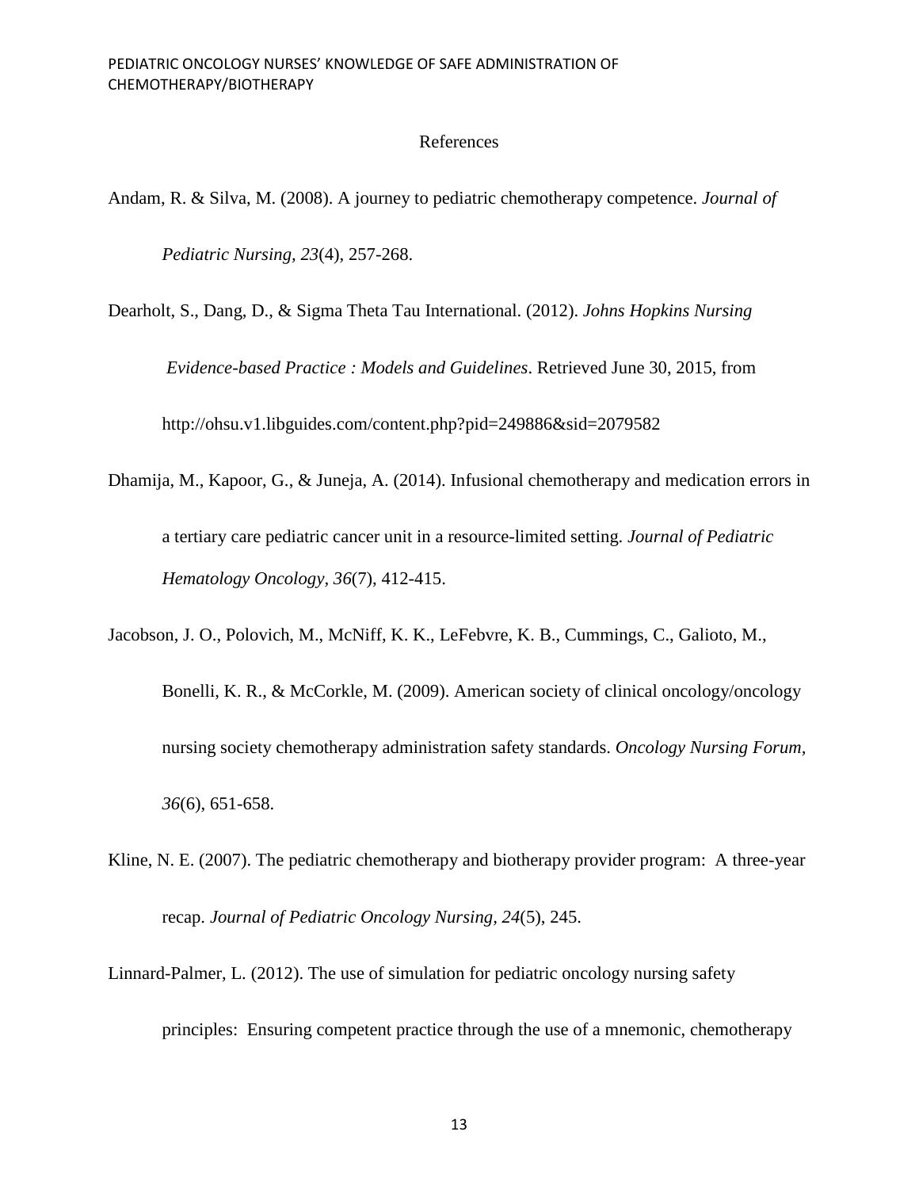# References

Andam, R. & Silva, M. (2008). A journey to pediatric chemotherapy competence. *Journal of Pediatric Nursing, 23*(4), 257-268.

Dearholt, S., Dang, D., & Sigma Theta Tau International. (2012). *Johns Hopkins Nursing Evidence-based Practice : Models and Guidelines*. Retrieved June 30, 2015, from http://ohsu.v1.libguides.com/content.php?pid=249886&sid=2079582

Dhamija, M., Kapoor, G., & Juneja, A. (2014). Infusional chemotherapy and medication errors in a tertiary care pediatric cancer unit in a resource-limited setting. *Journal of Pediatric Hematology Oncology, 36*(7), 412-415.

Jacobson, J. O., Polovich, M., McNiff, K. K., LeFebvre, K. B., Cummings, C., Galioto, M., Bonelli, K. R., & McCorkle, M. (2009). American society of clinical oncology/oncology nursing society chemotherapy administration safety standards. *Oncology Nursing Forum, 36*(6), 651-658.

Kline, N. E. (2007). The pediatric chemotherapy and biotherapy provider program: A three-year recap. *Journal of Pediatric Oncology Nursing, 24*(5), 245.

Linnard-Palmer, L. (2012). The use of simulation for pediatric oncology nursing safety principles: Ensuring competent practice through the use of a mnemonic, chemotherapy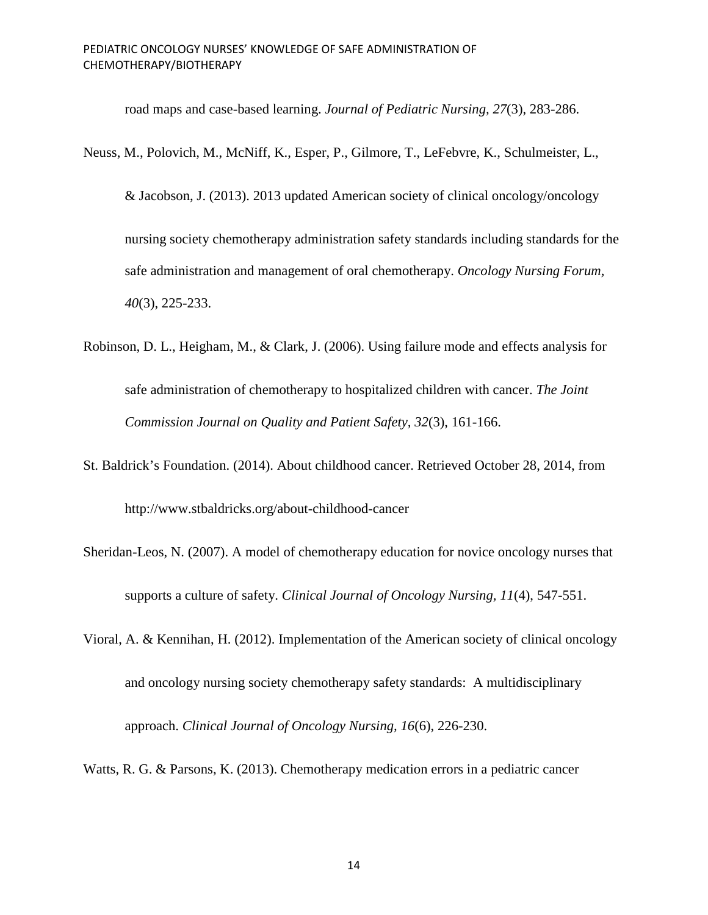road maps and case-based learning. *Journal of Pediatric Nursing, 27*(3), 283-286.

Neuss, M., Polovich, M., McNiff, K., Esper, P., Gilmore, T., LeFebvre, K., Schulmeister, L., & Jacobson, J. (2013). 2013 updated American society of clinical oncology/oncology nursing society chemotherapy administration safety standards including standards for the safe administration and management of oral chemotherapy. *Oncology Nursing Forum, 40*(3), 225-233.

Robinson, D. L., Heigham, M., & Clark, J. (2006). Using failure mode and effects analysis for safe administration of chemotherapy to hospitalized children with cancer. *The Joint Commission Journal on Quality and Patient Safety, 32*(3), 161-166.

St. Baldrick's Foundation. (2014). About childhood cancer. Retrieved October 28, 2014, from http://www.stbaldricks.org/about-childhood-cancer

Sheridan-Leos, N. (2007). A model of chemotherapy education for novice oncology nurses that supports a culture of safety. *Clinical Journal of Oncology Nursing, 11*(4), 547-551.

Vioral, A. & Kennihan, H. (2012). Implementation of the American society of clinical oncology and oncology nursing society chemotherapy safety standards: A multidisciplinary approach. *Clinical Journal of Oncology Nursing, 16*(6), 226-230.

Watts, R. G. & Parsons, K. (2013). Chemotherapy medication errors in a pediatric cancer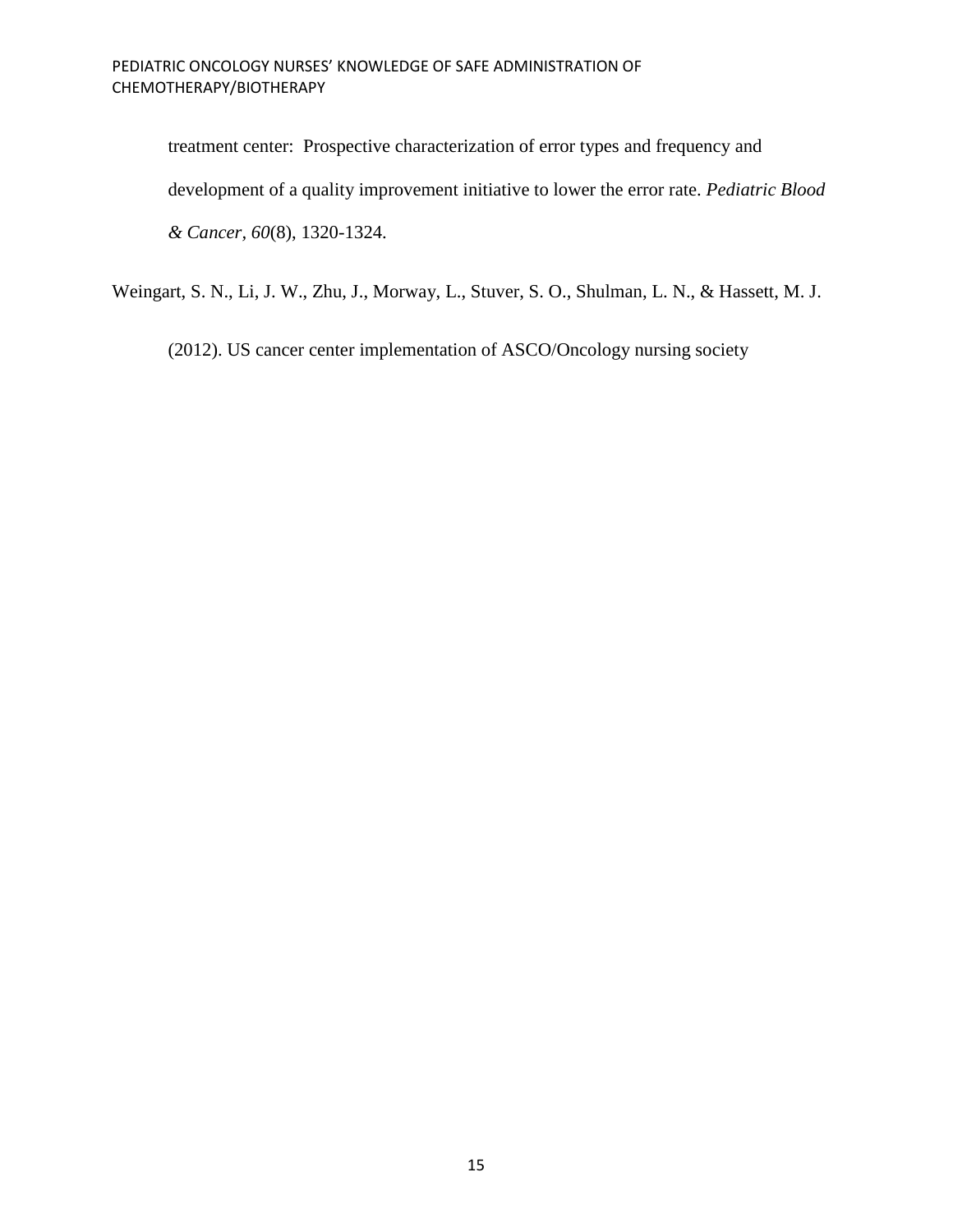treatment center: Prospective characterization of error types and frequency and development of a quality improvement initiative to lower the error rate. *Pediatric Blood & Cancer*, *60*(8), 1320-1324.

Weingart, S. N., Li, J. W., Zhu, J., Morway, L., Stuver, S. O., Shulman, L. N., & Hassett, M. J. (2012). US cancer center implementation of ASCO/Oncology nursing society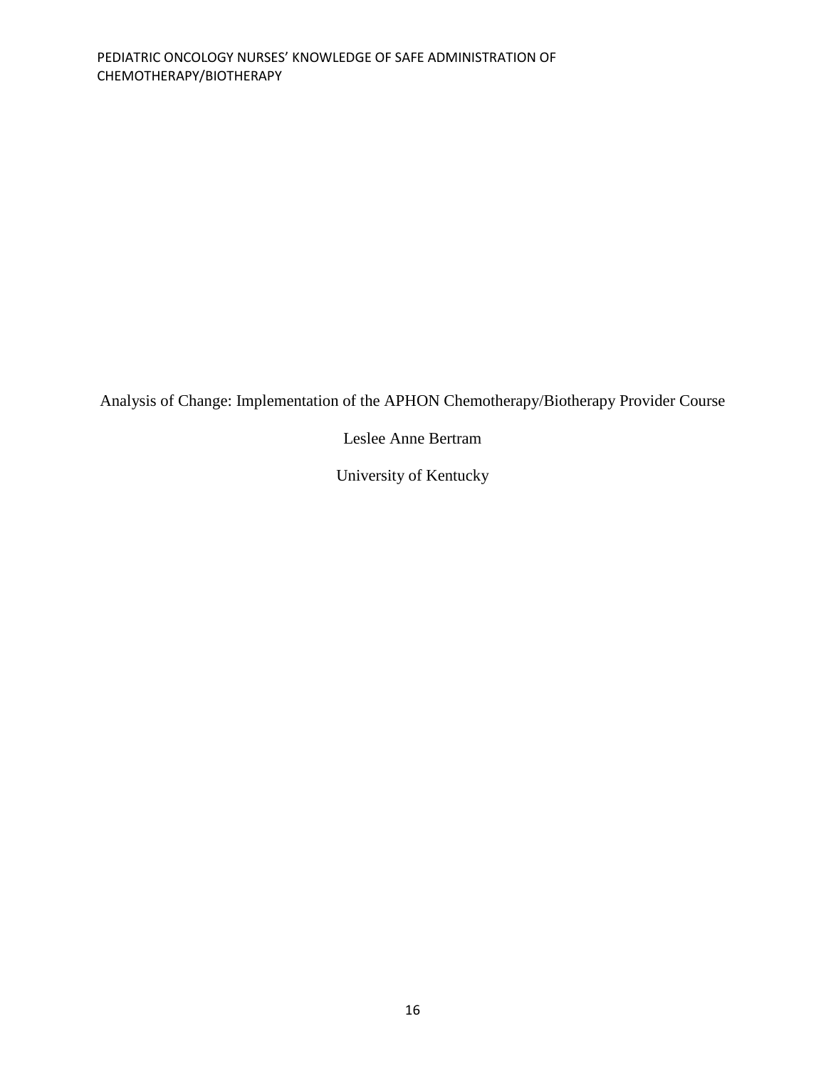# Analysis of Change: Implementation of the APHON Chemotherapy/Biotherapy Provider Course

Leslee Anne Bertram

University of Kentucky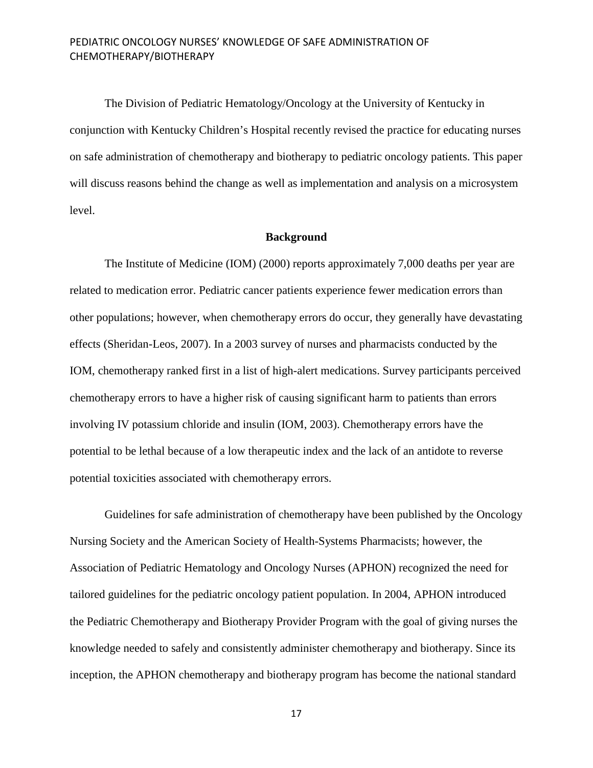The Division of Pediatric Hematology/Oncology at the University of Kentucky in conjunction with Kentucky Children's Hospital recently revised the practice for educating nurses on safe administration of chemotherapy and biotherapy to pediatric oncology patients. This paper will discuss reasons behind the change as well as implementation and analysis on a microsystem level.

## Background

The Institute of Medicine (IOM) (2000) reports approximately 7,000 deaths per year are related to medication error. Pediatric cancer patients experience fewer medication errors than other populations; however, when chemotherapy errors do occur, they generally have devastating effects (Sheridan-Leos, 2007). In a 2003 survey of nurses and pharmacists conducted by the IOM, chemotherapy ranked first in a list of high-alert medications. Survey participants perceived chemotherapy errors to have a higher risk of causing significant harm to patients than errors involving IV potassium chloride and insulin (IOM, 2003). Chemotherapy errors have the potential to be lethal because of a low therapeutic index and the lack of an antidote to reverse potential toxicities associated with chemotherapy errors.

Guidelines for safe administration of chemotherapy have been published by the Oncology Nursing Society and the American Society of Health-Systems Pharmacists; however, the Association of Pediatric Hematology and Oncology Nurses (APHON) recognized the need for tailored guidelines for the pediatric oncology patient population. In 2004, APHON introduced the Pediatric Chemotherapy and Biotherapy Provider Program with the goal of giving nurses the knowledge needed to safely and consistently administer chemotherapy and biotherapy. Since its inception, the APHON chemotherapy and biotherapy program has become the national standard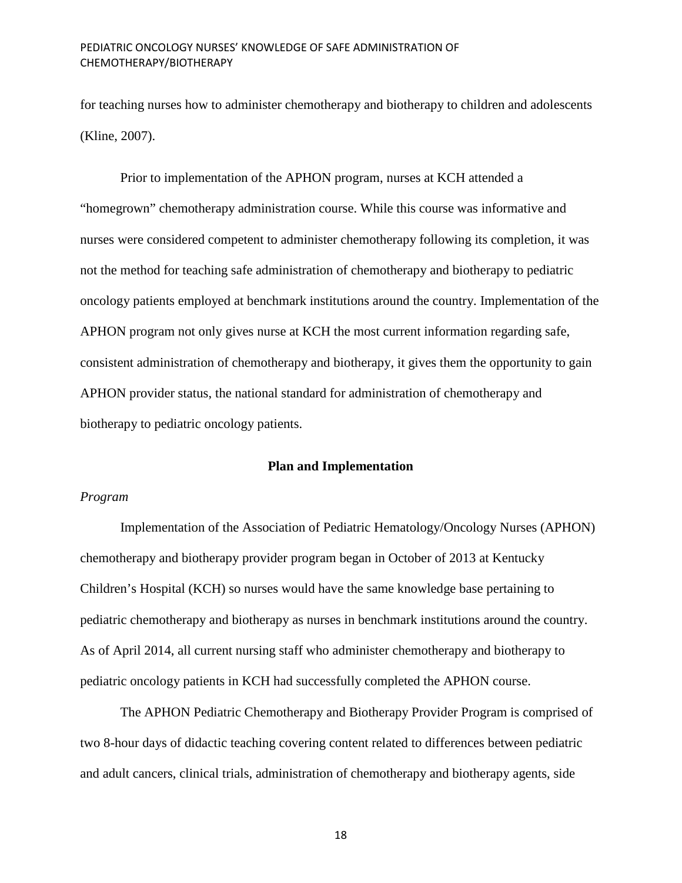for teaching nurses how to administer chemotherapy and biotherapy to children and adolescents (Kline, 2007).

Prior to implementation of the APHON program, nurses at KCH attended a "homegrown" chemotherapy administration course. While this course was informative and nurses were considered competent to administer chemotherapy following its completion, it was not the method for teaching safe administration of chemotherapy and biotherapy to pediatric oncology patients employed at benchmark institutions around the country. Implementation of the APHON program not only gives nurse at KCH the most current information regarding safe, consistent administration of chemotherapy and biotherapy, it gives them the opportunity to gain APHON provider status, the national standard for administration of chemotherapy and biotherapy to pediatric oncology patients.

## Plan and Implementation

### *Program*

Implementation of the Association of Pediatric Hematology/Oncology Nurses (APHON) chemotherapy and biotherapy provider program began in October of 2013 at Kentucky Children's Hospital (KCH) so nurses would have the same knowledge base pertaining to pediatric chemotherapy and biotherapy as nurses in benchmark institutions around the country. As of April 2014, all current nursing staff who administer chemotherapy and biotherapy to pediatric oncology patients in KCH had successfully completed the APHON course.

The APHON Pediatric Chemotherapy and Biotherapy Provider Program is comprised of two 8-hour days of didactic teaching covering content related to differences between pediatric and adult cancers, clinical trials, administration of chemotherapy and biotherapy agents, side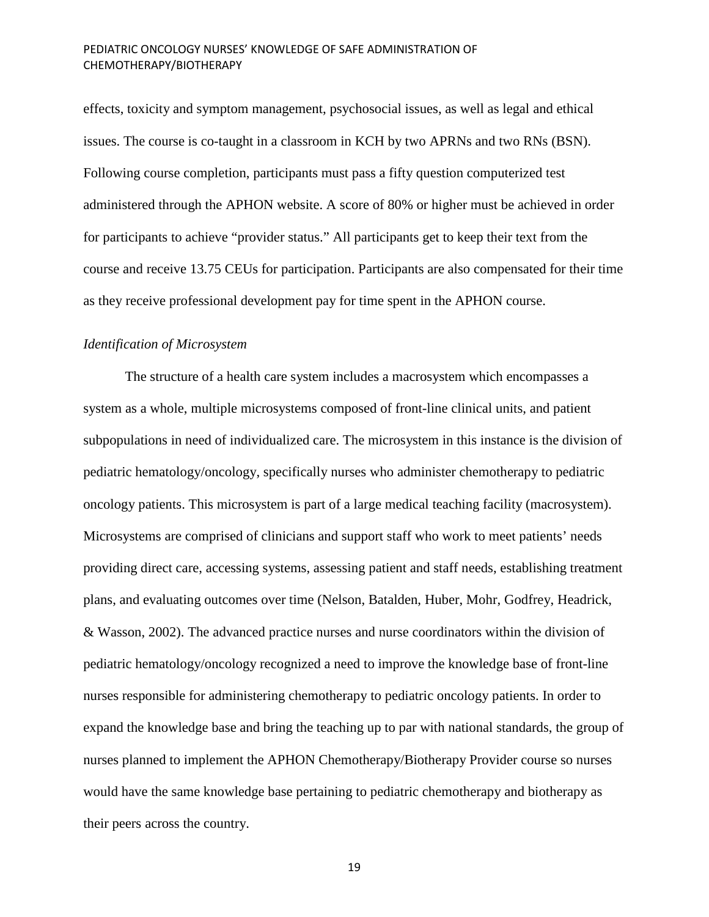effects, toxicity and symptom management, psychosocial issues, as well as legal and ethical issues. The course is co-taught in a classroom in KCH by two APRNs and two RNs (BSN). Following course completion, participants must pass a fifty question computerized test administered through the APHON website. A score of 80% or higher must be achieved in order for participants to achieve "provider status." All participants get to keep their text from the course and receive 13.75 CEUs for participation. Participants are also compensated for their time as they receive professional development pay for time spent in the APHON course.

*Identification of Microsystem*

The structure of a health care system includes a macrosystem which encompasses a system as a whole, multiple microsystems composed of front-line clinical units, and patient subpopulations in need of individualized care. The microsystem in this instance is the division of pediatric hematology/oncology, specifically nurses who administer chemotherapy to pediatric oncology patients. This microsystem is part of a large medical teaching facility (macrosystem). Microsystems are comprised of clinicians and support staff who work to meet patients' needs providing direct care, accessing systems, assessing patient and staff needs, establishing treatment plans, and evaluating outcomes over time (Nelson, Batalden, Huber, Mohr, Godfrey, Headrick, & Wasson, 2002). The advanced practice nurses and nurse coordinators within the division of pediatric hematology/oncology recognized a need to improve the knowledge base of front-line nurses responsible for administering chemotherapy to pediatric oncology patients. In order to expand the knowledge base and bring the teaching up to par with national standards, the group of nurses planned to implement the APHON Chemotherapy/Biotherapy Provider course so nurses would have the same knowledge base pertaining to pediatric chemotherapy and biotherapy as their peers across the country.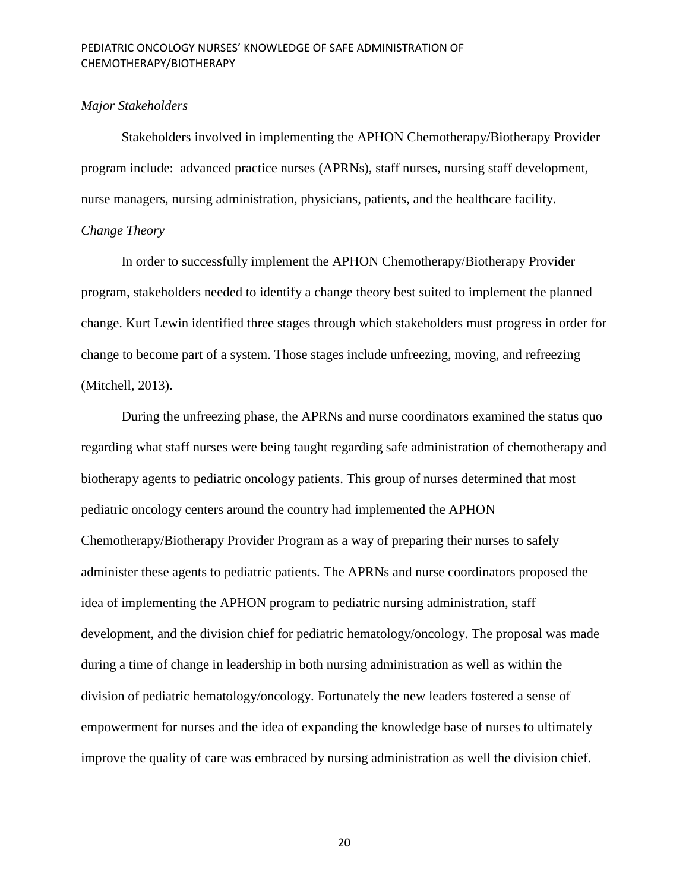*Major Stakeholders*

Stakeholders involved in implementing the APHON Chemotherapy/Biotherapy Provider program include: advanced practice nurses (APRNs), staff nurses, nursing staff development, nurse managers, nursing administration, physicians, patients, and the healthcare facility.

*Change Theory*

In order to successfully implement the APHON Chemotherapy/Biotherapy Provider program, stakeholders needed to identify a change theory best suited to implement the planned change. Kurt Lewin identified three stages through which stakeholders must progress in order for change to become part of a system. Those stages include unfreezing, moving, and refreezing (Mitchell, 2013).

During the unfreezing phase, the APRNs and nurse coordinators examined the status quo regarding what staff nurses were being taught regarding safe administration of chemotherapy and biotherapy agents to pediatric oncology patients. This group of nurses determined that most pediatric oncology centers around the country had implemented the APHON Chemotherapy/Biotherapy Provider Program as a way of preparing their nurses to safely administer these agents to pediatric patients. The APRNs and nurse coordinators proposed the idea of implementing the APHON program to pediatric nursing administration, staff development, and the division chief for pediatric hematology/oncology. The proposal was made during a time of change in leadership in both nursing administration as well as within the division of pediatric hematology/oncology. Fortunately the new leaders fostered a sense of empowerment for nurses and the idea of expanding the knowledge base of nurses to ultimately improve the quality of care was embraced by nursing administration as well the division chief.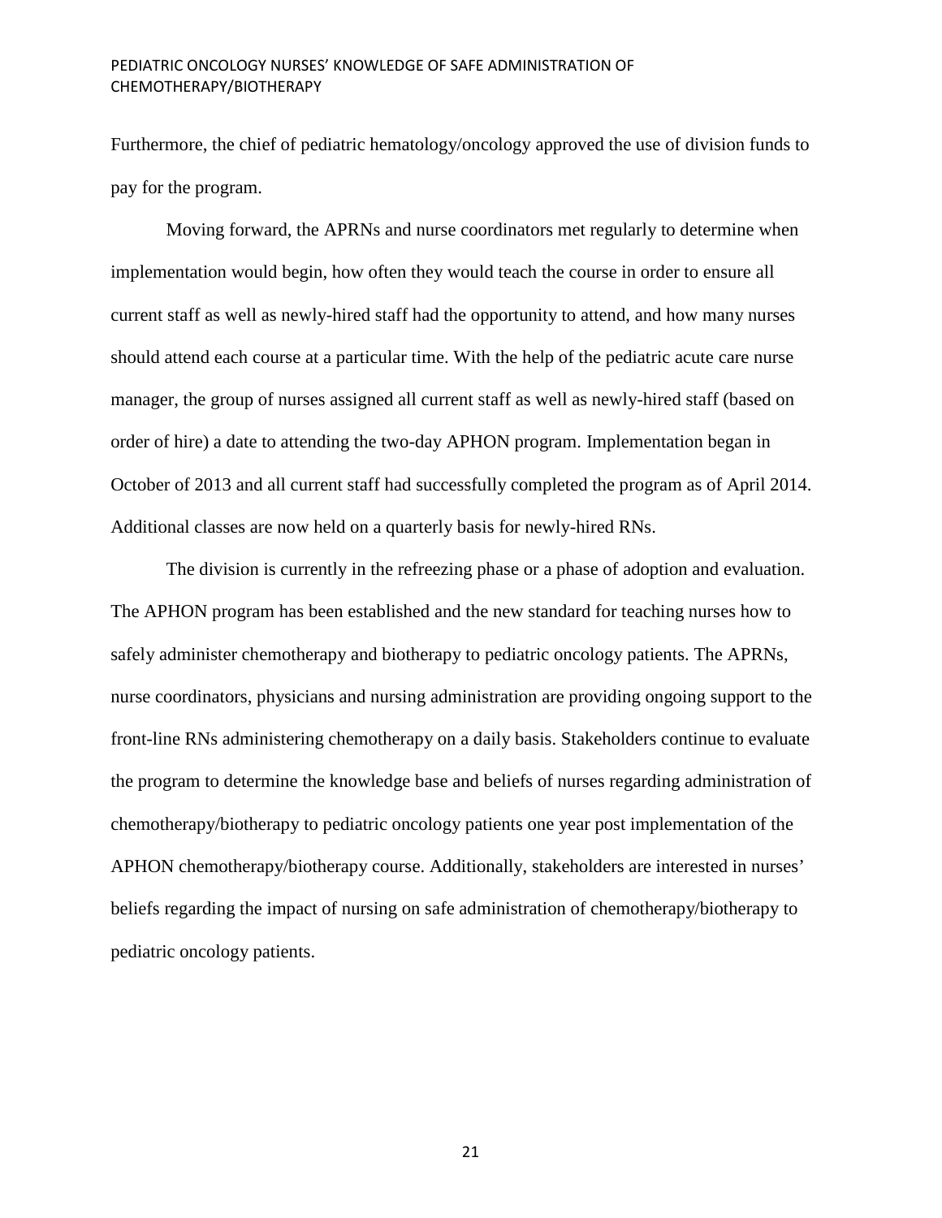Furthermore, the chief of pediatric hematology/oncology approved the use of division funds to pay for the program.

Moving forward, the APRNs and nurse coordinators met regularly to determine when implementation would begin, how often they would teach the course in order to ensure all current staff as well as newly-hired staff had the opportunity to attend, and how many nurses should attend each course at a particular time. With the help of the pediatric acute care nurse manager, the group of nurses assigned all current staff as well as newly-hired staff (based on order of hire) a date to attending the two-day APHON program. Implementation began in October of 2013 and all current staff had successfully completed the program as of April 2014. Additional classes are now held on a quarterly basis for newly-hired RNs.

The division is currently in the refreezing phase or a phase of adoption and evaluation. The APHON program has been established and the new standard for teaching nurses how to safely administer chemotherapy and biotherapy to pediatric oncology patients. The APRNs, nurse coordinators, physicians and nursing administration are providing ongoing support to the front-line RNs administering chemotherapy on a daily basis. Stakeholders continue to evaluate the program to determine the knowledge base and beliefs of nurses regarding administration of chemotherapy/biotherapy to pediatric oncology patients one year post implementation of the APHON chemotherapy/biotherapy course. Additionally, stakeholders are interested in nurses' beliefs regarding the impact of nursing on safe administration of chemotherapy/biotherapy to pediatric oncology patients.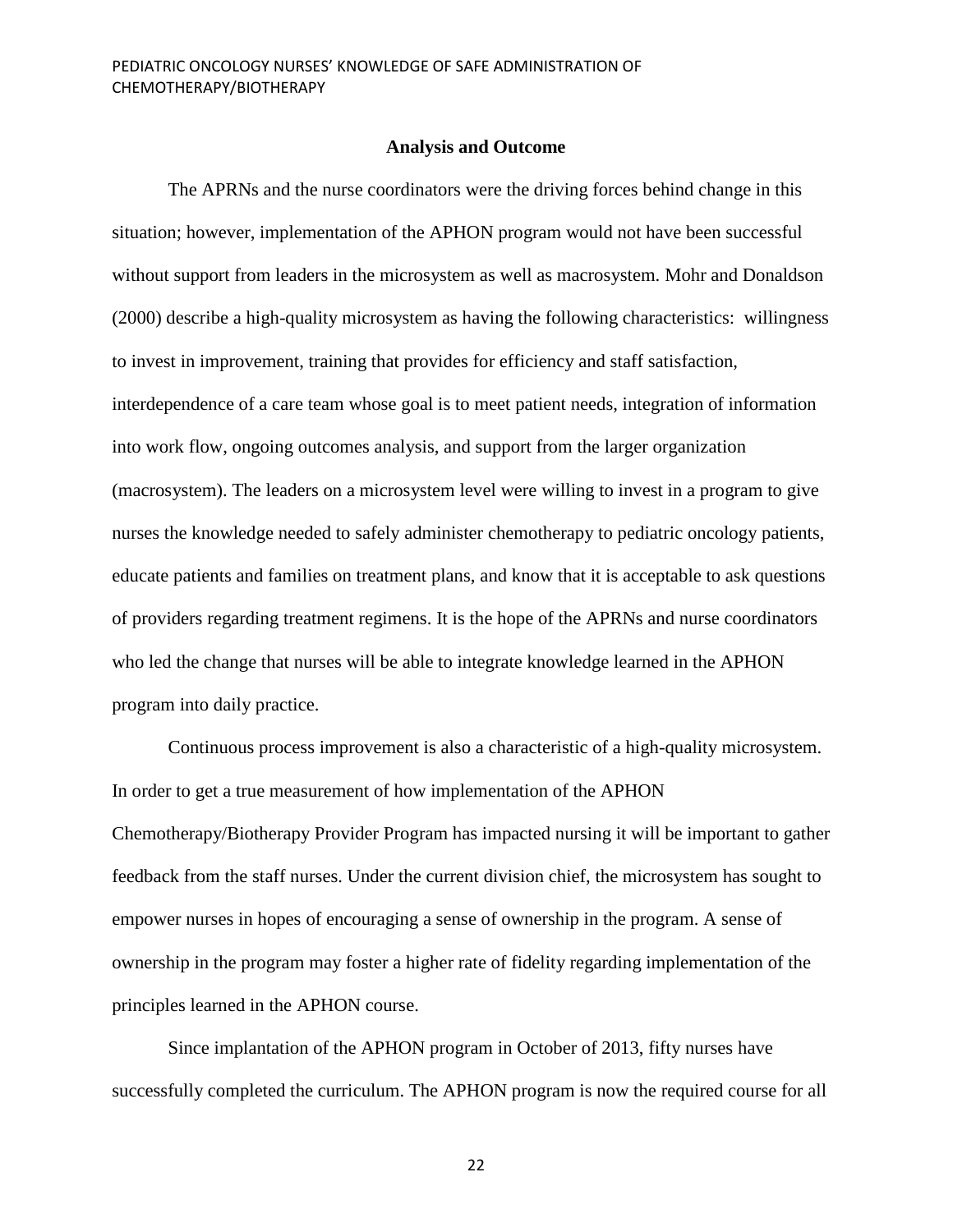## Analysis and Outcome

The APRNs and the nurse coordinators were the driving forces behind change in this situation; however, implementation of the APHON program would not have been successful without support from leaders in the microsystem as well as macrosystem. Mohr and Donaldson (2000) describe a high-quality microsystem as having the following characteristics: willingness to invest in improvement, training that provides for efficiency and staff satisfaction, interdependence of a care team whose goal is to meet patient needs, integration of information into work flow, ongoing outcomes analysis, and support from the larger organization (macrosystem). The leaders on a microsystem level were willing to invest in a program to give nurses the knowledge needed to safely administer chemotherapy to pediatric oncology patients, educate patients and families on treatment plans, and know that it is acceptable to ask questions of providers regarding treatment regimens. It is the hope of the APRNs and nurse coordinators who led the change that nurses will be able to integrate knowledge learned in the APHON program into daily practice.

Continuous process improvement is also a characteristic of a high-quality microsystem. In order to get a true measurement of how implementation of the APHON Chemotherapy/Biotherapy Provider Program has impacted nursing it will be important to gather feedback from the staff nurses. Under the current division chief, the microsystem has sought to empower nurses in hopes of encouraging a sense of ownership in the program. A sense of ownership in the program may foster a higher rate of fidelity regarding implementation of the principles learned in the APHON course.

Since implantation of the APHON program in October of 2013, fifty nurses have successfully completed the curriculum. The APHON program is now the required course for all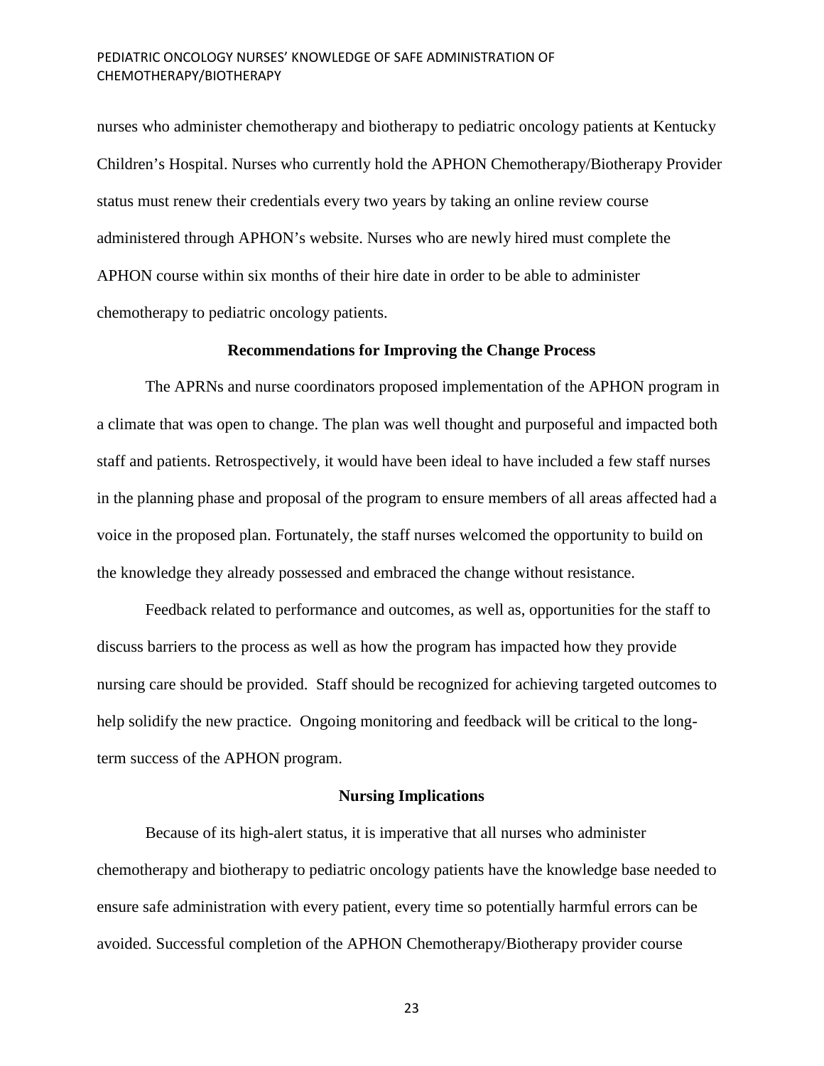nurses who administer chemotherapy and biotherapy to pediatric oncology patients at Kentucky Children's Hospital. Nurses who currently hold the APHON Chemotherapy/Biotherapy Provider status must renew their credentials every two years by taking an online review course administered through APHON's website. Nurses who are newly hired must complete the APHON course within six months of their hire date in order to be able to administer chemotherapy to pediatric oncology patients.

## Recommendations for Improving the Change Process

The APRNs and nurse coordinators proposed implementation of the APHON program in a climate that was open to change. The plan was well thought and purposeful and impacted both staff and patients. Retrospectively, it would have been ideal to have included a few staff nurses in the planning phase and proposal of the program to ensure members of all areas affected had a voice in the proposed plan. Fortunately, the staff nurses welcomed the opportunity to build on the knowledge they already possessed and embraced the change without resistance.

Feedback related to performance and outcomes, as well as, opportunities for the staff to discuss barriers to the process as well as how the program has impacted how they provide nursing care should be provided. Staff should be recognized for achieving targeted outcomes to help solidify the new practice. Ongoing monitoring and feedback will be critical to the long-term success of the APHON program.

## Nursing Implications

Because of its high-alert status, it is imperative that all nurses who administer chemotherapy and biotherapy to pediatric oncology patients have the knowledge base needed to ensure safe administration with every patient, every time so potentially harmful errors can be avoided. Successful completion of the APHON Chemotherapy/Biotherapy provider course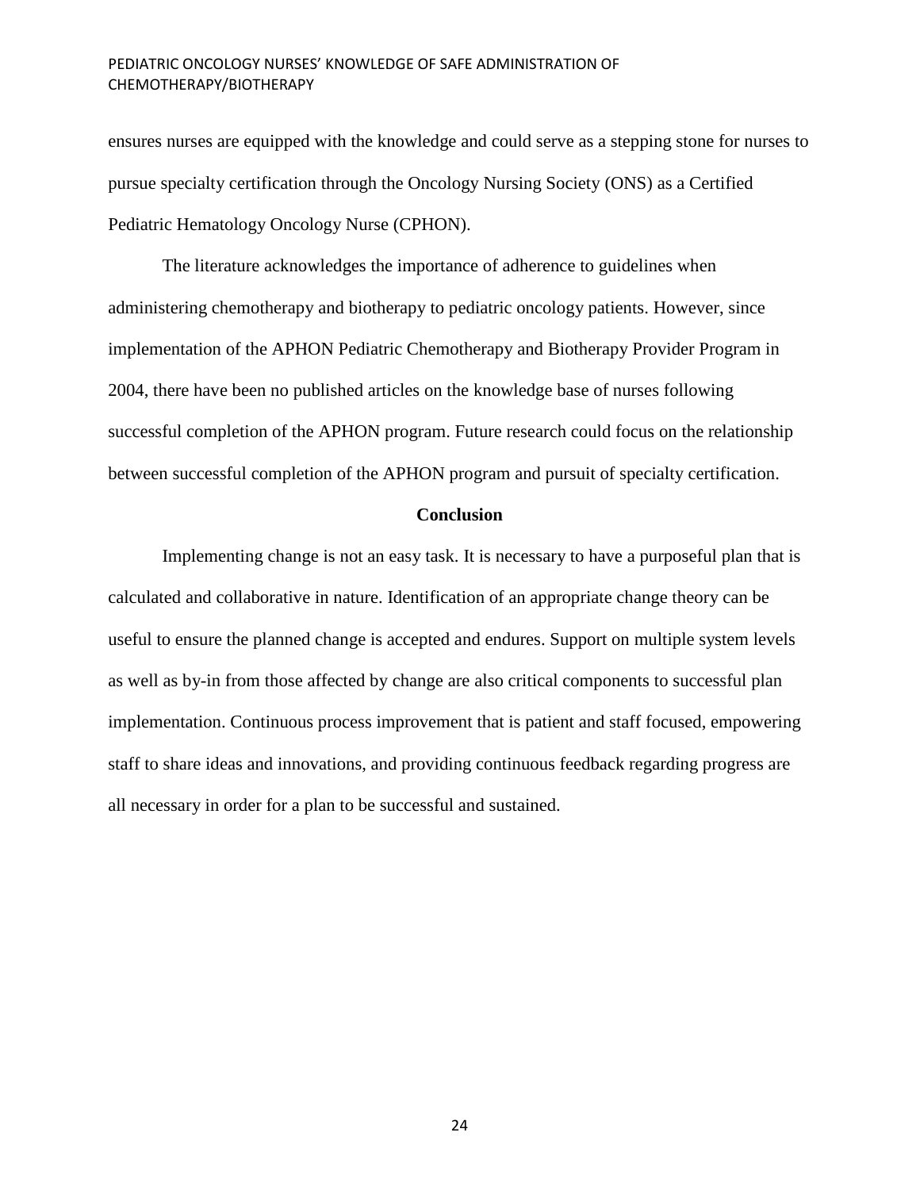ensures nurses are equipped with the knowledge and could serve as a stepping stone for nurses to pursue specialty certification through the Oncology Nursing Society (ONS) as a Certified Pediatric Hematology Oncology Nurse (CPHON).

The literature acknowledges the importance of adherence to guidelines when administering chemotherapy and biotherapy to pediatric oncology patients. However, since implementation of the APHON Pediatric Chemotherapy and Biotherapy Provider Program in 2004, there have been no published articles on the knowledge base of nurses following successful completion of the APHON program. Future research could focus on the relationship between successful completion of the APHON program and pursuit of specialty certification.

## Conclusion

Implementing change is not an easy task. It is necessary to have a purposeful plan that is calculated and collaborative in nature. Identification of an appropriate change theory can be useful to ensure the planned change is accepted and endures. Support on multiple system levels as well as by-in from those affected by change are also critical components to successful plan implementation. Continuous process improvement that is patient and staff focused, empowering staff to share ideas and innovations, and providing continuous feedback regarding progress are all necessary in order for a plan to be successful and sustained.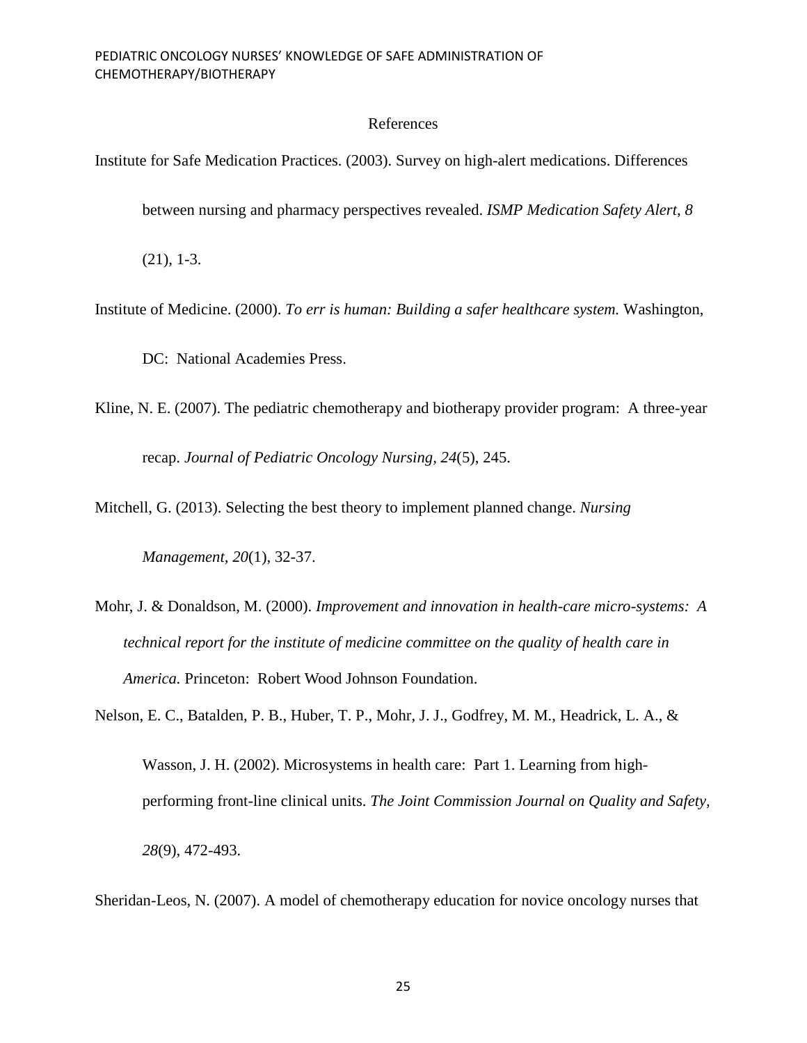# References

Institute for Safe Medication Practices. (2003). Survey on high-alert medications. Differences between nursing and pharmacy perspectives revealed. *ISMP Medication Safety Alert, 8* (21), 1-3.

Institute of Medicine. (2000). *To err is human: Building a safer healthcare system.* Washington, DC: National Academies Press.

Kline, N. E. (2007). The pediatric chemotherapy and biotherapy provider program: A three-year recap. *Journal of Pediatric Oncology Nursing, 24*(5), 245.

Mitchell, G. (2013). Selecting the best theory to implement planned change. *Nursing Management, 20*(1), 32-37.

Mohr, J. & Donaldson, M. (2000). *Improvement and innovation in health-care micro-systems: A technical report for the institute of medicine committee on the quality of health care in America.* Princeton: Robert Wood Johnson Foundation.

Nelson, E. C., Batalden, P. B., Huber, T. P., Mohr, J. J., Godfrey, M. M., Headrick, L. A., & Wasson, J. H. (2002). Microsystems in health care: Part 1. Learning from high-performing front-line clinical units. *The Joint Commission Journal on Quality and Safety, 28*(9), 472-493.

Sheridan-Leos, N. (2007). A model of chemotherapy education for novice oncology nurses that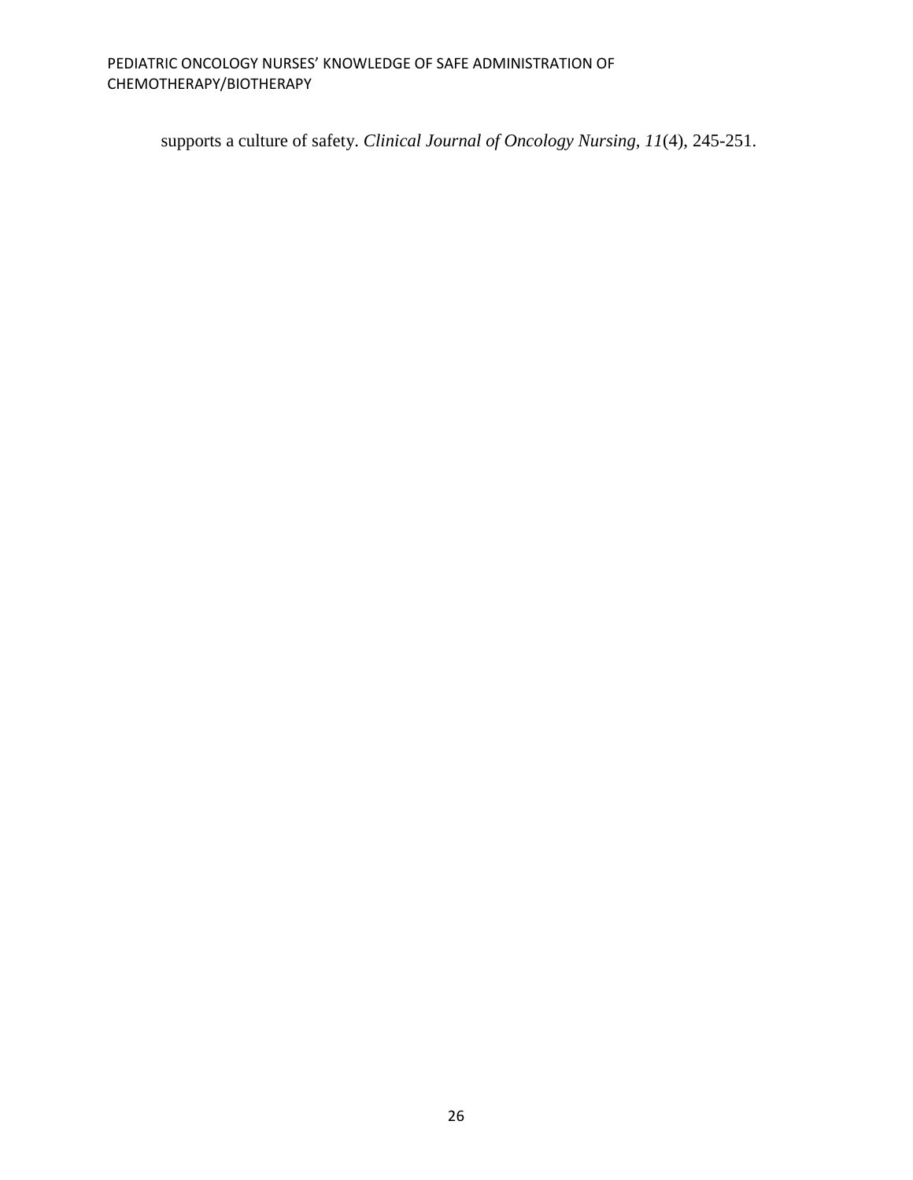supports a culture of safety. *Clinical Journal of Oncology Nursing, 11*(4), 245-251.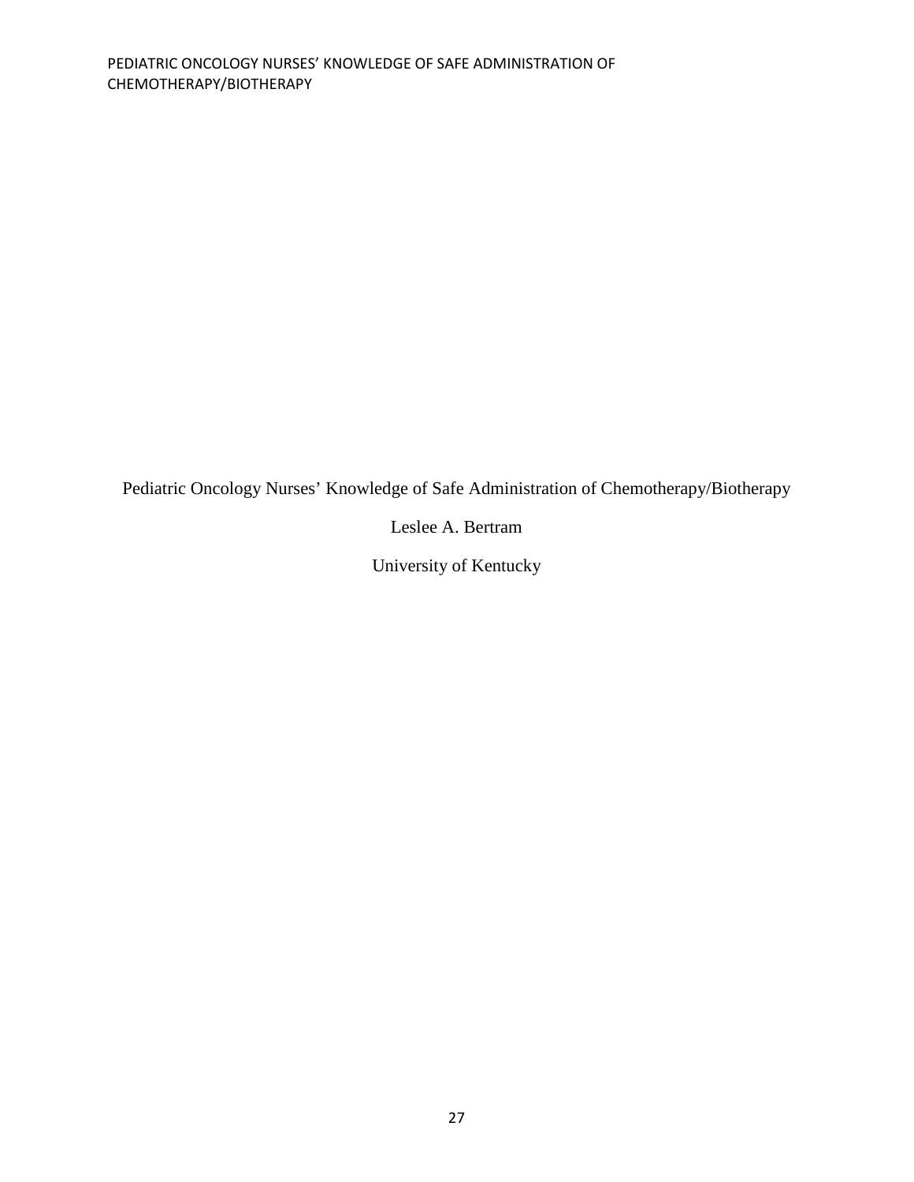Pediatric Oncology Nurses' Knowledge of Safe Administration of Chemotherapy/Biotherapy

Leslee A. Bertram

University of Kentucky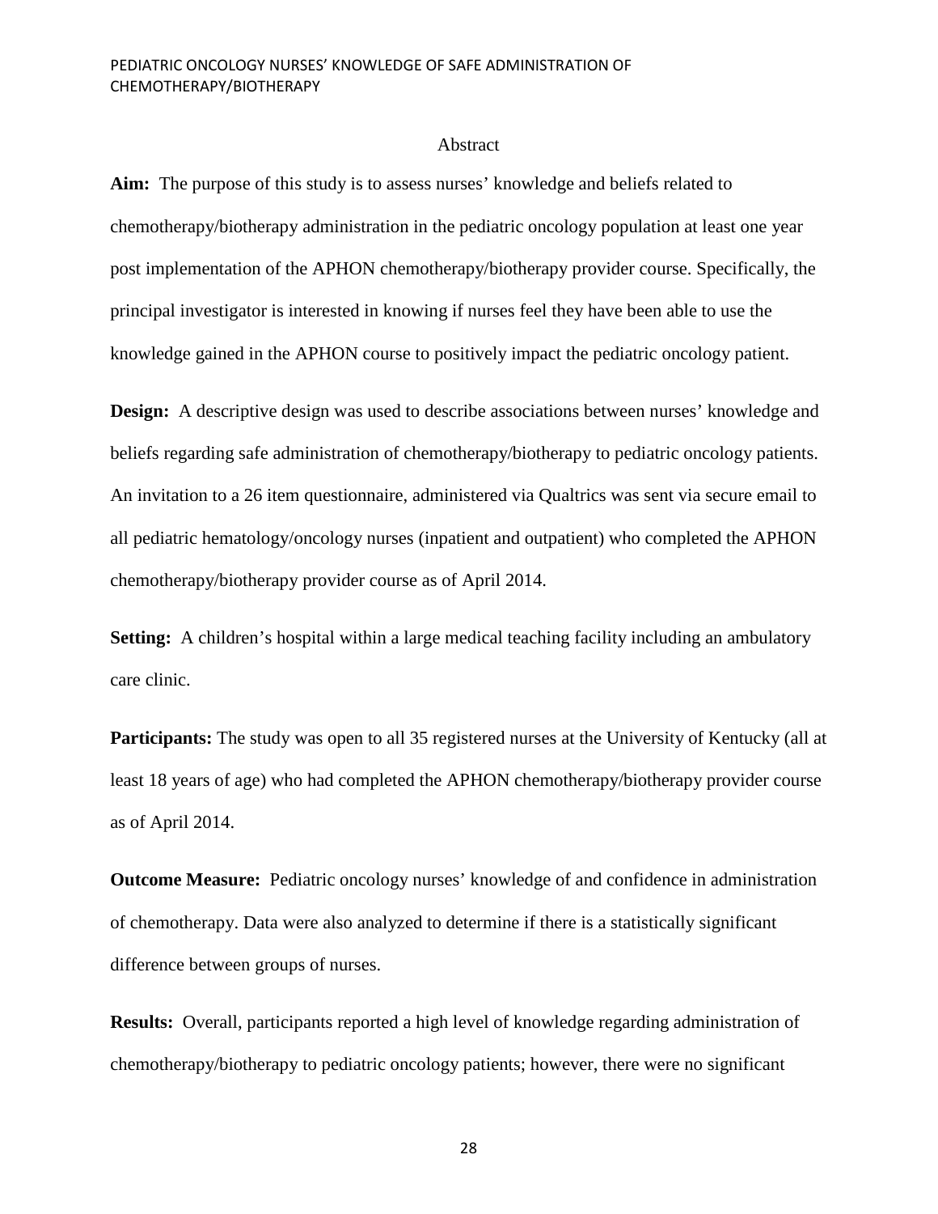## Abstract

**Aim:** The purpose of this study is to assess nurses' knowledge and beliefs related to chemotherapy/biotherapy administration in the pediatric oncology population at least one year post implementation of the APHON chemotherapy/biotherapy provider course. Specifically, the principal investigator is interested in knowing if nurses feel they have been able to use the knowledge gained in the APHON course to positively impact the pediatric oncology patient.

**Design:** A descriptive design was used to describe associations between nurses' knowledge and beliefs regarding safe administration of chemotherapy/biotherapy to pediatric oncology patients. An invitation to a 26 item questionnaire, administered via Qualtrics was sent via secure email to all pediatric hematology/oncology nurses (inpatient and outpatient) who completed the APHON chemotherapy/biotherapy provider course as of April 2014.

**Setting:** A children's hospital within a large medical teaching facility including an ambulatory care clinic.

**Participants:** The study was open to all 35 registered nurses at the University of Kentucky (all at least 18 years of age) who had completed the APHON chemotherapy/biotherapy provider course as of April 2014.

**Outcome Measure:** Pediatric oncology nurses' knowledge of and confidence in administration of chemotherapy. Data were also analyzed to determine if there is a statistically significant difference between groups of nurses.

**Results:** Overall, participants reported a high level of knowledge regarding administration of chemotherapy/biotherapy to pediatric oncology patients; however, there were no significant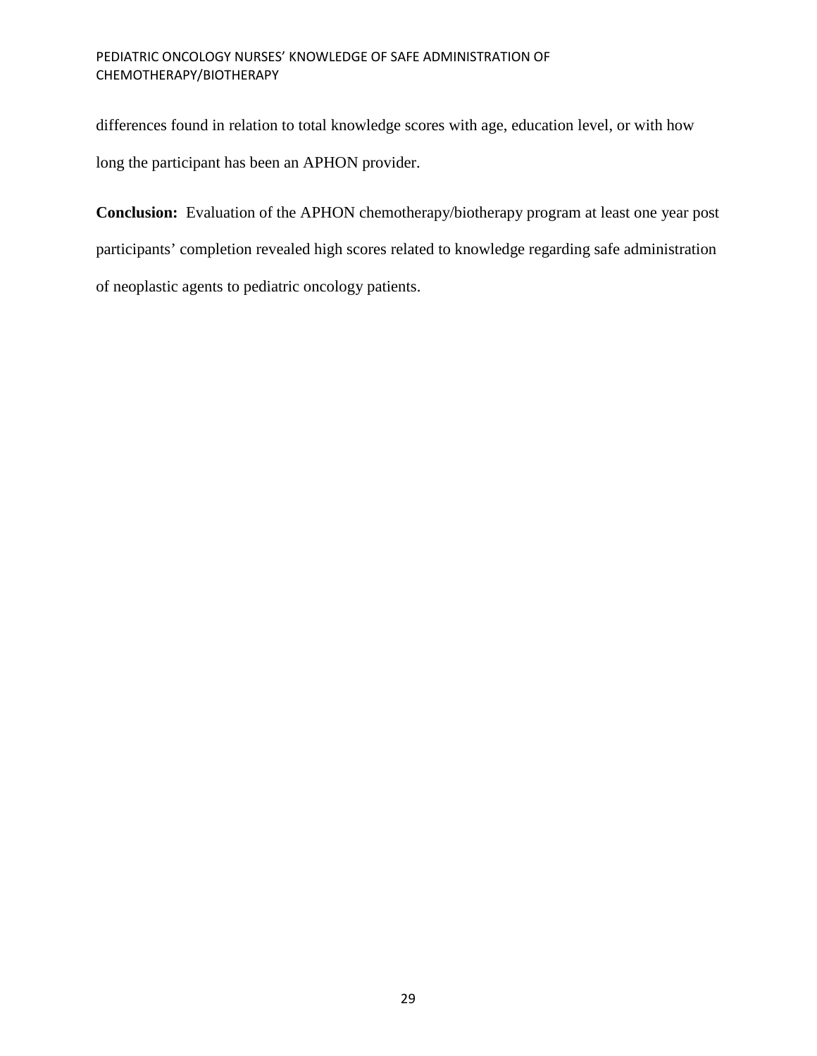differences found in relation to total knowledge scores with age, education level, or with how long the participant has been an APHON provider.

**Conclusion:** Evaluation of the APHON chemotherapy/biotherapy program at least one year post participants' completion revealed high scores related to knowledge regarding safe administration of neoplastic agents to pediatric oncology patients.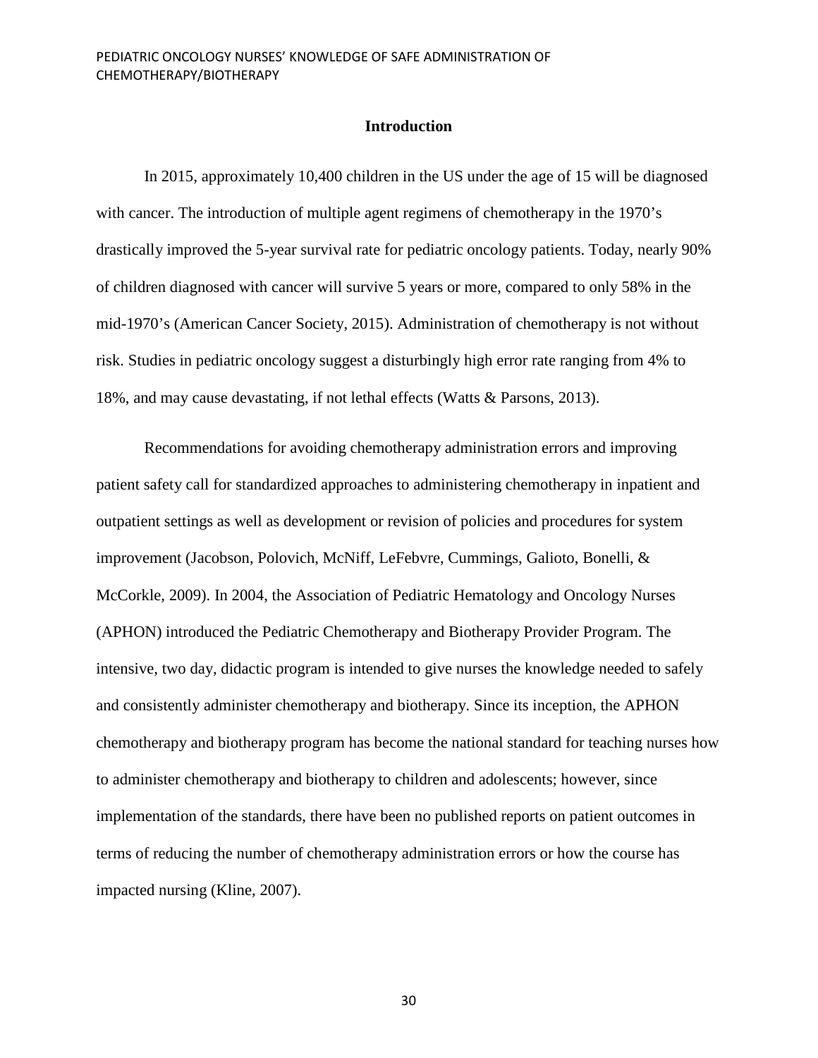## Introduction

In 2015, approximately 10,400 children in the US under the age of 15 will be diagnosed with cancer. The introduction of multiple agent regimens of chemotherapy in the 1970's drastically improved the 5-year survival rate for pediatric oncology patients. Today, nearly 90% of children diagnosed with cancer will survive 5 years or more, compared to only 58% in the mid-1970's (American Cancer Society, 2015). Administration of chemotherapy is not without risk. Studies in pediatric oncology suggest a disturbingly high error rate ranging from 4% to 18%, and may cause devastating, if not lethal effects (Watts & Parsons, 2013).

Recommendations for avoiding chemotherapy administration errors and improving patient safety call for standardized approaches to administering chemotherapy in inpatient and outpatient settings as well as development or revision of policies and procedures for system improvement (Jacobson, Polovich, McNiff, LeFebvre, Cummings, Galioto, Bonelli, & McCorkle, 2009). In 2004, the Association of Pediatric Hematology and Oncology Nurses (APHON) introduced the Pediatric Chemotherapy and Biotherapy Provider Program. The intensive, two day, didactic program is intended to give nurses the knowledge needed to safely and consistently administer chemotherapy and biotherapy. Since its inception, the APHON chemotherapy and biotherapy program has become the national standard for teaching nurses how to administer chemotherapy and biotherapy to children and adolescents; however, since implementation of the standards, there have been no published reports on patient outcomes in terms of reducing the number of chemotherapy administration errors or how the course has impacted nursing (Kline, 2007).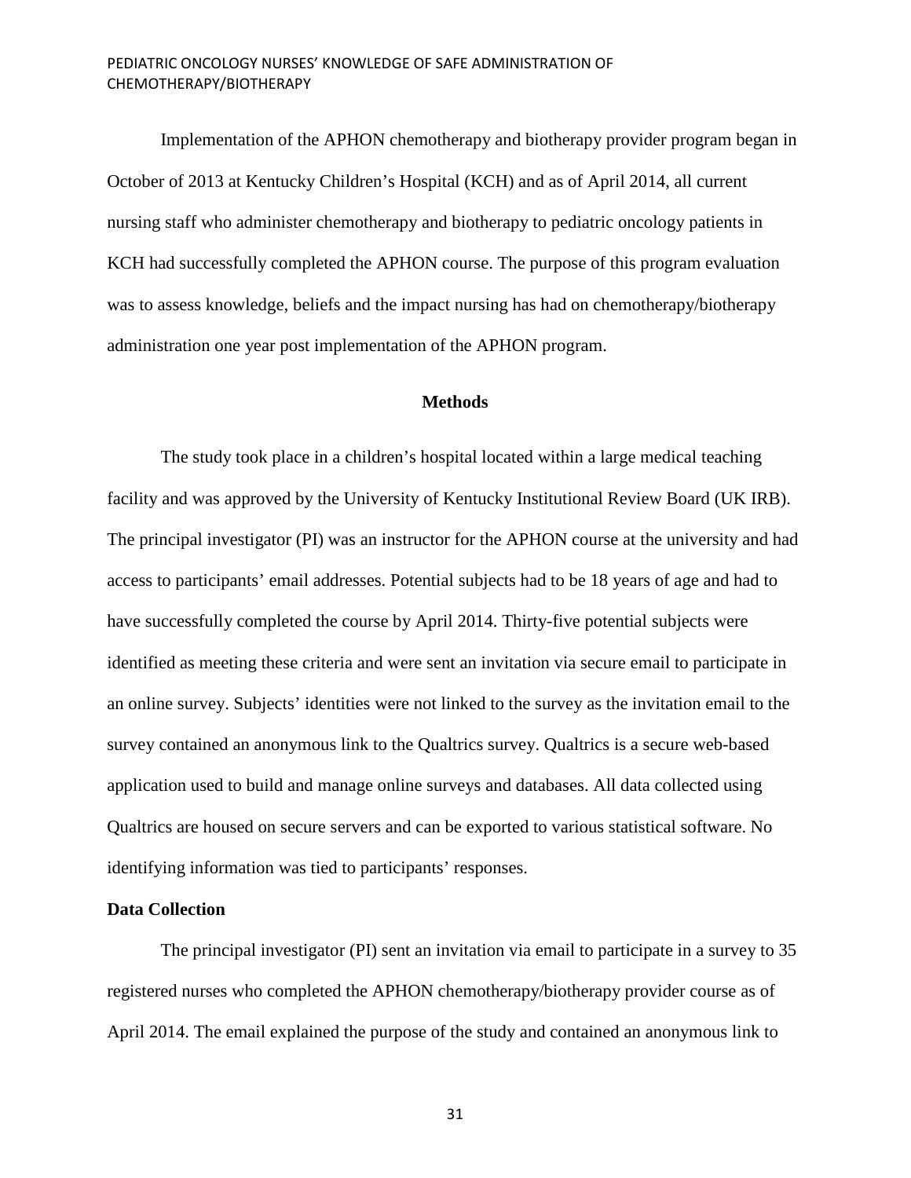Implementation of the APHON chemotherapy and biotherapy provider program began in October of 2013 at Kentucky Children's Hospital (KCH) and as of April 2014, all current nursing staff who administer chemotherapy and biotherapy to pediatric oncology patients in KCH had successfully completed the APHON course. The purpose of this program evaluation was to assess knowledge, beliefs and the impact nursing has had on chemotherapy/biotherapy administration one year post implementation of the APHON program.

## Methods

The study took place in a children's hospital located within a large medical teaching facility and was approved by the University of Kentucky Institutional Review Board (UK IRB). The principal investigator (PI) was an instructor for the APHON course at the university and had access to participants' email addresses. Potential subjects had to be 18 years of age and had to have successfully completed the course by April 2014. Thirty-five potential subjects were identified as meeting these criteria and were sent an invitation via secure email to participate in an online survey. Subjects' identities were not linked to the survey as the invitation email to the survey contained an anonymous link to the Qualtrics survey. Qualtrics is a secure web-based application used to build and manage online surveys and databases. All data collected using Qualtrics are housed on secure servers and can be exported to various statistical software. No identifying information was tied to participants' responses.

### Data Collection

The principal investigator (PI) sent an invitation via email to participate in a survey to 35 registered nurses who completed the APHON chemotherapy/biotherapy provider course as of April 2014. The email explained the purpose of the study and contained an anonymous link to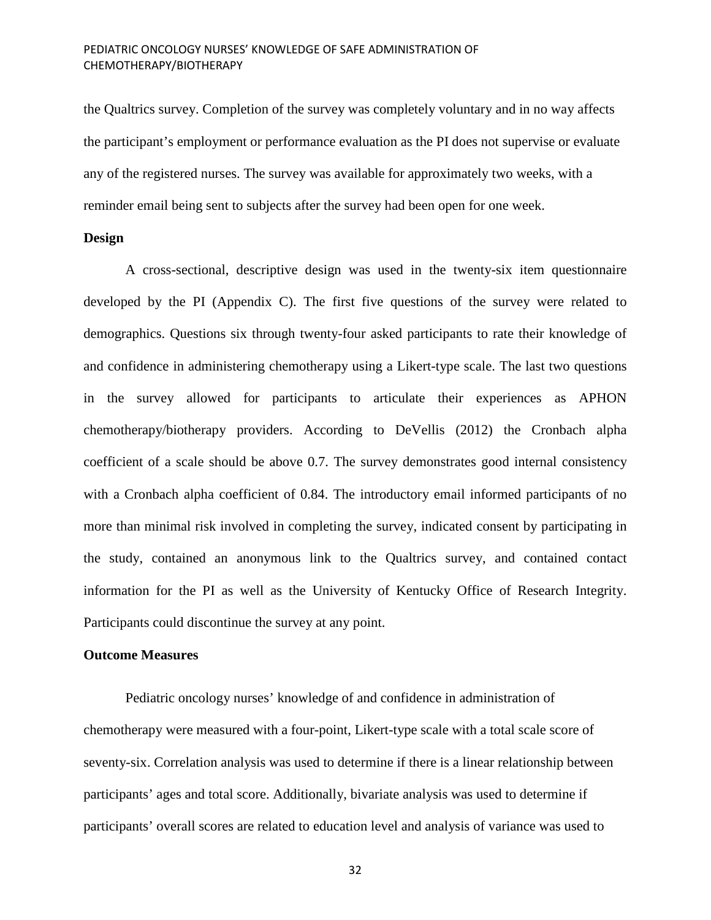the Qualtrics survey. Completion of the survey was completely voluntary and in no way affects the participant's employment or performance evaluation as the PI does not supervise or evaluate any of the registered nurses. The survey was available for approximately two weeks, with a reminder email being sent to subjects after the survey had been open for one week.

**Design**

A cross-sectional, descriptive design was used in the twenty-six item questionnaire developed by the PI (Appendix C). The first five questions of the survey were related to demographics. Questions six through twenty-four asked participants to rate their knowledge of and confidence in administering chemotherapy using a Likert-type scale. The last two questions in the survey allowed for participants to articulate their experiences as APHON chemotherapy/biotherapy providers. According to DeVellis (2012) the Cronbach alpha coefficient of a scale should be above 0.7. The survey demonstrates good internal consistency with a Cronbach alpha coefficient of 0.84. The introductory email informed participants of no more than minimal risk involved in completing the survey, indicated consent by participating in the study, contained an anonymous link to the Qualtrics survey, and contained contact information for the PI as well as the University of Kentucky Office of Research Integrity. Participants could discontinue the survey at any point.

**Outcome Measures**

Pediatric oncology nurses' knowledge of and confidence in administration of chemotherapy were measured with a four-point, Likert-type scale with a total scale score of seventy-six. Correlation analysis was used to determine if there is a linear relationship between participants' ages and total score. Additionally, bivariate analysis was used to determine if participants' overall scores are related to education level and analysis of variance was used to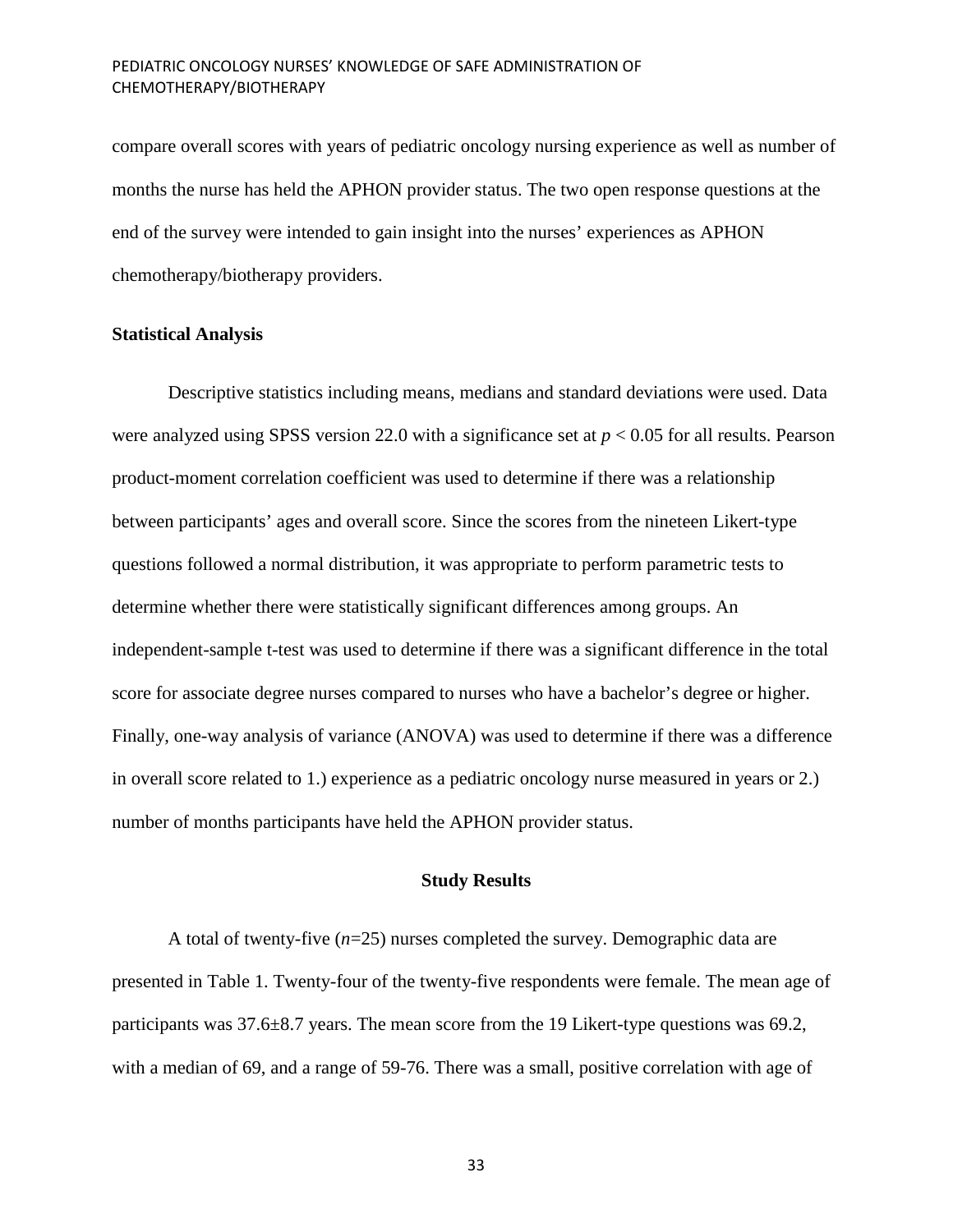compare overall scores with years of pediatric oncology nursing experience as well as number of months the nurse has held the APHON provider status. The two open response questions at the end of the survey were intended to gain insight into the nurses' experiences as APHON chemotherapy/biotherapy providers.

## Statistical Analysis

Descriptive statistics including means, medians and standard deviations were used. Data were analyzed using SPSS version 22.0 with a significance set at $p < 0.05$ for all results. Pearson product-moment correlation coefficient was used to determine if there was a relationship between participants' ages and overall score. Since the scores from the nineteen Likert-type questions followed a normal distribution, it was appropriate to perform parametric tests to determine whether there were statistically significant differences among groups. An independent-sample t-test was used to determine if there was a significant difference in the total score for associate degree nurses compared to nurses who have a bachelor's degree or higher. Finally, one-way analysis of variance (ANOVA) was used to determine if there was a difference in overall score related to 1.) experience as a pediatric oncology nurse measured in years or 2.) number of months participants have held the APHON provider status.

## Study Results

A total of twenty-five ($n$=25) nurses completed the survey. Demographic data are presented in Table 1. Twenty-four of the twenty-five respondents were female. The mean age of participants was 37.6±8.7 years. The mean score from the 19 Likert-type questions was 69.2, with a median of 69, and a range of 59-76. There was a small, positive correlation with age of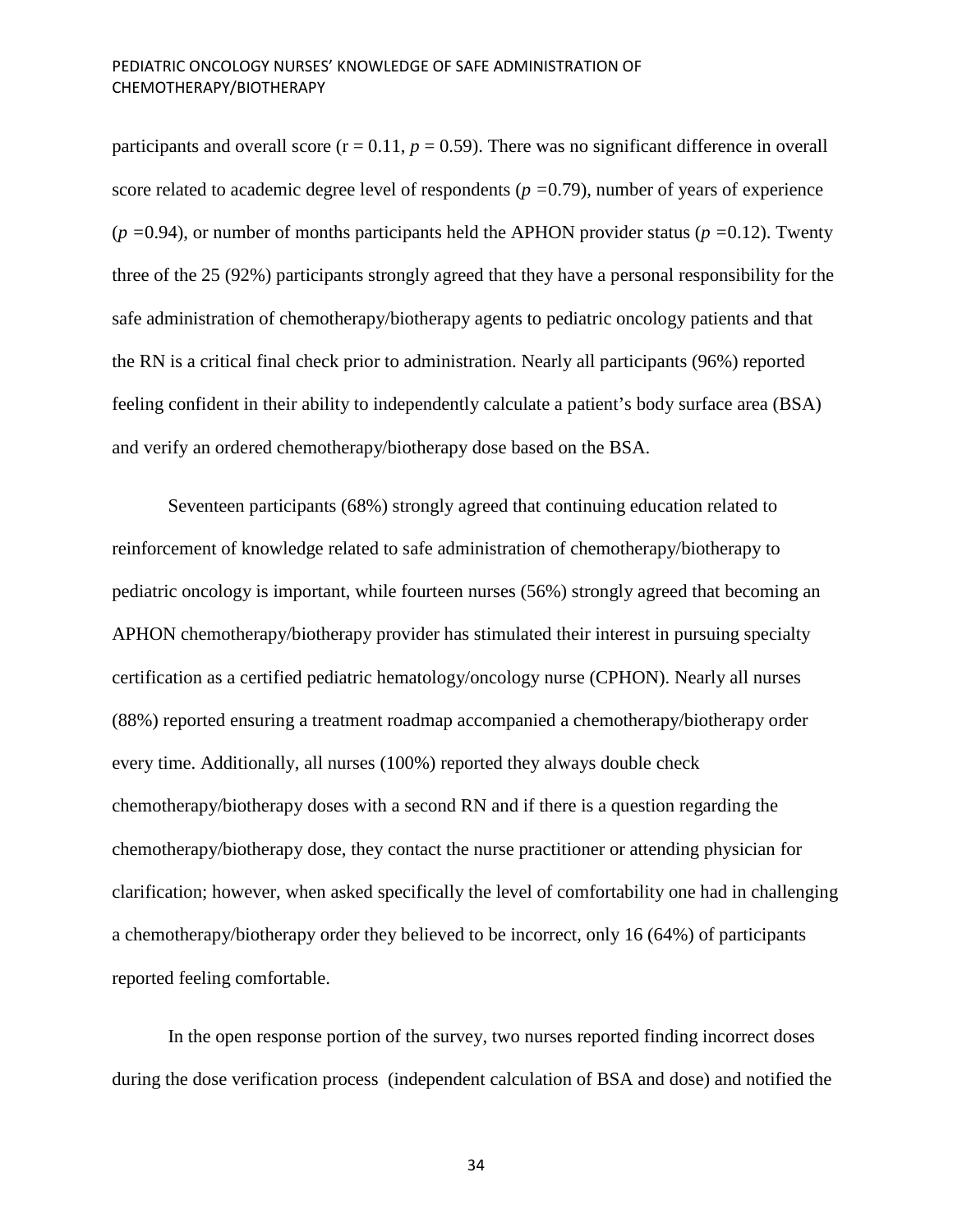participants and overall score ($r = 0.11$, $p = 0.59$). There was no significant difference in overall score related to academic degree level of respondents ($p = 0.79$), number of years of experience ($p = 0.94$), or number of months participants held the APHON provider status ($p = 0.12$). Twenty three of the 25 (92%) participants strongly agreed that they have a personal responsibility for the safe administration of chemotherapy/biotherapy agents to pediatric oncology patients and that the RN is a critical final check prior to administration. Nearly all participants (96%) reported feeling confident in their ability to independently calculate a patient's body surface area (BSA) and verify an ordered chemotherapy/biotherapy dose based on the BSA.

Seventeen participants (68%) strongly agreed that continuing education related to reinforcement of knowledge related to safe administration of chemotherapy/biotherapy to pediatric oncology is important, while fourteen nurses (56%) strongly agreed that becoming an APHON chemotherapy/biotherapy provider has stimulated their interest in pursuing specialty certification as a certified pediatric hematology/oncology nurse (CPHON). Nearly all nurses (88%) reported ensuring a treatment roadmap accompanied a chemotherapy/biotherapy order every time. Additionally, all nurses (100%) reported they always double check chemotherapy/biotherapy doses with a second RN and if there is a question regarding the chemotherapy/biotherapy dose, they contact the nurse practitioner or attending physician for clarification; however, when asked specifically the level of comfortability one had in challenging a chemotherapy/biotherapy order they believed to be incorrect, only 16 (64%) of participants reported feeling comfortable.

In the open response portion of the survey, two nurses reported finding incorrect doses during the dose verification process (independent calculation of BSA and dose) and notified the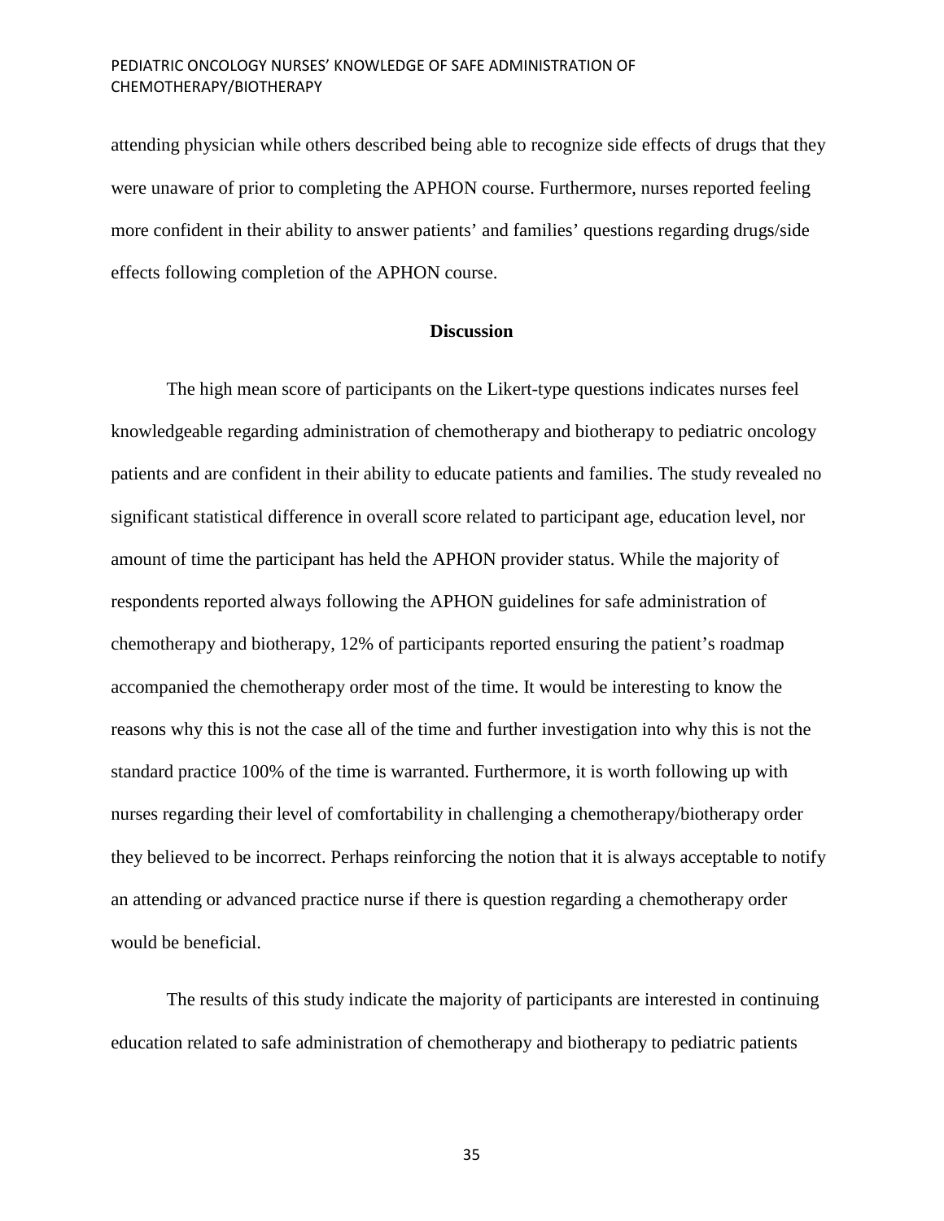attending physician while others described being able to recognize side effects of drugs that they were unaware of prior to completing the APHON course. Furthermore, nurses reported feeling more confident in their ability to answer patients' and families' questions regarding drugs/side effects following completion of the APHON course.

## Discussion

The high mean score of participants on the Likert-type questions indicates nurses feel knowledgeable regarding administration of chemotherapy and biotherapy to pediatric oncology patients and are confident in their ability to educate patients and families. The study revealed no significant statistical difference in overall score related to participant age, education level, nor amount of time the participant has held the APHON provider status. While the majority of respondents reported always following the APHON guidelines for safe administration of chemotherapy and biotherapy, 12% of participants reported ensuring the patient's roadmap accompanied the chemotherapy order most of the time. It would be interesting to know the reasons why this is not the case all of the time and further investigation into why this is not the standard practice 100% of the time is warranted. Furthermore, it is worth following up with nurses regarding their level of comfortability in challenging a chemotherapy/biotherapy order they believed to be incorrect. Perhaps reinforcing the notion that it is always acceptable to notify an attending or advanced practice nurse if there is question regarding a chemotherapy order would be beneficial.

The results of this study indicate the majority of participants are interested in continuing education related to safe administration of chemotherapy and biotherapy to pediatric patients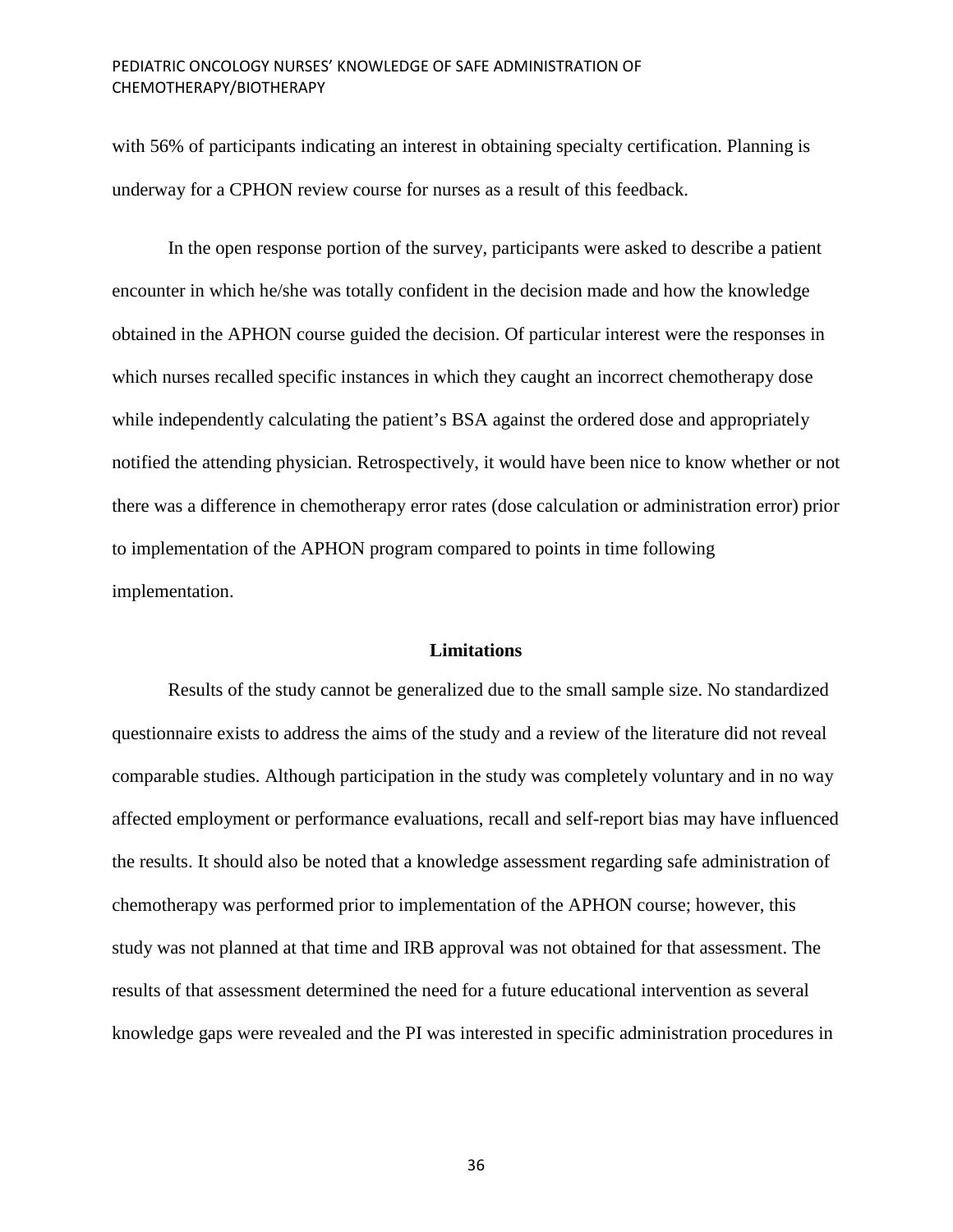with 56% of participants indicating an interest in obtaining specialty certification. Planning is underway for a CPHON review course for nurses as a result of this feedback.

In the open response portion of the survey, participants were asked to describe a patient encounter in which he/she was totally confident in the decision made and how the knowledge obtained in the APHON course guided the decision. Of particular interest were the responses in which nurses recalled specific instances in which they caught an incorrect chemotherapy dose while independently calculating the patient's BSA against the ordered dose and appropriately notified the attending physician. Retrospectively, it would have been nice to know whether or not there was a difference in chemotherapy error rates (dose calculation or administration error) prior to implementation of the APHON program compared to points in time following implementation.

## Limitations

Results of the study cannot be generalized due to the small sample size. No standardized questionnaire exists to address the aims of the study and a review of the literature did not reveal comparable studies. Although participation in the study was completely voluntary and in no way affected employment or performance evaluations, recall and self-report bias may have influenced the results. It should also be noted that a knowledge assessment regarding safe administration of chemotherapy was performed prior to implementation of the APHON course; however, this study was not planned at that time and IRB approval was not obtained for that assessment. The results of that assessment determined the need for a future educational intervention as several knowledge gaps were revealed and the PI was interested in specific administration procedures in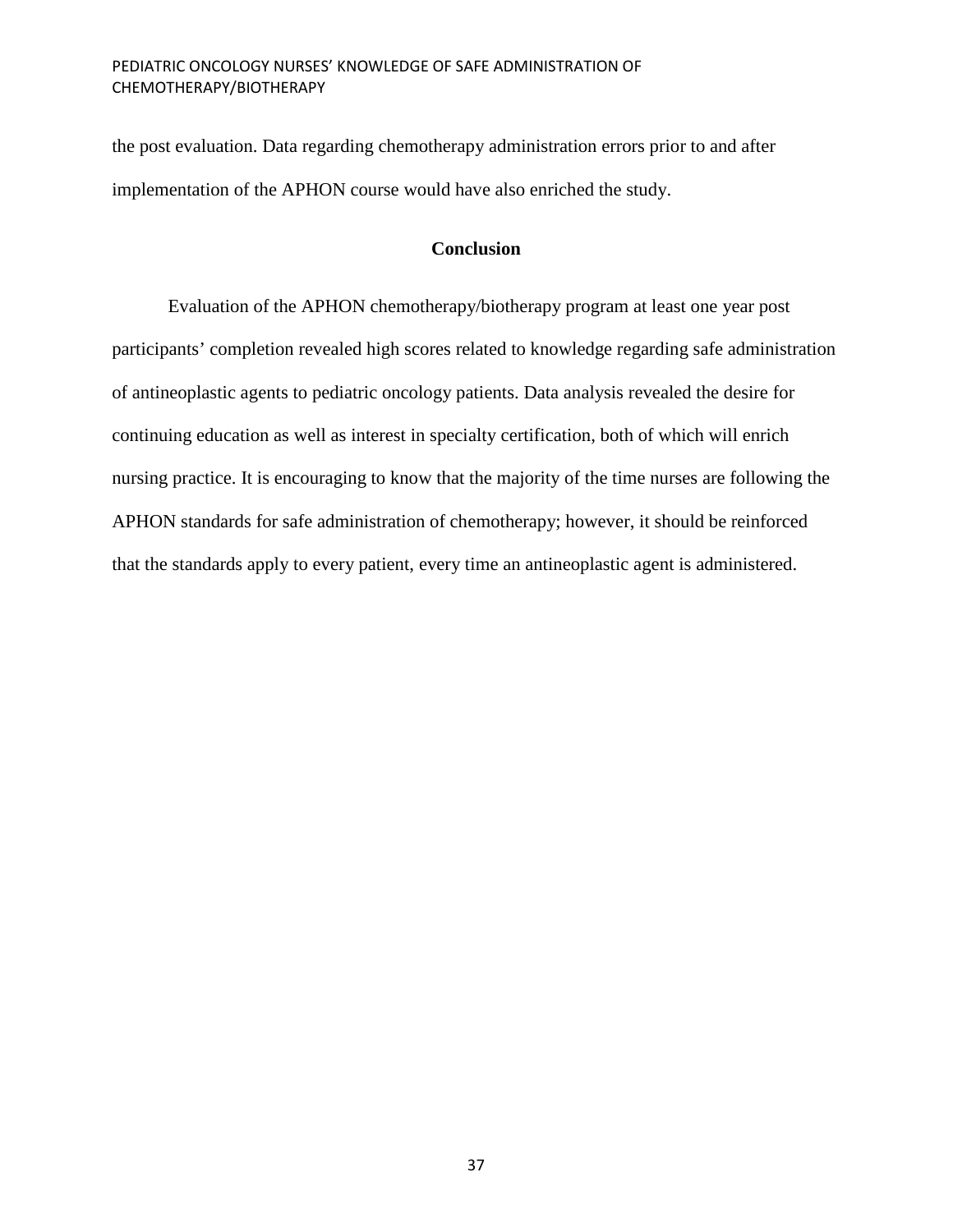the post evaluation. Data regarding chemotherapy administration errors prior to and after implementation of the APHON course would have also enriched the study.

## Conclusion

Evaluation of the APHON chemotherapy/biotherapy program at least one year post participants' completion revealed high scores related to knowledge regarding safe administration of antineoplastic agents to pediatric oncology patients. Data analysis revealed the desire for continuing education as well as interest in specialty certification, both of which will enrich nursing practice. It is encouraging to know that the majority of the time nurses are following the APHON standards for safe administration of chemotherapy; however, it should be reinforced that the standards apply to every patient, every time an antineoplastic agent is administered.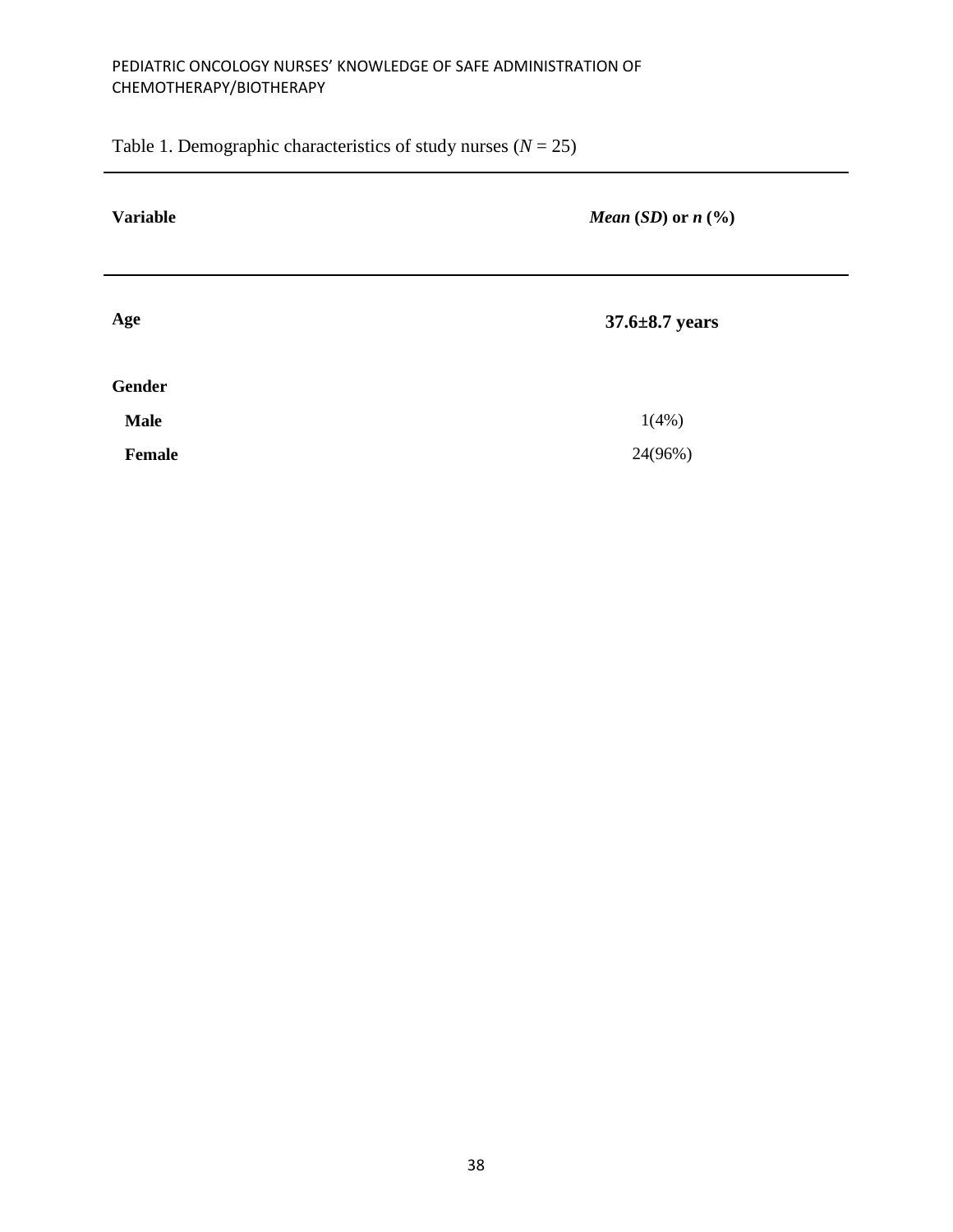Table 1. Demographic characteristics of study nurses (*N* = 25)

| **Variable** | ***Mean* (*SD*) or *n* (%)** |
|---|---|
| **Age** | **37.6±8.7 years** |
| **Gender** | |
| **Male** | 1(4%) |
| **Female** | 24(96%) |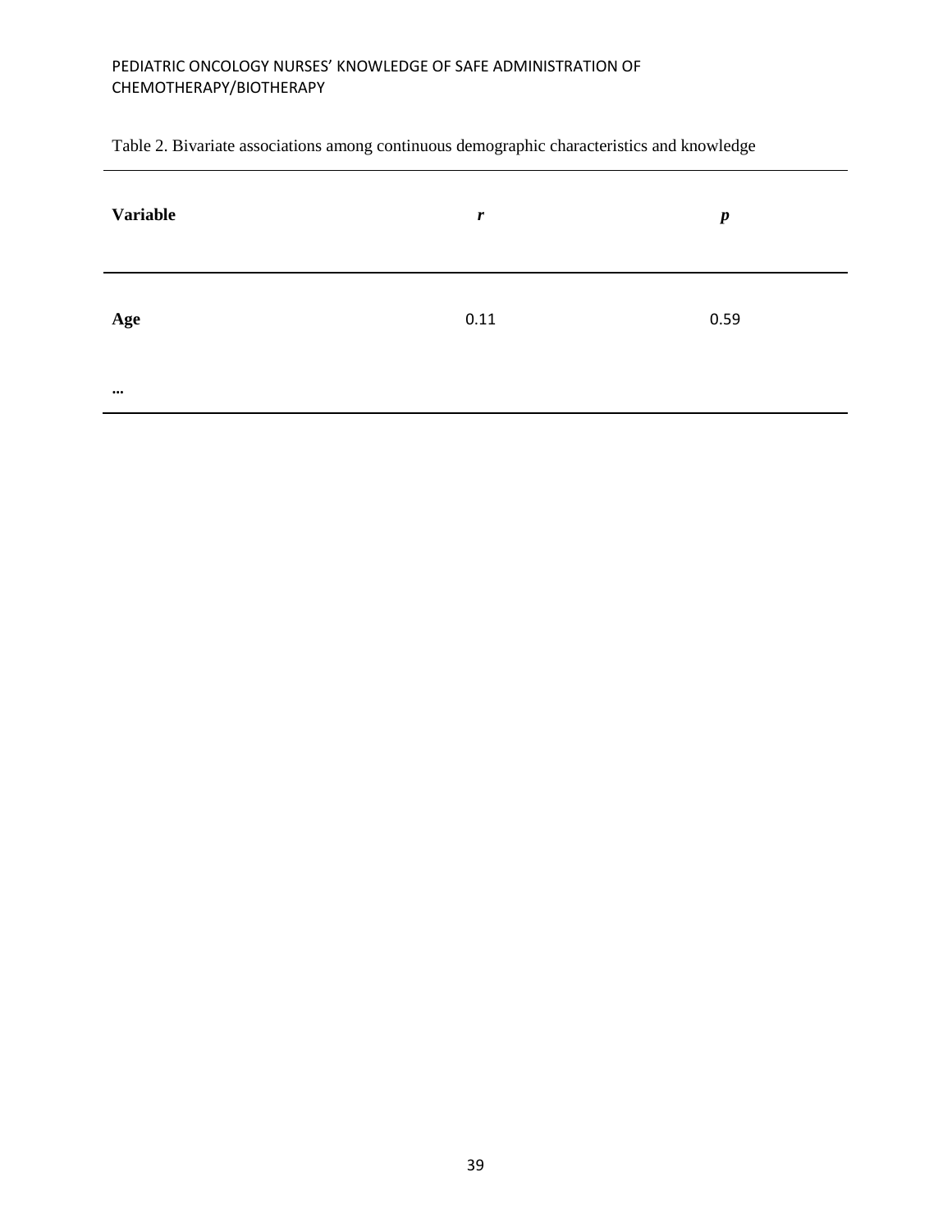Table 2. Bivariate associations among continuous demographic characteristics and knowledge

| **Variable** | ***r*** | ***p*** |
|---|---|---|
| **Age** | 0.11 | 0.59 |
| **…** | | |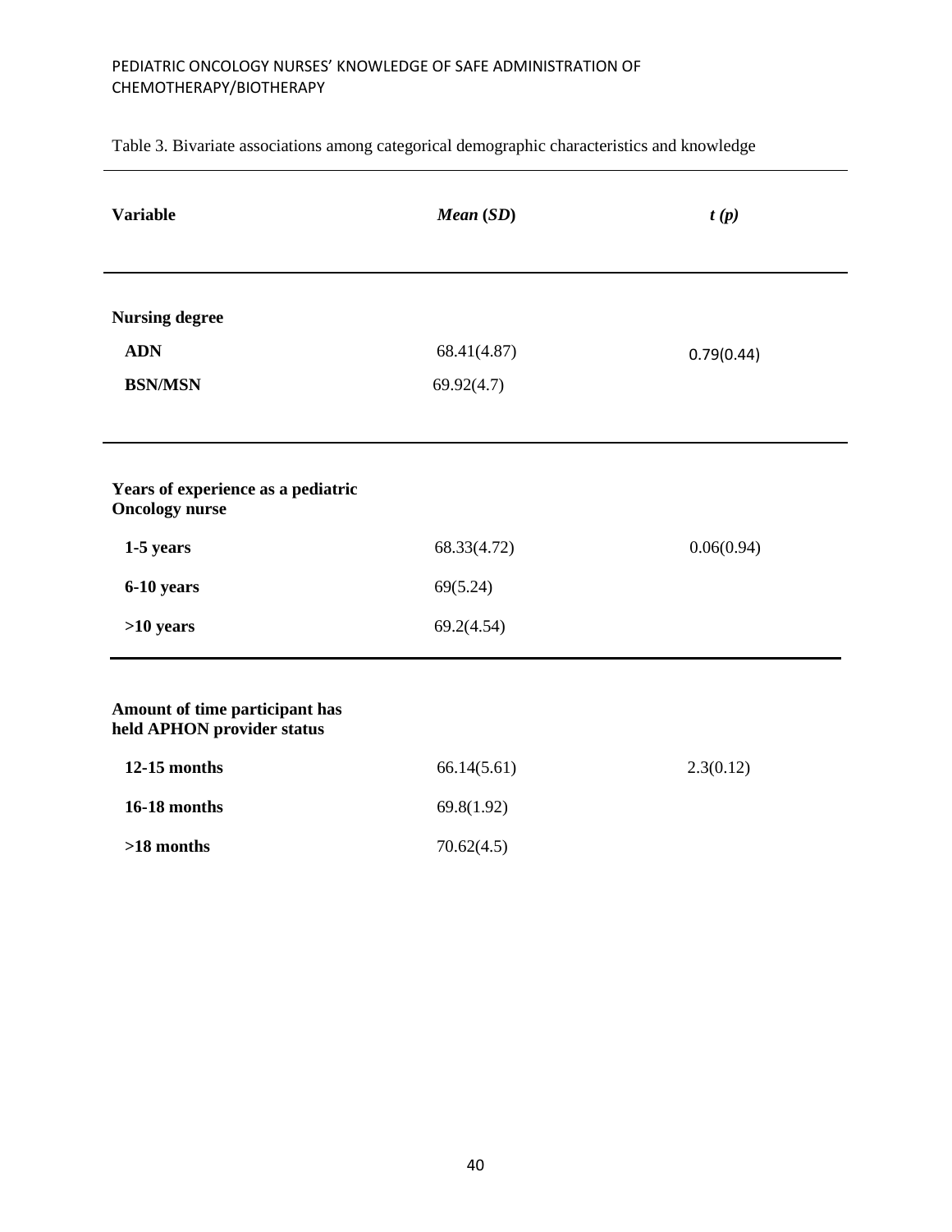Table 3. Bivariate associations among categorical demographic characteristics and knowledge

| Variable | *Mean* (*SD*) | *t (p)* |
|---|---|---|
| **Nursing degree** | | |
| **ADN** | 68.41(4.87) | 0.79(0.44) |
| **BSN/MSN** | 69.92(4.7) | |
| **Years of experience as a pediatric Oncology nurse** | | |
| **1-5 years** | 68.33(4.72) | 0.06(0.94) |
| **6-10 years** | 69(5.24) | |
| **>10 years** | 69.2(4.54) | |
| **Amount of time participant has held APHON provider status** | | |
| **12-15 months** | 66.14(5.61) | 2.3(0.12) |
| **16-18 months** | 69.8(1.92) | |
| **>18 months** | 70.62(4.5) | |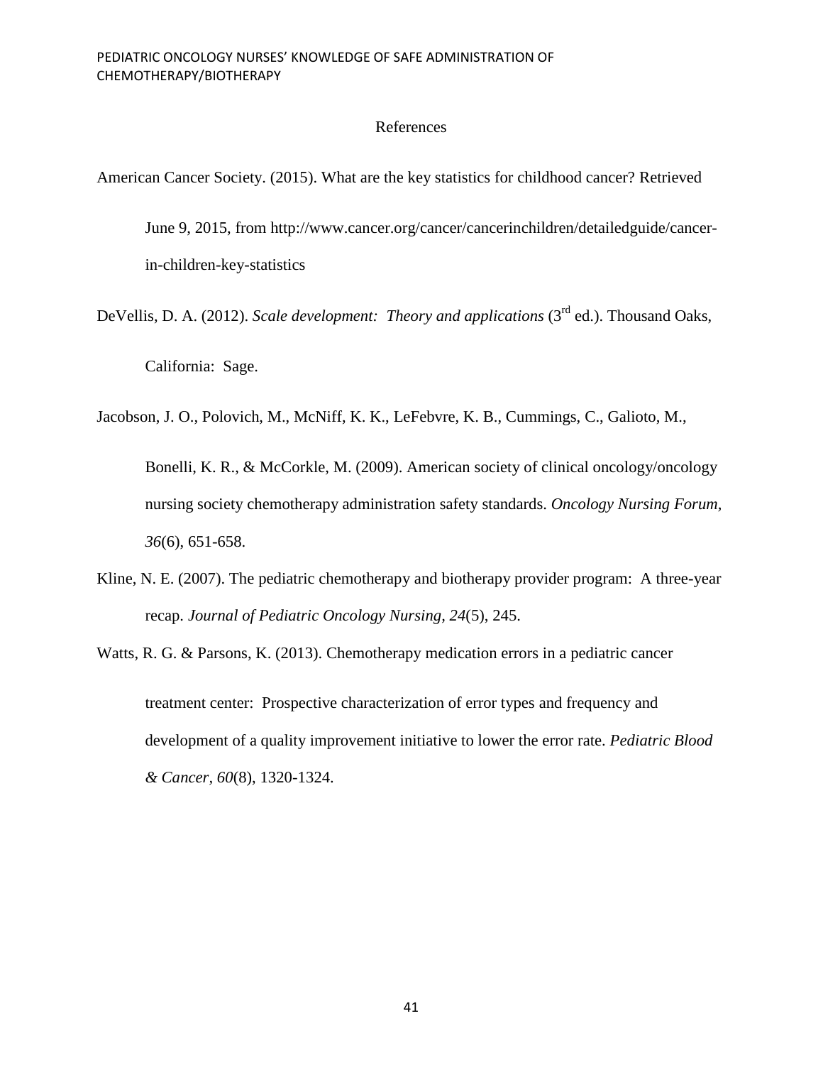# References

American Cancer Society. (2015). What are the key statistics for childhood cancer? Retrieved June 9, 2015, from http://www.cancer.org/cancer/cancerinchildren/detailedguide/cancer-in-children-key-statistics

DeVellis, D. A. (2012). *Scale development: Theory and applications* (3rd ed.). Thousand Oaks, California: Sage.

Jacobson, J. O., Polovich, M., McNiff, K. K., LeFebvre, K. B., Cummings, C., Galioto, M., Bonelli, K. R., & McCorkle, M. (2009). American society of clinical oncology/oncology nursing society chemotherapy administration safety standards. *Oncology Nursing Forum, 36*(6), 651-658.

Kline, N. E. (2007). The pediatric chemotherapy and biotherapy provider program: A three-year recap. *Journal of Pediatric Oncology Nursing, 24*(5), 245.

Watts, R. G. & Parsons, K. (2013). Chemotherapy medication errors in a pediatric cancer treatment center: Prospective characterization of error types and frequency and development of a quality improvement initiative to lower the error rate. *Pediatric Blood & Cancer*, *60*(8), 1320-1324.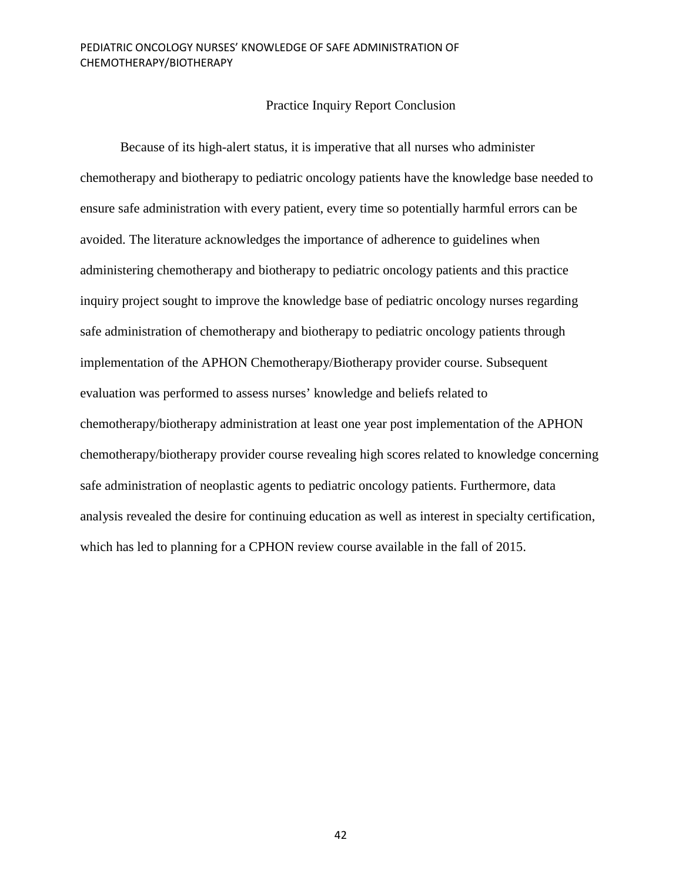## Practice Inquiry Report Conclusion

Because of its high-alert status, it is imperative that all nurses who administer chemotherapy and biotherapy to pediatric oncology patients have the knowledge base needed to ensure safe administration with every patient, every time so potentially harmful errors can be avoided. The literature acknowledges the importance of adherence to guidelines when administering chemotherapy and biotherapy to pediatric oncology patients and this practice inquiry project sought to improve the knowledge base of pediatric oncology nurses regarding safe administration of chemotherapy and biotherapy to pediatric oncology patients through implementation of the APHON Chemotherapy/Biotherapy provider course. Subsequent evaluation was performed to assess nurses' knowledge and beliefs related to chemotherapy/biotherapy administration at least one year post implementation of the APHON chemotherapy/biotherapy provider course revealing high scores related to knowledge concerning safe administration of neoplastic agents to pediatric oncology patients. Furthermore, data analysis revealed the desire for continuing education as well as interest in specialty certification, which has led to planning for a CPHON review course available in the fall of 2015.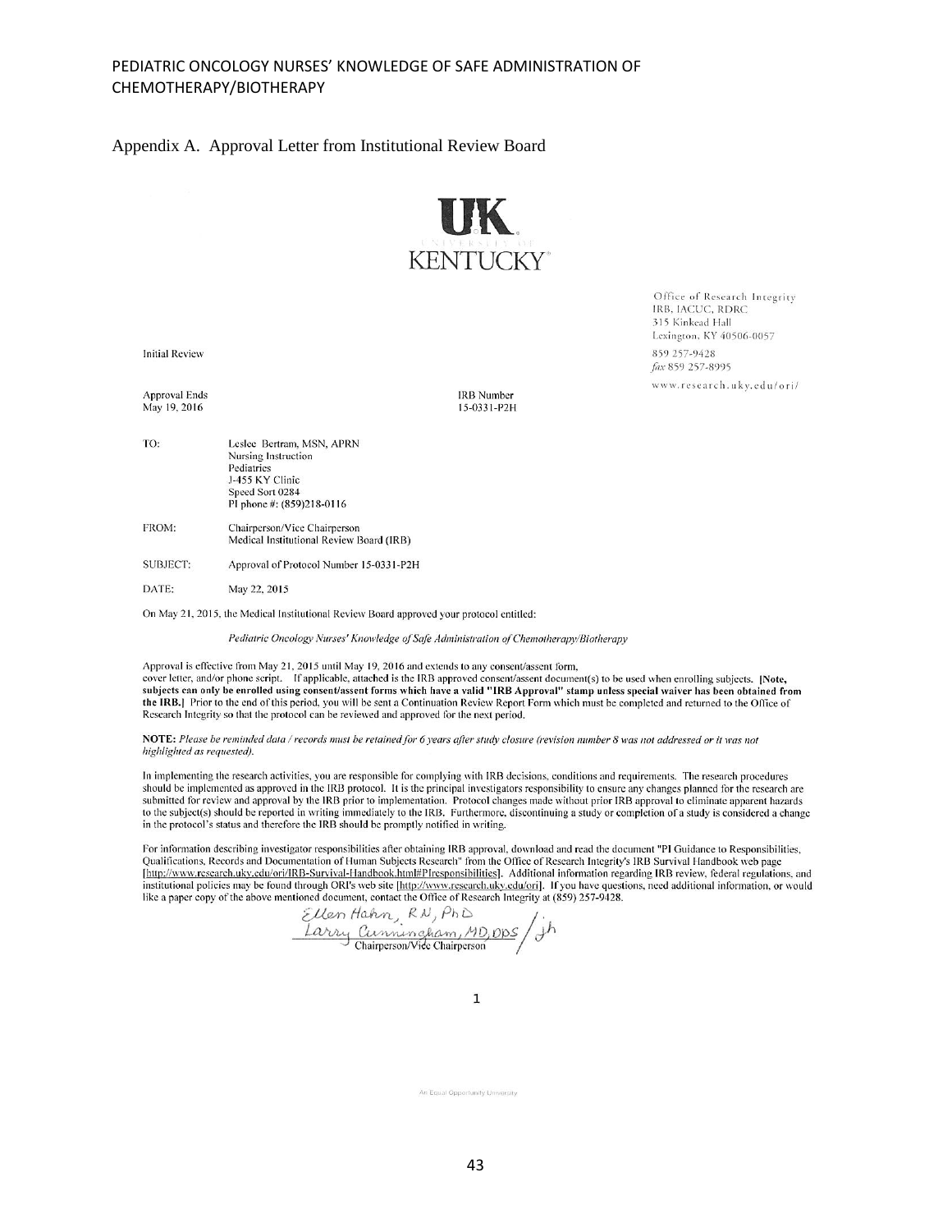## Appendix A. Approval Letter from Institutional Review Board

**UK**
UNIVERSITY OF
**KENTUCKY**

Office of Research Integrity
IRB, IACUC, RDRC
315 Kinkead Hall
Lexington, KY 40506-0057
859 257-9428
*fax* 859 257-8995
www.research.uky.edu/ori/

Initial Review

Approval Ends
May 19, 2016

IRB Number
15-0331-P2H

TO: Leslee Bertram, MSN, APRN
Nursing Instruction
Pediatrics
J-455 KY Clinic
Speed Sort 0284
PI phone #: (859)218-0116

FROM: Chairperson/Vice Chairperson
Medical Institutional Review Board (IRB)

SUBJECT: Approval of Protocol Number 15-0331-P2H

DATE: May 22, 2015

On May 21, 2015, the Medical Institutional Review Board approved your protocol entitled:

*Pediatric Oncology Nurses' Knowledge of Safe Administration of Chemotherapy/Biotherapy*

Approval is effective from May 21, 2015 until May 19, 2016 and extends to any consent/assent form, cover letter, and/or phone script. If applicable, attached is the IRB approved consent/assent document(s) to be used when enrolling subjects. **[Note, subjects can only be enrolled using consent/assent forms which have a valid "IRB Approval" stamp unless special waiver has been obtained from the IRB.]** Prior to the end of this period, you will be sent a Continuation Review Report Form which must be completed and returned to the Office of Research Integrity so that the protocol can be reviewed and approved for the next period.

**NOTE:** *Please be reminded data / records must be retained for 6 years after study closure (revision number 8 was not addressed or it was not highlighted as requested).*

In implementing the research activities, you are responsible for complying with IRB decisions, conditions and requirements. The research procedures should be implemented as approved in the IRB protocol. It is the principal investigators responsibility to ensure any changes planned for the research are submitted for review and approval by the IRB prior to implementation. Protocol changes made without prior IRB approval to eliminate apparent hazards to the subject(s) should be reported in writing immediately to the IRB. Furthermore, discontinuing a study or completion of a study is considered a change in the protocol's status and therefore the IRB should be promptly notified in writing.

For information describing investigator responsibilities after obtaining IRB approval, download and read the document "PI Guidance to Responsibilities, Qualifications, Records and Documentation of Human Subjects Research" from the Office of Research Integrity's IRB Survival Handbook web page [http://www.research.uky.edu/ori/IRB-Survival-Handbook.html#PIresponsibilities]. Additional information regarding IRB review, federal regulations, and institutional policies may be found through ORI's web site [http://www.research.uky.edu/ori]. If you have questions, need additional information, or would like a paper copy of the above mentioned document, contact the Office of Research Integrity at (859) 257-9428.

Ellen Hahn, RN, PhD
Larry Cunningham, MD, DDS / jh
Chairperson/Vice Chairperson

An Equal Opportunity University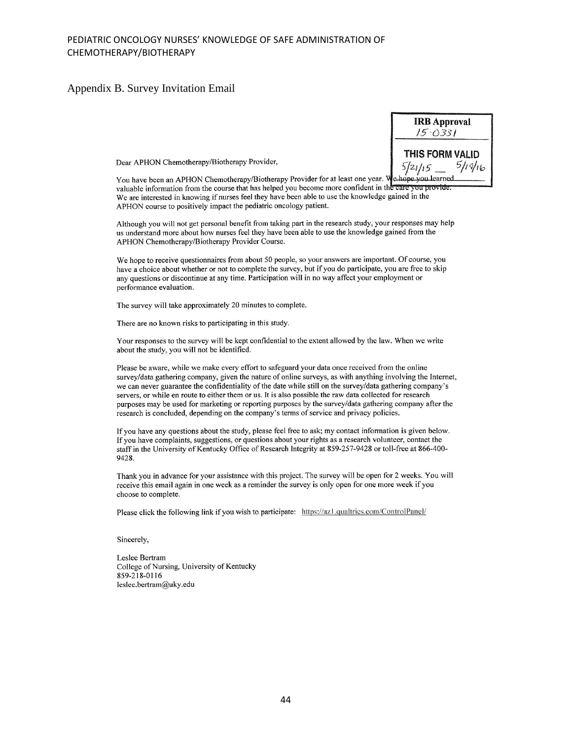## Appendix B. Survey Invitation Email

**IRB Approval**
15-0331

**THIS FORM VALID**
5/21/15 __ 5/19/16

Dear APHON Chemotherapy/Biotherapy Provider,

You have been an APHON Chemotherapy/Biotherapy Provider for at least one year. We hope you learned valuable information from the course that has helped you become more confident in the care you provide. We are interested in knowing if nurses feel they have been able to use the knowledge gained in the APHON course to positively impact the pediatric oncology patient.

Although you will not get personal benefit from taking part in the research study, your responses may help us understand more about how nurses feel they have been able to use the knowledge gained from the APHON Chemotherapy/Biotherapy Provider Course.

We hope to receive questionnaires from about 50 people, so your answers are important. Of course, you have a choice about whether or not to complete the survey, but if you do participate, you are free to skip any questions or discontinue at any time. Participation will in no way affect your employment or performance evaluation.

The survey will take approximately 20 minutes to complete.

There are no known risks to participating in this study.

Your responses to the survey will be kept confidential to the extent allowed by the law. When we write about the study, you will not be identified.

Please be aware, while we make every effort to safeguard your data once received from the online survey/data gathering company, given the nature of online surveys, as with anything involving the Internet, we can never guarantee the confidentiality of the date while still on the survey/data gathering company's servers, or while en route to either them or us. It is also possible the raw data collected for research purposes may be used for marketing or reporting purposes by the survey/data gathering company after the research is concluded, depending on the company's terms of service and privacy policies.

If you have any questions about the study, please feel free to ask; my contact information is given below. If you have complaints, suggestions, or questions about your rights as a research volunteer, contact the staff in the University of Kentucky Office of Research Integrity at 859-257-9428 or toll-free at 866-400-9428.

Thank you in advance for your assistance with this project. The survey will be open for 2 weeks. You will receive this email again in one week as a reminder the survey is only open for one more week if you choose to complete.

Please click the following link if you wish to participate: https://az1.qualtrics.com/ControlPanel/

Sincerely,

Leslee Bertram
College of Nursing, University of Kentucky
859-218-0116
leslee.bertram@uky.edu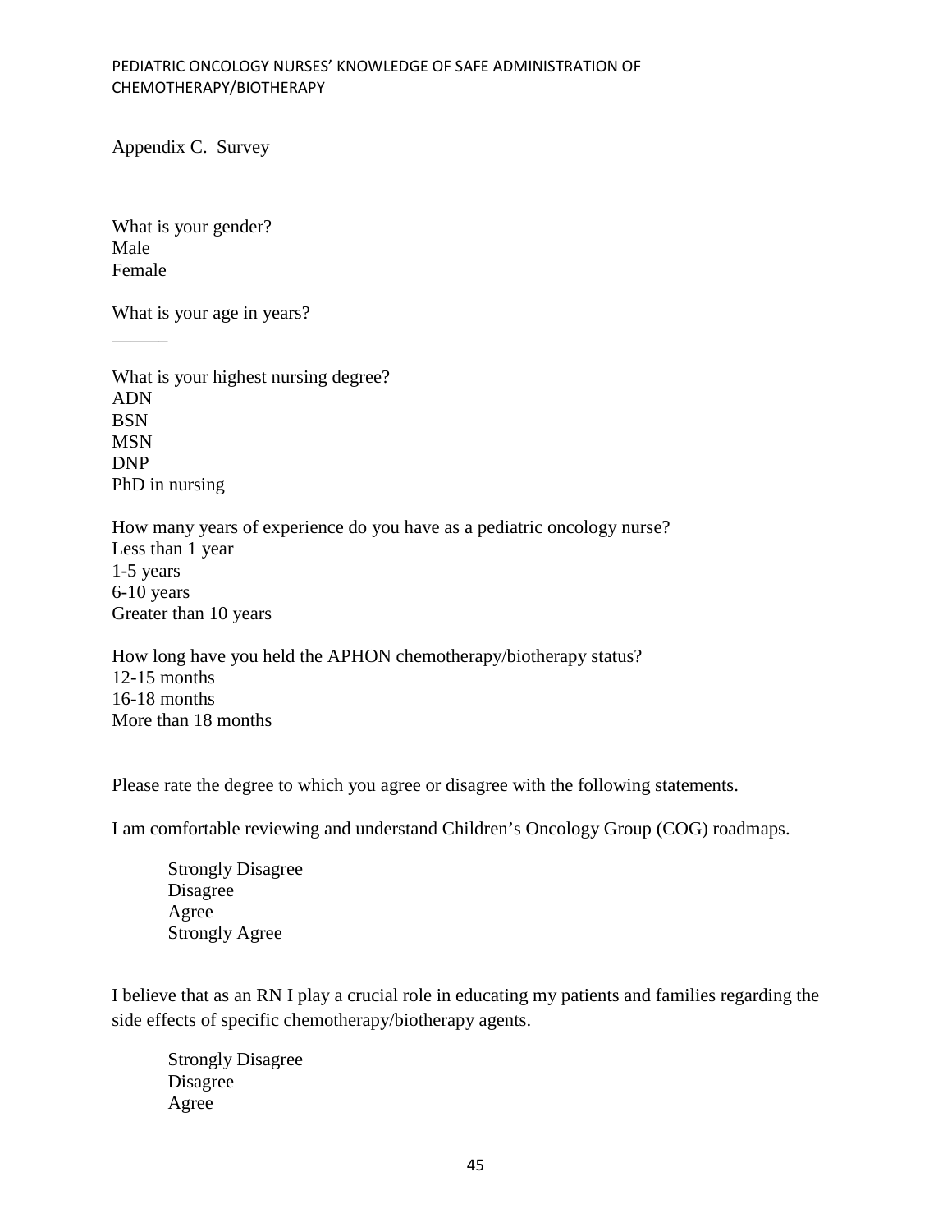Appendix C. Survey

What is your gender?
Male
Female

What is your age in years?
______

What is your highest nursing degree?
ADN
BSN
MSN
DNP
PhD in nursing

How many years of experience do you have as a pediatric oncology nurse?
Less than 1 year
1-5 years
6-10 years
Greater than 10 years

How long have you held the APHON chemotherapy/biotherapy status?
12-15 months
16-18 months
More than 18 months

Please rate the degree to which you agree or disagree with the following statements.

I am comfortable reviewing and understand Children's Oncology Group (COG) roadmaps.

> Strongly Disagree
> Disagree
> Agree
> Strongly Agree

I believe that as an RN I play a crucial role in educating my patients and families regarding the side effects of specific chemotherapy/biotherapy agents.

> Strongly Disagree
> Disagree
> Agree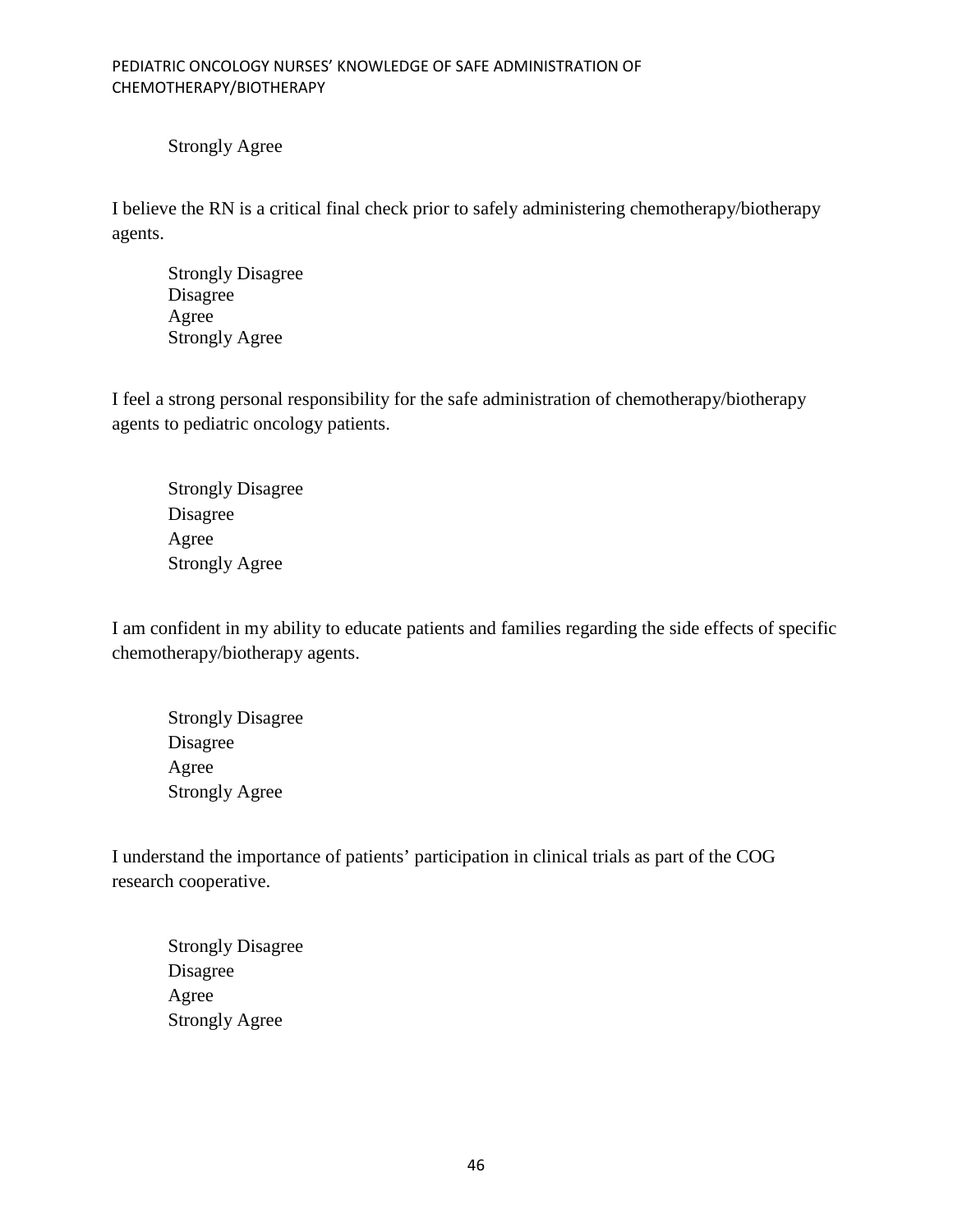Strongly Agree

I believe the RN is a critical final check prior to safely administering chemotherapy/biotherapy agents.

Strongly Disagree
Disagree
Agree
Strongly Agree

I feel a strong personal responsibility for the safe administration of chemotherapy/biotherapy agents to pediatric oncology patients.

Strongly Disagree
Disagree
Agree
Strongly Agree

I am confident in my ability to educate patients and families regarding the side effects of specific chemotherapy/biotherapy agents.

Strongly Disagree
Disagree
Agree
Strongly Agree

I understand the importance of patients' participation in clinical trials as part of the COG research cooperative.

Strongly Disagree
Disagree
Agree
Strongly Agree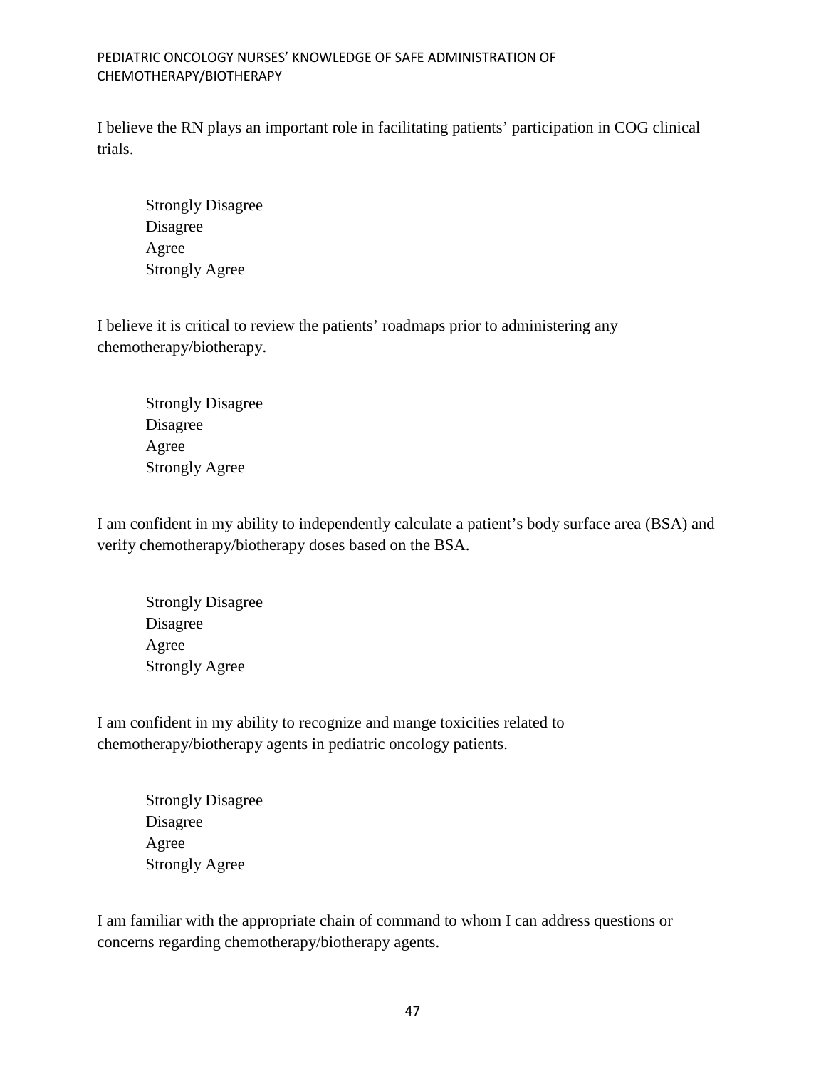I believe the RN plays an important role in facilitating patients' participation in COG clinical trials.

Strongly Disagree
Disagree
Agree
Strongly Agree

I believe it is critical to review the patients' roadmaps prior to administering any chemotherapy/biotherapy.

Strongly Disagree
Disagree
Agree
Strongly Agree

I am confident in my ability to independently calculate a patient's body surface area (BSA) and verify chemotherapy/biotherapy doses based on the BSA.

Strongly Disagree
Disagree
Agree
Strongly Agree

I am confident in my ability to recognize and mange toxicities related to chemotherapy/biotherapy agents in pediatric oncology patients.

Strongly Disagree
Disagree
Agree
Strongly Agree

I am familiar with the appropriate chain of command to whom I can address questions or concerns regarding chemotherapy/biotherapy agents.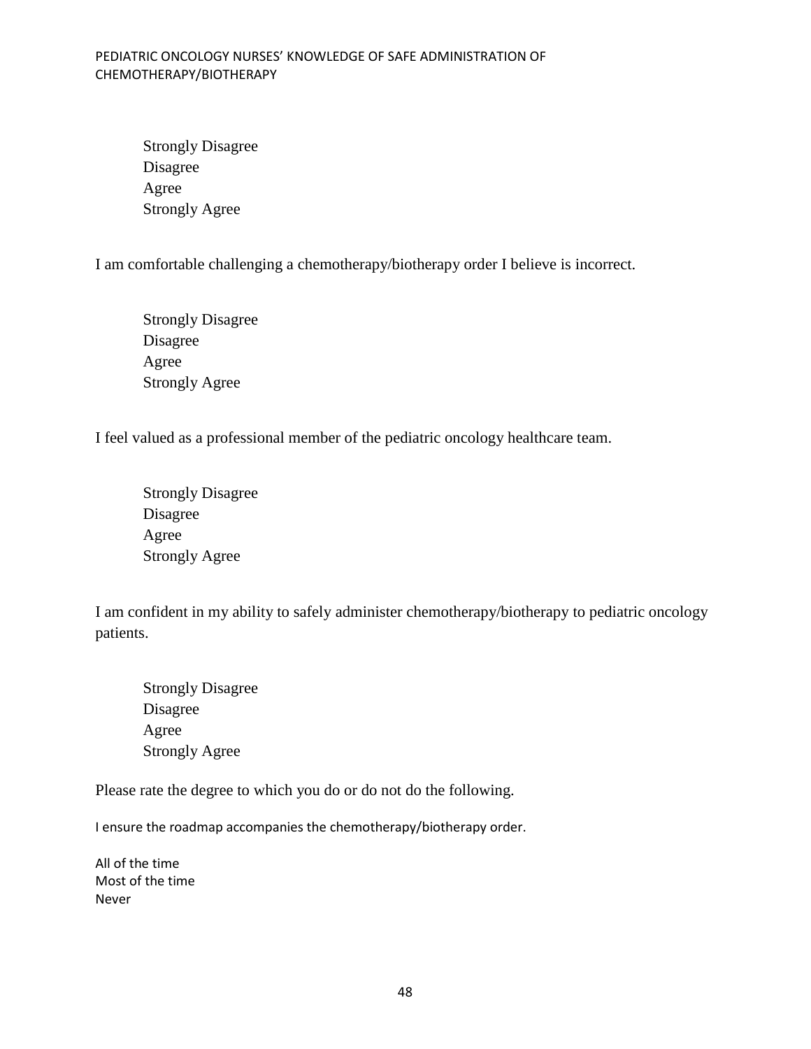Strongly Disagree
Disagree
Agree
Strongly Agree

I am comfortable challenging a chemotherapy/biotherapy order I believe is incorrect.

Strongly Disagree
Disagree
Agree
Strongly Agree

I feel valued as a professional member of the pediatric oncology healthcare team.

Strongly Disagree
Disagree
Agree
Strongly Agree

I am confident in my ability to safely administer chemotherapy/biotherapy to pediatric oncology patients.

Strongly Disagree
Disagree
Agree
Strongly Agree

Please rate the degree to which you do or do not do the following.

I ensure the roadmap accompanies the chemotherapy/biotherapy order.

All of the time
Most of the time
Never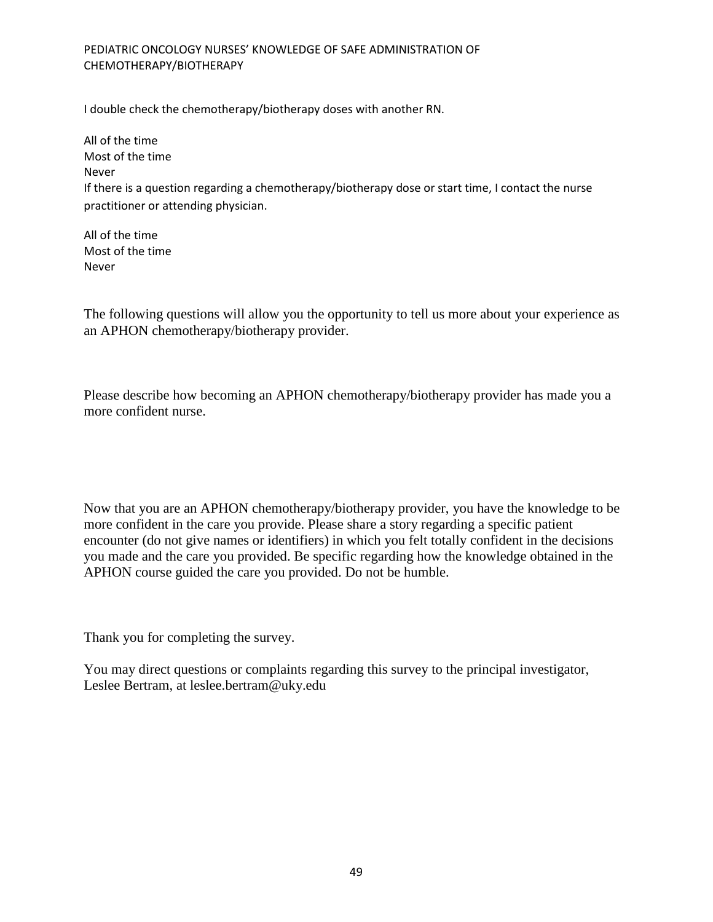I double check the chemotherapy/biotherapy doses with another RN.

All of the time
Most of the time
Never

If there is a question regarding a chemotherapy/biotherapy dose or start time, I contact the nurse practitioner or attending physician.

All of the time
Most of the time
Never

The following questions will allow you the opportunity to tell us more about your experience as an APHON chemotherapy/biotherapy provider.

Please describe how becoming an APHON chemotherapy/biotherapy provider has made you a more confident nurse.

Now that you are an APHON chemotherapy/biotherapy provider, you have the knowledge to be more confident in the care you provide. Please share a story regarding a specific patient encounter (do not give names or identifiers) in which you felt totally confident in the decisions you made and the care you provided. Be specific regarding how the knowledge obtained in the APHON course guided the care you provided. Do not be humble.

Thank you for completing the survey.

You may direct questions or complaints regarding this survey to the principal investigator, Leslee Bertram, at leslee.bertram@uky.edu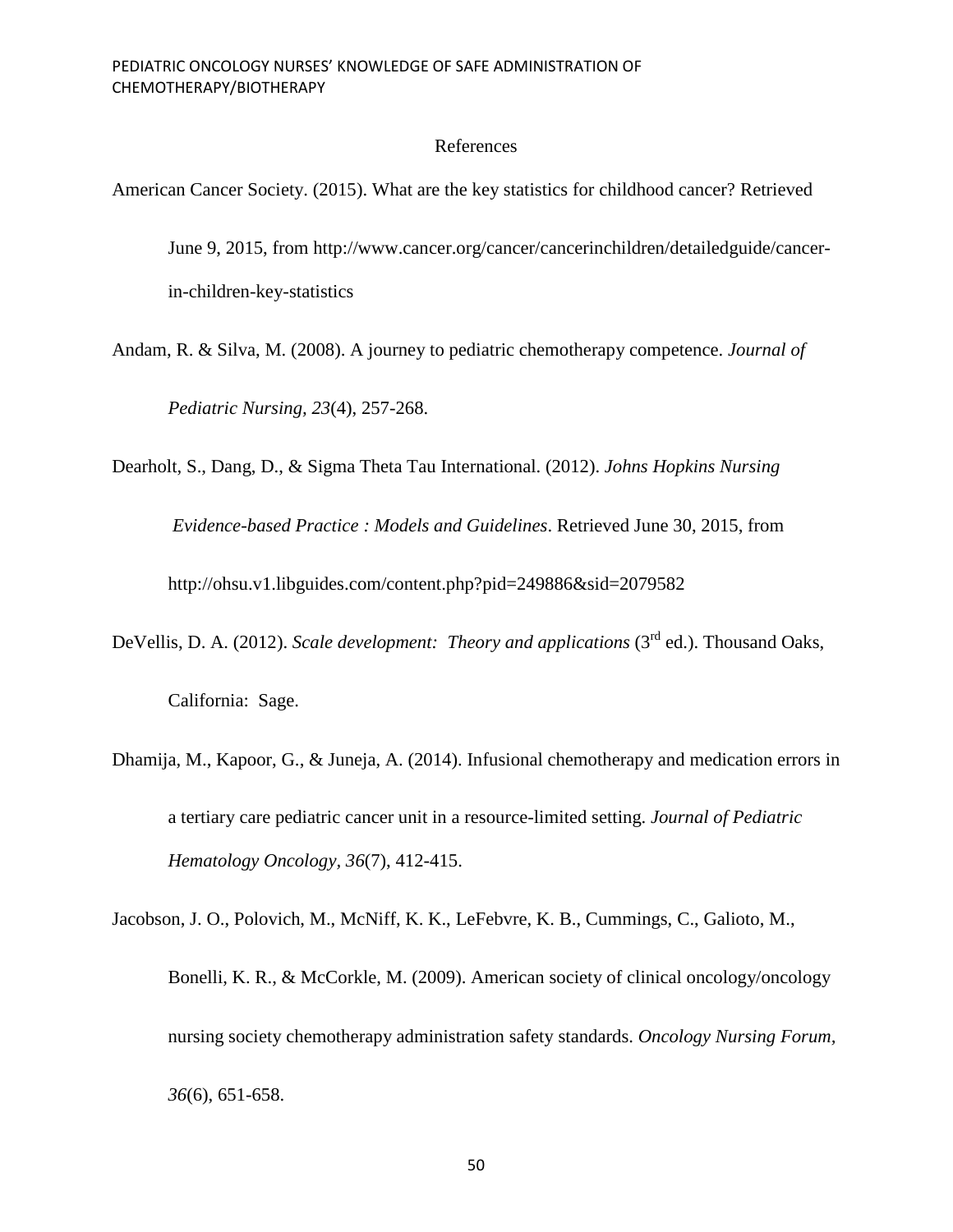# References

American Cancer Society. (2015). What are the key statistics for childhood cancer? Retrieved June 9, 2015, from http://www.cancer.org/cancer/cancerinchildren/detailedguide/cancer-in-children-key-statistics

Andam, R. & Silva, M. (2008). A journey to pediatric chemotherapy competence. *Journal of Pediatric Nursing, 23*(4), 257-268.

Dearholt, S., Dang, D., & Sigma Theta Tau International. (2012). *Johns Hopkins Nursing Evidence-based Practice : Models and Guidelines*. Retrieved June 30, 2015, from http://ohsu.v1.libguides.com/content.php?pid=249886&sid=2079582

DeVellis, D. A. (2012). *Scale development: Theory and applications* (3rd ed.). Thousand Oaks, California: Sage.

Dhamija, M., Kapoor, G., & Juneja, A. (2014). Infusional chemotherapy and medication errors in a tertiary care pediatric cancer unit in a resource-limited setting. *Journal of Pediatric Hematology Oncology, 36*(7), 412-415.

Jacobson, J. O., Polovich, M., McNiff, K. K., LeFebvre, K. B., Cummings, C., Galioto, M., Bonelli, K. R., & McCorkle, M. (2009). American society of clinical oncology/oncology nursing society chemotherapy administration safety standards. *Oncology Nursing Forum, 36*(6), 651-658.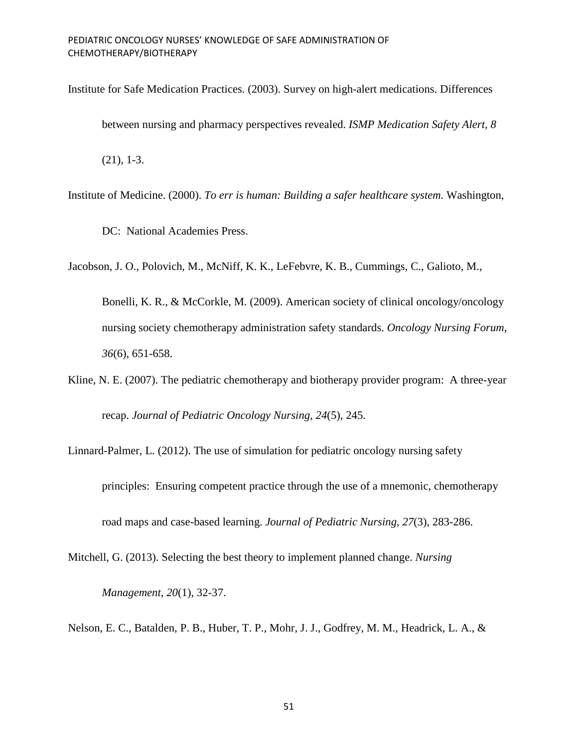Institute for Safe Medication Practices. (2003). Survey on high-alert medications. Differences between nursing and pharmacy perspectives revealed. *ISMP Medication Safety Alert, 8* (21), 1-3.

Institute of Medicine. (2000). *To err is human: Building a safer healthcare system.* Washington, DC: National Academies Press.

Jacobson, J. O., Polovich, M., McNiff, K. K., LeFebvre, K. B., Cummings, C., Galioto, M., Bonelli, K. R., & McCorkle, M. (2009). American society of clinical oncology/oncology nursing society chemotherapy administration safety standards. *Oncology Nursing Forum, 36*(6), 651-658.

Kline, N. E. (2007). The pediatric chemotherapy and biotherapy provider program: A three-year recap. *Journal of Pediatric Oncology Nursing, 24*(5), 245.

Linnard-Palmer, L. (2012). The use of simulation for pediatric oncology nursing safety principles: Ensuring competent practice through the use of a mnemonic, chemotherapy road maps and case-based learning. *Journal of Pediatric Nursing, 27*(3), 283-286.

Mitchell, G. (2013). Selecting the best theory to implement planned change. *Nursing Management, 20*(1), 32-37.

Nelson, E. C., Batalden, P. B., Huber, T. P., Mohr, J. J., Godfrey, M. M., Headrick, L. A., &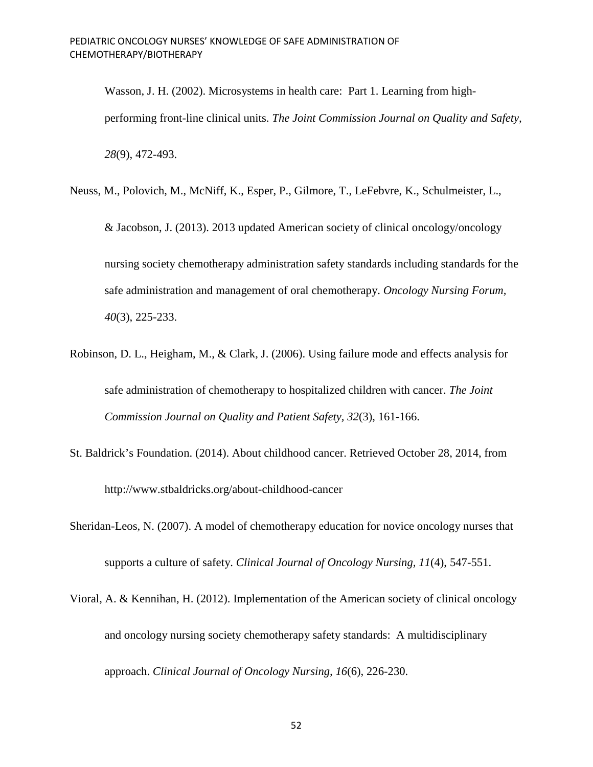Wasson, J. H. (2002). Microsystems in health care: Part 1. Learning from high-performing front-line clinical units. *The Joint Commission Journal on Quality and Safety, 28*(9), 472-493.

Neuss, M., Polovich, M., McNiff, K., Esper, P., Gilmore, T., LeFebvre, K., Schulmeister, L., & Jacobson, J. (2013). 2013 updated American society of clinical oncology/oncology nursing society chemotherapy administration safety standards including standards for the safe administration and management of oral chemotherapy. *Oncology Nursing Forum, 40*(3), 225-233.

Robinson, D. L., Heigham, M., & Clark, J. (2006). Using failure mode and effects analysis for safe administration of chemotherapy to hospitalized children with cancer. *The Joint Commission Journal on Quality and Patient Safety, 32*(3), 161-166.

St. Baldrick's Foundation. (2014). About childhood cancer. Retrieved October 28, 2014, from http://www.stbaldricks.org/about-childhood-cancer

Sheridan-Leos, N. (2007). A model of chemotherapy education for novice oncology nurses that supports a culture of safety. *Clinical Journal of Oncology Nursing, 11*(4), 547-551.

Vioral, A. & Kennihan, H. (2012). Implementation of the American society of clinical oncology and oncology nursing society chemotherapy safety standards: A multidisciplinary approach. *Clinical Journal of Oncology Nursing, 16*(6), 226-230.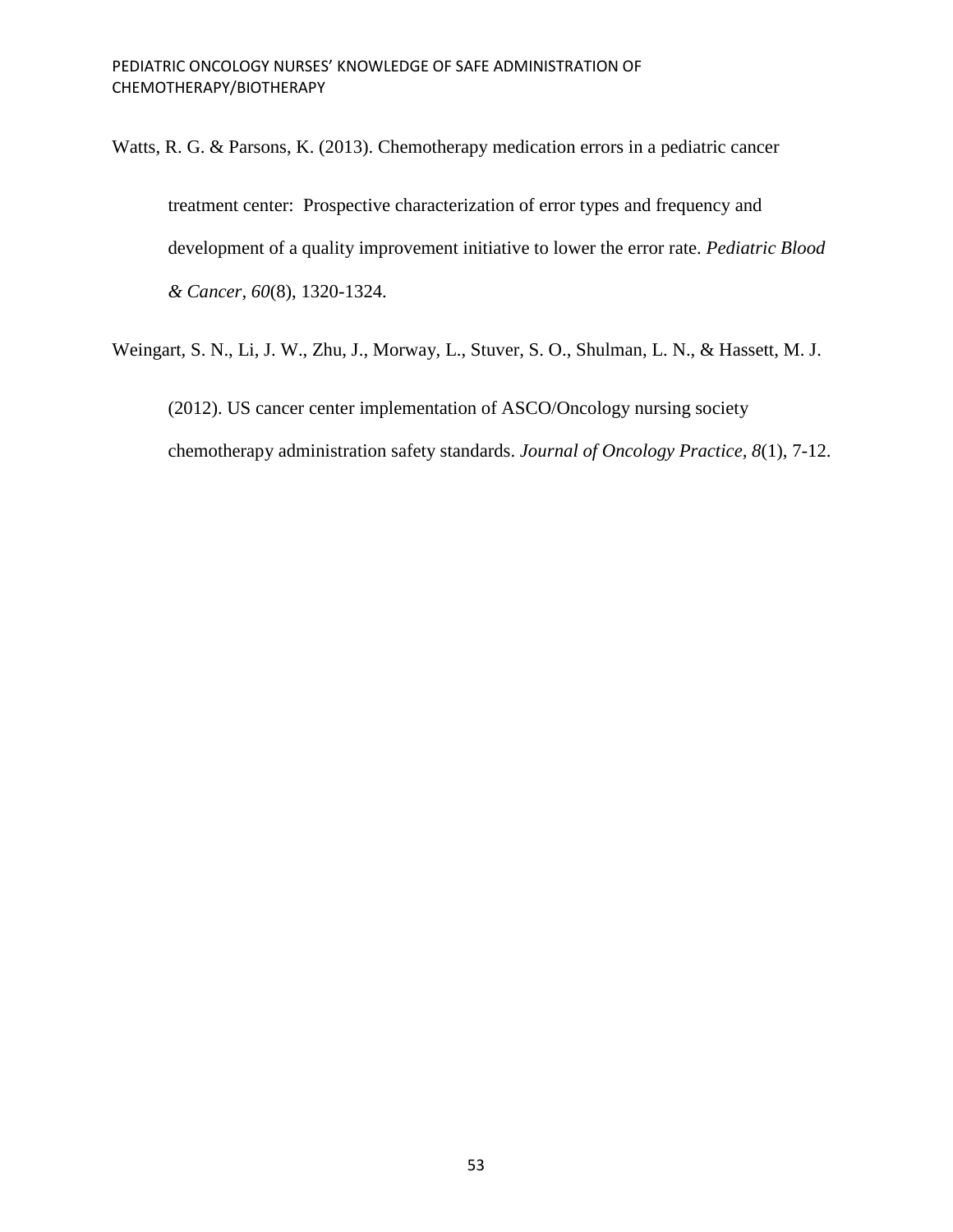Watts, R. G. & Parsons, K. (2013). Chemotherapy medication errors in a pediatric cancer treatment center: Prospective characterization of error types and frequency and development of a quality improvement initiative to lower the error rate. *Pediatric Blood & Cancer*, *60*(8), 1320-1324.

Weingart, S. N., Li, J. W., Zhu, J., Morway, L., Stuver, S. O., Shulman, L. N., & Hassett, M. J. (2012). US cancer center implementation of ASCO/Oncology nursing society chemotherapy administration safety standards. *Journal of Oncology Practice, 8*(1), 7-12.